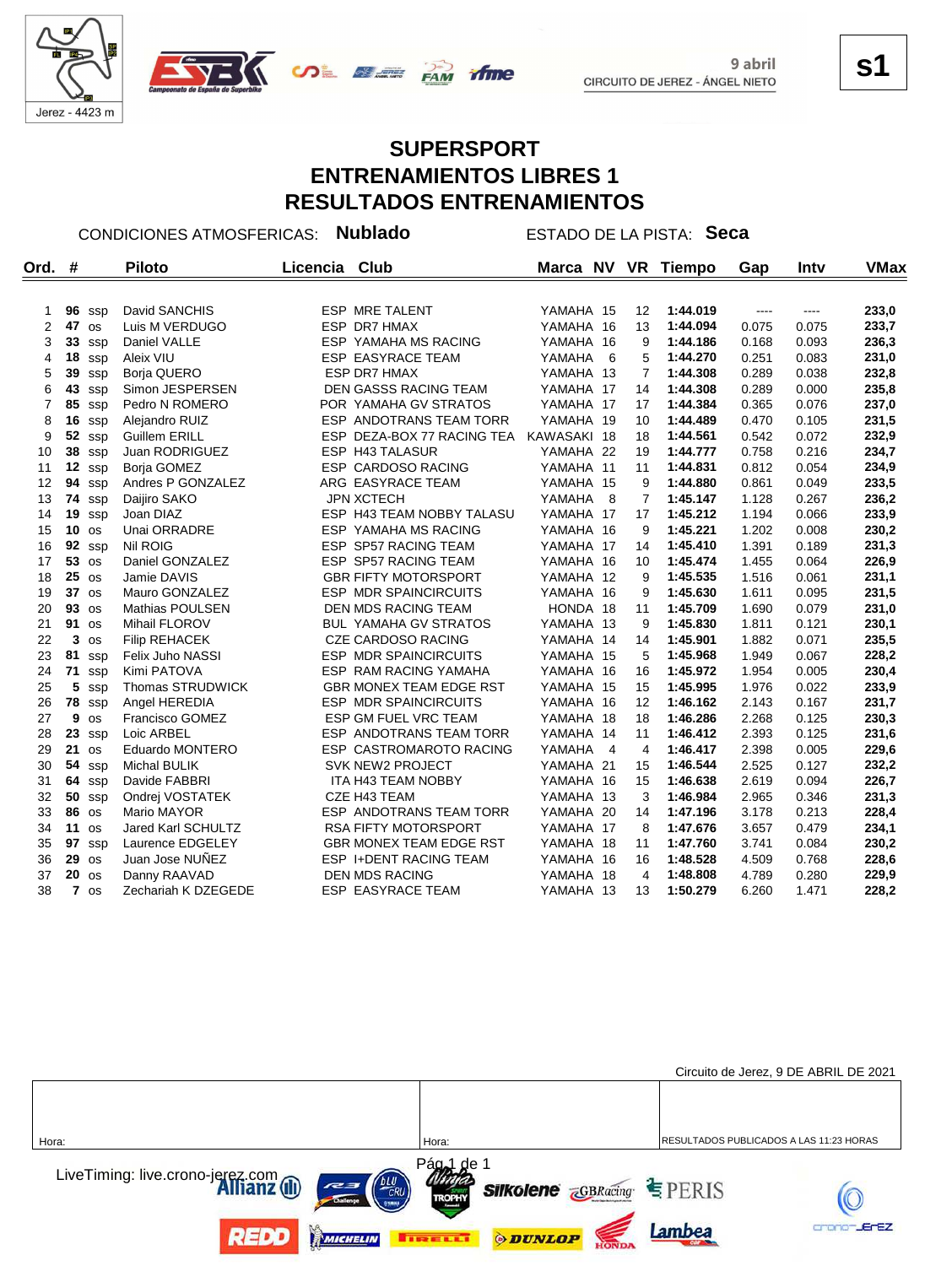Jerez - 4423 m

9 abril
CIRCUITO DE JEREZ - ÁNGEL NIETO

**s1**

# SUPERSPORT
# ENTRENAMIENTOS LIBRES 1
# RESULTADOS ENTRENAMIENTOS

CONDICIONES ATMOSFERICAS: **Nublado** ESTADO DE LA PISTA: **Seca**

| Ord. | # | | Piloto | Licencia | Club | Marca | NV | VR | Tiempo | Gap | Intv | VMax |
|---|---|---|---|---|---|---|---|---|---|---|---|---|
| 1 | **96** | ssp | David SANCHIS | ESP | MRE TALENT | YAMAHA | 15 | 12 | **1:44.019** | ---- | ---- | **233,0** |
| 2 | **47** | os | Luis M VERDUGO | ESP | DR7 HMAX | YAMAHA | 16 | 13 | **1:44.094** | 0.075 | 0.075 | **233,7** |
| 3 | **33** | ssp | Daniel VALLE | ESP | YAMAHA MS RACING | YAMAHA | 16 | 9 | **1:44.186** | 0.168 | 0.093 | **236,3** |
| 4 | **18** | ssp | Aleix VIU | ESP | EASYRACE TEAM | YAMAHA | 6 | 5 | **1:44.270** | 0.251 | 0.083 | **231,0** |
| 5 | **39** | ssp | Borja QUERO | ESP | DR7 HMAX | YAMAHA | 13 | 7 | **1:44.308** | 0.289 | 0.038 | **232,8** |
| 6 | **43** | ssp | Simon JESPERSEN | DEN | GASSS RACING TEAM | YAMAHA | 17 | 14 | **1:44.308** | 0.289 | 0.000 | **235,8** |
| 7 | **85** | ssp | Pedro N ROMERO | POR | YAMAHA GV STRATOS | YAMAHA | 17 | 17 | **1:44.384** | 0.365 | 0.076 | **237,0** |
| 8 | **16** | ssp | Alejandro RUIZ | ESP | ANDOTRANS TEAM TORR | YAMAHA | 19 | 10 | **1:44.489** | 0.470 | 0.105 | **231,5** |
| 9 | **52** | ssp | Guillem ERILL | ESP | DEZA-BOX 77 RACING TEA | KAWASAKI | 18 | 18 | **1:44.561** | 0.542 | 0.072 | **232,9** |
| 10 | **38** | ssp | Juan RODRIGUEZ | ESP | H43 TALASUR | YAMAHA | 22 | 19 | **1:44.777** | 0.758 | 0.216 | **234,7** |
| 11 | **12** | ssp | Borja GOMEZ | ESP | CARDOSO RACING | YAMAHA | 11 | 11 | **1:44.831** | 0.812 | 0.054 | **234,9** |
| 12 | **94** | ssp | Andres P GONZALEZ | ARG | EASYRACE TEAM | YAMAHA | 15 | 9 | **1:44.880** | 0.861 | 0.049 | **233,5** |
| 13 | **74** | ssp | Daijiro SAKO | JPN | XCTECH | YAMAHA | 8 | 7 | **1:45.147** | 1.128 | 0.267 | **236,2** |
| 14 | **19** | ssp | Joan DIAZ | ESP | H43 TEAM NOBBY TALASU | YAMAHA | 17 | 17 | **1:45.212** | 1.194 | 0.066 | **233,9** |
| 15 | **10** | os | Unai ORRADRE | ESP | YAMAHA MS RACING | YAMAHA | 16 | 9 | **1:45.221** | 1.202 | 0.008 | **230,2** |
| 16 | **92** | ssp | Nil ROIG | ESP | SP57 RACING TEAM | YAMAHA | 17 | 14 | **1:45.410** | 1.391 | 0.189 | **231,3** |
| 17 | **53** | os | Daniel GONZALEZ | ESP | SP57 RACING TEAM | YAMAHA | 16 | 10 | **1:45.474** | 1.455 | 0.064 | **226,9** |
| 18 | **25** | os | Jamie DAVIS | GBR | FIFTY MOTORSPORT | YAMAHA | 12 | 9 | **1:45.535** | 1.516 | 0.061 | **231,1** |
| 19 | **37** | os | Mauro GONZALEZ | ESP | MDR SPAINCIRCUITS | YAMAHA | 16 | 9 | **1:45.630** | 1.611 | 0.095 | **231,5** |
| 20 | **93** | os | Mathias POULSEN | DEN | MDS RACING TEAM | HONDA | 18 | 11 | **1:45.709** | 1.690 | 0.079 | **231,0** |
| 21 | **91** | os | Mihail FLOROV | BUL | YAMAHA GV STRATOS | YAMAHA | 13 | 9 | **1:45.830** | 1.811 | 0.121 | **230,1** |
| 22 | **3** | os | Filip REHACEK | CZE | CARDOSO RACING | YAMAHA | 14 | 14 | **1:45.901** | 1.882 | 0.071 | **235,5** |
| 23 | **81** | ssp | Felix Juho NASSI | ESP | MDR SPAINCIRCUITS | YAMAHA | 15 | 5 | **1:45.968** | 1.949 | 0.067 | **228,2** |
| 24 | **71** | ssp | Kimi PATOVA | ESP | RAM RACING YAMAHA | YAMAHA | 16 | 16 | **1:45.972** | 1.954 | 0.005 | **230,4** |
| 25 | **5** | ssp | Thomas STRUDWICK | GBR | MONEX TEAM EDGE RST | YAMAHA | 15 | 15 | **1:45.995** | 1.976 | 0.022 | **233,9** |
| 26 | **78** | ssp | Angel HEREDIA | ESP | MDR SPAINCIRCUITS | YAMAHA | 16 | 12 | **1:46.162** | 2.143 | 0.167 | **231,7** |
| 27 | **9** | os | Francisco GOMEZ | ESP | GM FUEL VRC TEAM | YAMAHA | 18 | 18 | **1:46.286** | 2.268 | 0.125 | **230,3** |
| 28 | **23** | ssp | Loic ARBEL | ESP | ANDOTRANS TEAM TORR | YAMAHA | 14 | 11 | **1:46.412** | 2.393 | 0.125 | **231,6** |
| 29 | **21** | os | Eduardo MONTERO | ESP | CASTROMAROTO RACING | YAMAHA | 4 | 4 | **1:46.417** | 2.398 | 0.005 | **229,6** |
| 30 | **54** | ssp | Michal BULIK | SVK | NEW2 PROJECT | YAMAHA | 21 | 15 | **1:46.544** | 2.525 | 0.127 | **232,2** |
| 31 | **64** | ssp | Davide FABBRI | ITA | H43 TEAM NOBBY | YAMAHA | 16 | 15 | **1:46.638** | 2.619 | 0.094 | **226,7** |
| 32 | **50** | ssp | Ondrej VOSTATEK | CZE | H43 TEAM | YAMAHA | 13 | 3 | **1:46.984** | 2.965 | 0.346 | **231,3** |
| 33 | **86** | os | Mario MAYOR | ESP | ANDOTRANS TEAM TORR | YAMAHA | 20 | 14 | **1:47.196** | 3.178 | 0.213 | **228,4** |
| 34 | **11** | os | Jared Karl SCHULTZ | RSA | FIFTY MOTORSPORT | YAMAHA | 17 | 8 | **1:47.676** | 3.657 | 0.479 | **234,1** |
| 35 | **97** | ssp | Laurence EDGELEY | GBR | MONEX TEAM EDGE RST | YAMAHA | 18 | 11 | **1:47.760** | 3.741 | 0.084 | **230,2** |
| 36 | **29** | os | Juan Jose NUÑEZ | ESP | I+DENT RACING TEAM | YAMAHA | 16 | 16 | **1:48.528** | 4.509 | 0.768 | **228,6** |
| 37 | **20** | os | Danny RAAVAD | DEN | MDS RACING | YAMAHA | 18 | 4 | **1:48.808** | 4.789 | 0.280 | **229,9** |
| 38 | **7** | os | Zechariah K DZEGEDE | ESP | EASYRACE TEAM | YAMAHA | 13 | 13 | **1:50.279** | 6.260 | 1.471 | **228,2** |

Circuito de Jerez, 9 DE ABRIL DE 2021

| Hora: | Hora: | RESULTADOS PUBLICADOS A LAS 11:23 HORAS |
|---|---|---|

LiveTiming: live.crono-jerez.com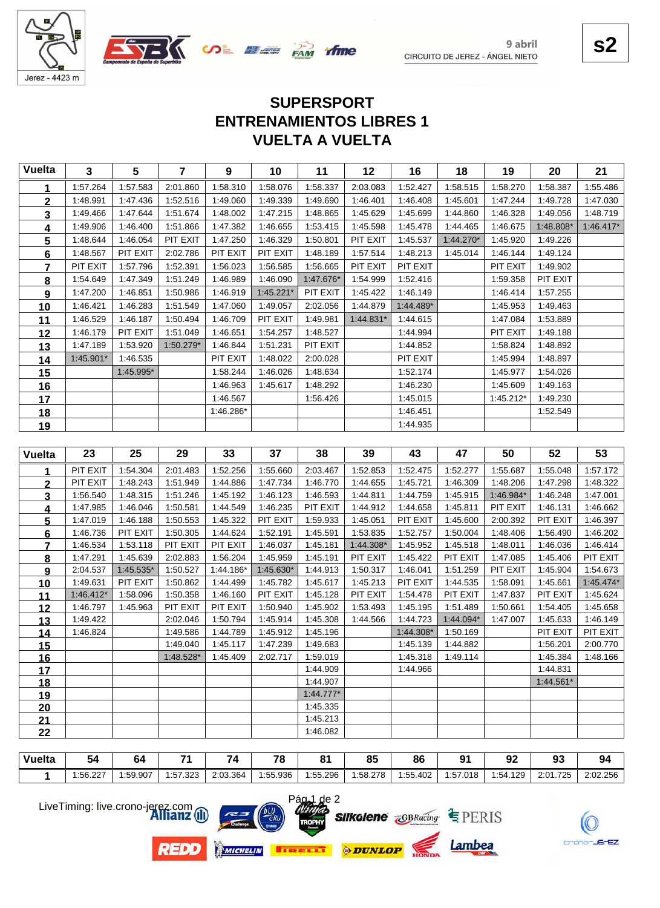9 abril
CIRCUITO DE JEREZ - ÁNGEL NIETO

**s2**

# SUPERSPORT
## ENTRENAMIENTOS LIBRES 1
## VUELTA A VUELTA

| Vuelta | 3 | 5 | 7 | 9 | 10 | 11 | 12 | 16 | 18 | 19 | 20 | 21 |
|---|---|---|---|---|---|---|---|---|---|---|---|---|
| 1 | 1:57.264 | 1:57.583 | 2:01.860 | 1:58.310 | 1:58.076 | 1:58.337 | 2:03.083 | 1:52.427 | 1:58.515 | 1:58.270 | 1:58.387 | 1:55.486 |
| 2 | 1:48.991 | 1:47.436 | 1:52.516 | 1:49.060 | 1:49.339 | 1:49.690 | 1:46.401 | 1:46.408 | 1:45.601 | 1:47.244 | 1:49.728 | 1:47.030 |
| 3 | 1:49.466 | 1:47.644 | 1:51.674 | 1:48.002 | 1:47.215 | 1:48.865 | 1:45.629 | 1:45.699 | 1:44.860 | 1:46.328 | 1:49.056 | 1:48.719 |
| 4 | 1:49.906 | 1:46.400 | 1:51.866 | 1:47.382 | 1:46.655 | 1:53.415 | 1:45.598 | 1:45.478 | 1:44.465 | 1:46.675 | 1:48.808* | 1:46.417* |
| 5 | 1:48.644 | 1:46.054 | PIT EXIT | 1:47.250 | 1:46.329 | 1:50.801 | PIT EXIT | 1:45.537 | 1:44.270* | 1:45.920 | 1:49.226 | |
| 6 | 1:48.567 | PIT EXIT | 2:02.786 | PIT EXIT | PIT EXIT | 1:48.189 | 1:57.514 | 1:48.213 | 1:45.014 | 1:46.144 | 1:49.124 | |
| 7 | PIT EXIT | 1:57.796 | 1:52.391 | 1:56.023 | 1:56.585 | 1:56.665 | PIT EXIT | PIT EXIT | | PIT EXIT | 1:49.902 | |
| 8 | 1:54.649 | 1:47.349 | 1:51.249 | 1:46.989 | 1:46.090 | 1:47.676* | 1:54.999 | 1:52.416 | | 1:59.358 | PIT EXIT | |
| 9 | 1:47.200 | 1:46.851 | 1:50.986 | 1:46.919 | 1:45.221* | PIT EXIT | 1:45.422 | 1:46.149 | | 1:46.414 | 1:57.255 | |
| 10 | 1:46.421 | 1:46.283 | 1:51.549 | 1:47.060 | 1:49.057 | 2:02.056 | 1:44.879 | 1:44.489* | | 1:45.953 | 1:49.463 | |
| 11 | 1:46.529 | 1:46.187 | 1:50.494 | 1:46.709 | PIT EXIT | 1:49.981 | 1:44.831* | 1:44.615 | | 1:47.084 | 1:53.889 | |
| 12 | 1:46.179 | PIT EXIT | 1:51.049 | 1:46.651 | 1:54.257 | 1:48.527 | | 1:44.994 | | PIT EXIT | 1:49.188 | |
| 13 | 1:47.189 | 1:53.920 | 1:50.279* | 1:46.844 | 1:51.231 | PIT EXIT | | 1:44.852 | | 1:58.824 | 1:48.892 | |
| 14 | 1:45.901* | 1:46.535 | | PIT EXIT | 1:48.022 | 2:00.028 | | PIT EXIT | | 1:45.994 | 1:48.897 | |
| 15 | | 1:45.995* | | 1:58.244 | 1:46.026 | 1:48.634 | | 1:52.174 | | 1:45.977 | 1:54.026 | |
| 16 | | | | 1:46.963 | 1:45.617 | 1:48.292 | | 1:46.230 | | 1:45.609 | 1:49.163 | |
| 17 | | | | 1:46.567 | | 1:56.426 | | 1:45.015 | | 1:45.212* | 1:49.230 | |
| 18 | | | | 1:46.286* | | | | 1:46.451 | | | 1:52.549 | |
| 19 | | | | | | | | 1:44.935 | | | | |

| Vuelta | 23 | 25 | 29 | 33 | 37 | 38 | 39 | 43 | 47 | 50 | 52 | 53 |
|---|---|---|---|---|---|---|---|---|---|---|---|---|
| 1 | PIT EXIT | 1:54.304 | 2:01.483 | 1:52.256 | 1:55.660 | 2:03.467 | 1:52.853 | 1:52.475 | 1:52.277 | 1:55.687 | 1:55.048 | 1:57.172 |
| 2 | PIT EXIT | 1:48.243 | 1:51.949 | 1:44.886 | 1:47.734 | 1:46.770 | 1:44.655 | 1:45.721 | 1:46.309 | 1:48.206 | 1:47.298 | 1:48.322 |
| 3 | 1:56.540 | 1:48.315 | 1:51.246 | 1:45.192 | 1:46.123 | 1:46.593 | 1:44.811 | 1:44.759 | 1:45.915 | 1:46.984* | 1:46.248 | 1:47.001 |
| 4 | 1:47.985 | 1:46.046 | 1:50.581 | 1:44.549 | 1:46.235 | PIT EXIT | 1:44.912 | 1:44.658 | 1:45.811 | PIT EXIT | 1:46.131 | 1:46.662 |
| 5 | 1:47.019 | 1:46.188 | 1:50.553 | 1:45.322 | PIT EXIT | 1:59.933 | 1:45.051 | PIT EXIT | 1:45.600 | 2:00.392 | PIT EXIT | 1:46.397 |
| 6 | 1:46.736 | PIT EXIT | 1:50.305 | 1:44.624 | 1:52.191 | 1:45.591 | 1:53.835 | 1:52.757 | 1:50.004 | 1:48.406 | 1:56.490 | 1:46.202 |
| 7 | 1:46.534 | 1:53.118 | PIT EXIT | PIT EXIT | 1:46.037 | 1:45.181 | 1:44.308* | 1:45.952 | 1:45.518 | 1:48.011 | 1:46.036 | 1:46.414 |
| 8 | 1:47.291 | 1:45.639 | 2:02.883 | 1:56.204 | 1:45.959 | 1:45.191 | PIT EXIT | 1:45.422 | PIT EXIT | 1:47.085 | 1:45.406 | PIT EXIT |
| 9 | 2:04.537 | 1:45.535* | 1:50.527 | 1:44.186* | 1:45.630* | 1:44.913 | 1:50.317 | 1:46.041 | 1:51.259 | PIT EXIT | 1:45.904 | 1:54.673 |
| 10 | 1:49.631 | PIT EXIT | 1:50.862 | 1:44.499 | 1:45.782 | 1:45.617 | 1:45.213 | PIT EXIT | 1:44.535 | 1:58.091 | 1:45.661 | 1:45.474* |
| 11 | 1:46.412* | 1:58.096 | 1:50.358 | 1:46.160 | PIT EXIT | 1:45.128 | PIT EXIT | 1:54.478 | PIT EXIT | 1:47.837 | PIT EXIT | 1:45.624 |
| 12 | 1:46.797 | 1:45.963 | PIT EXIT | PIT EXIT | 1:50.940 | 1:45.902 | 1:53.493 | 1:45.195 | 1:51.489 | 1:50.661 | 1:54.405 | 1:45.658 |
| 13 | 1:49.422 | | 2:02.046 | 1:50.794 | 1:45.914 | 1:45.308 | 1:44.566 | 1:44.723 | 1:44.094* | 1:47.007 | 1:45.633 | 1:46.149 |
| 14 | 1:46.824 | | 1:49.586 | 1:44.789 | 1:45.912 | 1:45.196 | | 1:44.308* | 1:50.169 | | PIT EXIT | PIT EXIT |
| 15 | | | 1:49.040 | 1:45.117 | 1:47.239 | 1:49.683 | | 1:45.139 | 1:44.882 | | 1:56.201 | 2:00.770 |
| 16 | | | 1:48.528* | 1:45.409 | 2:02.717 | 1:59.019 | | 1:45.318 | 1:49.114 | | 1:45.384 | 1:48.166 |
| 17 | | | | | | 1:44.909 | | 1:44.966 | | | 1:44.831 | |
| 18 | | | | | | 1:44.907 | | | | | 1:44.561* | |
| 19 | | | | | | 1:44.777* | | | | | | |
| 20 | | | | | | 1:45.335 | | | | | | |
| 21 | | | | | | 1:45.213 | | | | | | |
| 22 | | | | | | 1:46.082 | | | | | | |

| Vuelta | 54 | 64 | 71 | 74 | 78 | 81 | 85 | 86 | 91 | 92 | 93 | 94 |
|---|---|---|---|---|---|---|---|---|---|---|---|---|
| 1 | 1:56.227 | 1:59.907 | 1:57.323 | 2:03.364 | 1:55.936 | 1:55.296 | 1:58.278 | 1:55.402 | 1:57.018 | 1:54.129 | 2:01.725 | 2:02.256 |

LiveTiming: live.crono-jerez.com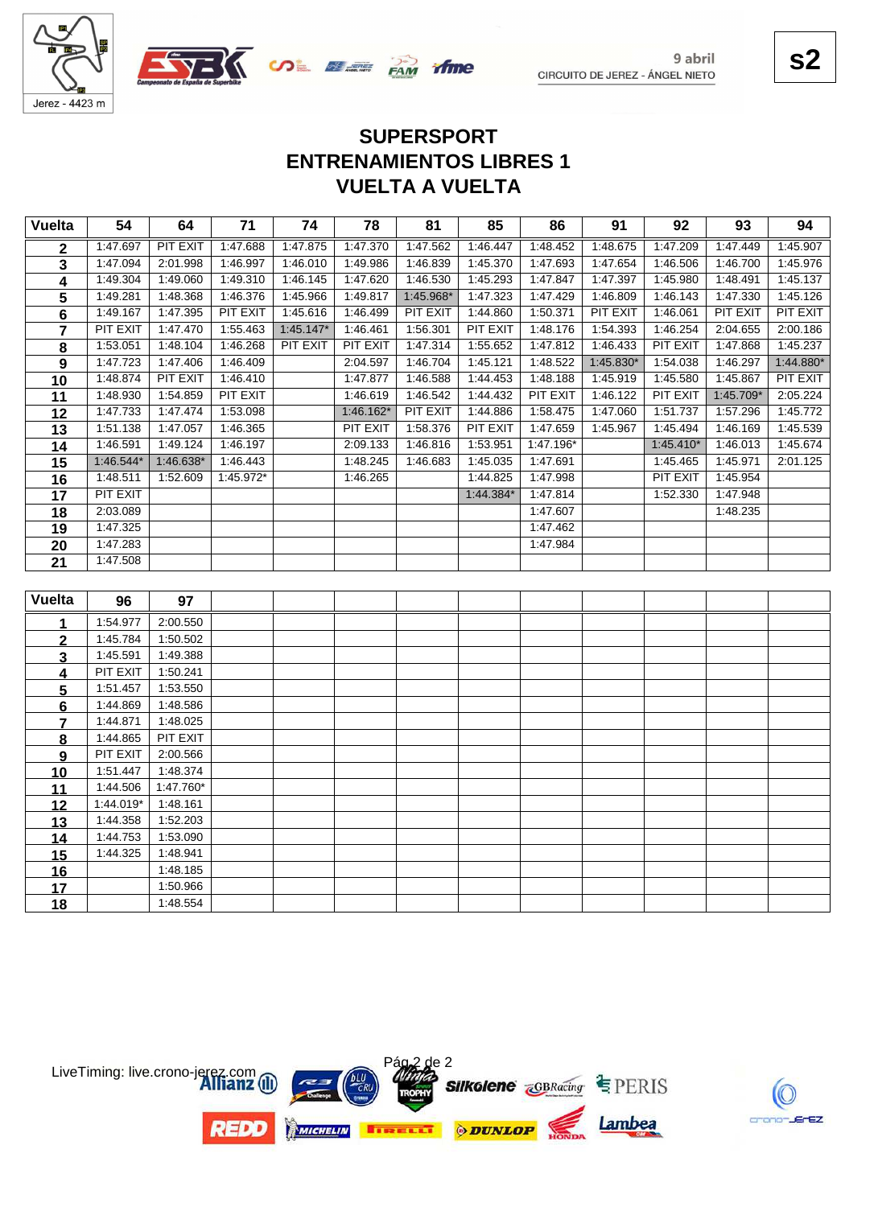9 abril
CIRCUITO DE JEREZ - ÁNGEL NIETO

s2

# SUPERSPORT
# ENTRENAMIENTOS LIBRES 1
# VUELTA A VUELTA

| Vuelta | 54 | 64 | 71 | 74 | 78 | 81 | 85 | 86 | 91 | 92 | 93 | 94 |
|---|---|---|---|---|---|---|---|---|---|---|---|---|
| 2 | 1:47.697 | PIT EXIT | 1:47.688 | 1:47.875 | 1:47.370 | 1:47.562 | 1:46.447 | 1:48.452 | 1:48.675 | 1:47.209 | 1:47.449 | 1:45.907 |
| 3 | 1:47.094 | 2:01.998 | 1:46.997 | 1:46.010 | 1:49.986 | 1:46.839 | 1:45.370 | 1:47.693 | 1:47.654 | 1:46.506 | 1:46.700 | 1:45.976 |
| 4 | 1:49.304 | 1:49.060 | 1:49.310 | 1:46.145 | 1:47.620 | 1:46.530 | 1:45.293 | 1:47.847 | 1:47.397 | 1:45.980 | 1:48.491 | 1:45.137 |
| 5 | 1:49.281 | 1:48.368 | 1:46.376 | 1:45.966 | 1:49.817 | 1:45.968* | 1:47.323 | 1:47.429 | 1:46.809 | 1:46.143 | 1:47.330 | 1:45.126 |
| 6 | 1:49.167 | 1:47.395 | PIT EXIT | 1:45.616 | 1:46.499 | PIT EXIT | 1:44.860 | 1:50.371 | PIT EXIT | 1:46.061 | PIT EXIT | PIT EXIT |
| 7 | PIT EXIT | 1:47.470 | 1:55.463 | 1:45.147* | 1:46.461 | 1:56.301 | PIT EXIT | 1:48.176 | 1:54.393 | 1:46.254 | 2:04.655 | 2:00.186 |
| 8 | 1:53.051 | 1:48.104 | 1:46.268 | PIT EXIT | PIT EXIT | 1:47.314 | 1:55.652 | 1:47.812 | 1:46.433 | PIT EXIT | 1:47.868 | 1:45.237 |
| 9 | 1:47.723 | 1:47.406 | 1:46.409 | | 2:04.597 | 1:46.704 | 1:45.121 | 1:48.522 | 1:45.830* | 1:54.038 | 1:46.297 | 1:44.880* |
| 10 | 1:48.874 | PIT EXIT | 1:46.410 | | 1:47.877 | 1:46.588 | 1:44.453 | 1:48.188 | 1:45.919 | 1:45.580 | 1:45.867 | PIT EXIT |
| 11 | 1:48.930 | 1:54.859 | PIT EXIT | | 1:46.619 | 1:46.542 | 1:44.432 | PIT EXIT | 1:46.122 | PIT EXIT | 1:45.709* | 2:05.224 |
| 12 | 1:47.733 | 1:47.474 | 1:53.098 | | 1:46.162* | PIT EXIT | 1:44.886 | 1:58.475 | 1:47.060 | 1:51.737 | 1:57.296 | 1:45.772 |
| 13 | 1:51.138 | 1:47.057 | 1:46.365 | | PIT EXIT | 1:58.376 | PIT EXIT | 1:47.659 | 1:45.967 | 1:45.494 | 1:46.169 | 1:45.539 |
| 14 | 1:46.591 | 1:49.124 | 1:46.197 | | 2:09.133 | 1:46.816 | 1:53.951 | 1:47.196* | | 1:45.410* | 1:46.013 | 1:45.674 |
| 15 | 1:46.544* | 1:46.638* | 1:46.443 | | 1:48.245 | 1:46.683 | 1:45.035 | 1:47.691 | | 1:45.465 | 1:45.971 | 2:01.125 |
| 16 | 1:48.511 | 1:52.609 | 1:45.972* | | 1:46.265 | | 1:44.825 | 1:47.998 | | PIT EXIT | 1:45.954 | |
| 17 | PIT EXIT | | | | | | 1:44.384* | 1:47.814 | | 1:52.330 | 1:47.948 | |
| 18 | 2:03.089 | | | | | | | 1:47.607 | | | 1:48.235 | |
| 19 | 1:47.325 | | | | | | | 1:47.462 | | | | |
| 20 | 1:47.283 | | | | | | | 1:47.984 | | | | |
| 21 | 1:47.508 | | | | | | | | | | | |

| Vuelta | 96 | 97 |
|---|---|---|
| 1 | 1:54.977 | 2:00.550 |
| 2 | 1:45.784 | 1:50.502 |
| 3 | 1:45.591 | 1:49.388 |
| 4 | PIT EXIT | 1:50.241 |
| 5 | 1:51.457 | 1:53.550 |
| 6 | 1:44.869 | 1:48.586 |
| 7 | 1:44.871 | 1:48.025 |
| 8 | 1:44.865 | PIT EXIT |
| 9 | PIT EXIT | 2:00.566 |
| 10 | 1:51.447 | 1:48.374 |
| 11 | 1:44.506 | 1:47.760* |
| 12 | 1:44.019* | 1:48.161 |
| 13 | 1:44.358 | 1:52.203 |
| 14 | 1:44.753 | 1:53.090 |
| 15 | 1:44.325 | 1:48.941 |
| 16 | | 1:48.185 |
| 17 | | 1:50.966 |
| 18 | | 1:48.554 |

LiveTiming: live.crono-jerez.com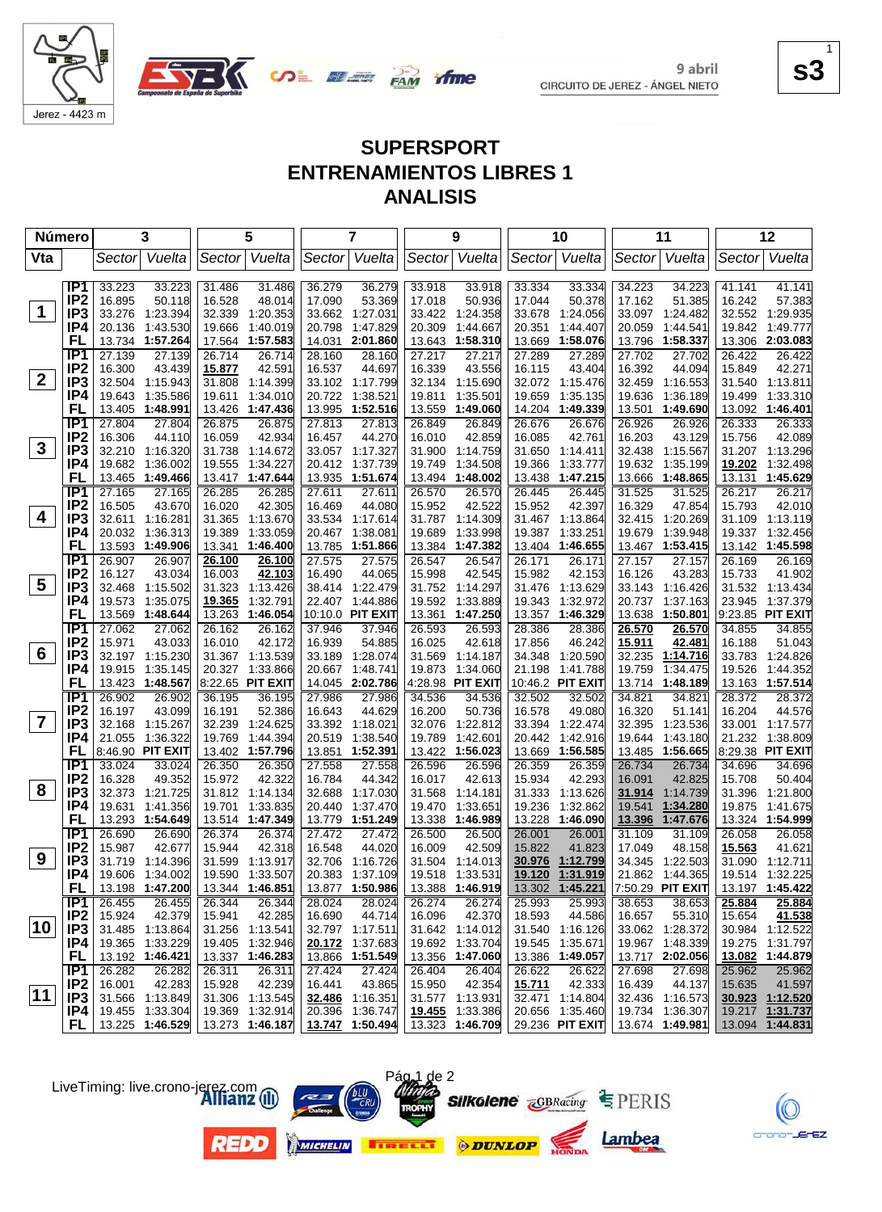9 abril
CIRCUITO DE JEREZ - ÁNGEL NIETO

Jerez - 4423 m

s3

# SUPERSPORT
# ENTRENAMIENTOS LIBRES 1
# ANALISIS

| Número | | 3 | | 5 | | 7 | | 9 | | 10 | | 11 | | 12 | |
|---|---|---|---|---|---|---|---|---|---|---|---|---|---|---|---|
| Vta | | Sector | Vuelta | Sector | Vuelta | Sector | Vuelta | Sector | Vuelta | Sector | Vuelta | Sector | Vuelta | Sector | Vuelta |
| 1 | IP1 | 33.223 | 33.223 | 31.486 | 31.486 | 36.279 | 36.279 | 33.918 | 33.918 | 33.334 | 33.334 | 34.223 | 34.223 | 41.141 | 41.141 |
| | IP2 | 16.895 | 50.118 | 16.528 | 48.014 | 17.090 | 53.369 | 17.018 | 50.936 | 17.044 | 50.378 | 17.162 | 51.385 | 16.242 | 57.383 |
| | IP3 | 33.276 | 1:23.394 | 32.339 | 1:20.353 | 33.662 | 1:27.031 | 33.422 | 1:24.358 | 33.678 | 1:24.056 | 33.097 | 1:24.482 | 32.552 | 1:29.935 |
| | IP4 | 20.136 | 1:43.530 | 19.666 | 1:40.019 | 20.798 | 1:47.829 | 20.309 | 1:44.667 | 20.351 | 1:44.407 | 20.059 | 1:44.541 | 19.842 | 1:49.777 |
| | FL | 13.734 | **1:57.264** | 17.564 | **1:57.583** | 14.031 | **2:01.860** | 13.643 | **1:58.310** | 13.669 | **1:58.076** | 13.796 | **1:58.337** | 13.306 | **2:03.083** |
| 2 | IP1 | 27.139 | 27.139 | 26.714 | 26.714 | 28.160 | 28.160 | 27.217 | 27.217 | 27.289 | 27.289 | 27.702 | 27.702 | 26.422 | 26.422 |
| | IP2 | 16.300 | 43.439 | 15.877 | 42.591 | 16.537 | 44.697 | 16.339 | 43.556 | 16.115 | 43.404 | 16.392 | 44.094 | 15.849 | 42.271 |
| | IP3 | 32.504 | 1:15.943 | 31.808 | 1:14.399 | 33.102 | 1:17.799 | 32.134 | 1:15.690 | 32.072 | 1:15.476 | 32.459 | 1:16.553 | 31.540 | 1:13.811 |
| | IP4 | 19.643 | 1:35.586 | 19.611 | 1:34.010 | 20.722 | 1:38.521 | 19.811 | 1:35.501 | 19.659 | 1:35.135 | 19.636 | 1:36.189 | 19.499 | 1:33.310 |
| | FL | 13.405 | **1:48.991** | 13.426 | **1:47.436** | 13.995 | **1:52.516** | 13.559 | **1:49.060** | 14.204 | **1:49.339** | 13.501 | **1:49.690** | 13.091 | **1:46.401** |
| 3 | IP1 | 27.804 | 27.804 | 26.875 | 26.875 | 27.813 | 27.813 | 26.849 | 26.849 | 26.676 | 26.676 | 26.926 | 26.926 | 26.333 | 26.333 |
| | IP2 | 16.306 | 44.110 | 16.059 | 42.934 | 16.457 | 44.270 | 16.010 | 42.859 | 16.085 | 42.761 | 16.203 | 43.129 | 15.756 | 42.089 |
| | IP3 | 32.210 | 1:16.320 | 31.738 | 1:14.672 | 33.057 | 1:17.327 | 31.900 | 1:14.759 | 31.650 | 1:14.411 | 32.438 | 1:15.567 | 31.207 | 1:13.296 |
| | IP4 | 19.682 | 1:36.002 | 19.555 | 1:34.227 | 20.412 | 1:37.739 | 19.749 | 1:34.508 | 19.366 | 1:33.777 | 19.632 | 1:35.199 | 19.202 | 1:32.498 |
| | FL | 13.465 | **1:49.466** | 13.417 | **1:47.644** | 13.935 | **1:51.674** | 13.494 | **1:48.002** | 13.438 | **1:47.215** | 13.666 | **1:48.865** | 13.131 | **1:45.629** |
| 4 | IP1 | 27.165 | 27.165 | 26.285 | 26.285 | 27.611 | 27.611 | 26.570 | 26.570 | 26.445 | 26.445 | 31.525 | 31.525 | 26.217 | 26.217 |
| | IP2 | 16.505 | 43.670 | 16.020 | 42.305 | 16.469 | 44.080 | 15.952 | 42.522 | 15.952 | 42.397 | 16.329 | 47.854 | 15.793 | 42.010 |
| | IP3 | 32.611 | 1:16.281 | 31.365 | 1:13.670 | 33.534 | 1:17.614 | 31.787 | 1:14.309 | 31.467 | 1:13.864 | 32.415 | 1:20.269 | 31.109 | 1:13.119 |
| | IP4 | 20.032 | 1:36.313 | 19.389 | 1:33.059 | 20.467 | 1:38.081 | 19.689 | 1:33.998 | 19.387 | 1:33.251 | 19.679 | 1:39.948 | 19.337 | 1:32.456 |
| | FL | 13.593 | **1:49.906** | 13.341 | **1:46.400** | 13.785 | **1:51.866** | 13.384 | **1:47.382** | 13.404 | **1:46.655** | 13.467 | **1:53.415** | 13.142 | **1:45.598** |
| 5 | IP1 | 26.907 | 26.907 | 26.100 | 26.100 | 27.575 | 27.575 | 26.547 | 26.547 | 26.171 | 26.171 | 27.157 | 27.157 | 26.169 | 26.169 |
| | IP2 | 16.127 | 43.034 | 16.003 | 42.103 | 16.490 | 44.065 | 15.998 | 42.545 | 15.982 | 42.153 | 16.126 | 43.283 | 15.733 | 41.902 |
| | IP3 | 32.468 | 1:15.502 | 31.323 | 1:13.426 | 38.414 | 1:22.479 | 31.752 | 1:14.297 | 31.476 | 1:13.629 | 33.143 | 1:16.426 | 31.532 | 1:13.434 |
| | IP4 | 19.573 | 1:35.075 | 19.365 | 1:32.791 | 22.407 | 1:44.886 | 19.592 | 1:33.889 | 19.343 | 1:32.972 | 20.737 | 1:37.163 | 23.945 | 1:37.379 |
| | FL | 13.569 | **1:48.644** | 13.263 | **1:46.054** | 10:10.0 | **PIT EXIT** | 13.361 | **1:47.250** | 13.357 | **1:46.329** | 13.638 | **1:50.801** | 9:23.85 | **PIT EXIT** |
| 6 | IP1 | 27.062 | 27.062 | 26.162 | 26.162 | 37.946 | 37.946 | 26.593 | 26.593 | 28.386 | 28.386 | 26.570 | 26.570 | 34.855 | 34.855 |
| | IP2 | 15.971 | 43.033 | 16.010 | 42.172 | 16.939 | 54.885 | 16.025 | 42.618 | 17.856 | 46.242 | 15.911 | 42.481 | 16.188 | 51.043 |
| | IP3 | 32.197 | 1:15.230 | 31.367 | 1:13.539 | 33.189 | 1:28.074 | 31.569 | 1:14.187 | 34.348 | 1:20.590 | 32.235 | 1:14.716 | 33.783 | 1:24.826 |
| | IP4 | 19.915 | 1:35.145 | 20.327 | 1:33.866 | 20.667 | 1:48.741 | 19.873 | 1:34.060 | 21.198 | 1:41.788 | 19.759 | 1:34.475 | 19.526 | 1:44.352 |
| | FL | 13.423 | **1:48.567** | 8:22.65 | **PIT EXIT** | 14.045 | **2:02.786** | 4:28.98 | **PIT EXIT** | 10:46.2 | **PIT EXIT** | 13.714 | **1:48.189** | 13.163 | **1:57.514** |
| 7 | IP1 | 26.902 | 26.902 | 36.195 | 36.195 | 27.986 | 27.986 | 34.536 | 34.536 | 32.502 | 32.502 | 34.821 | 34.821 | 28.372 | 28.372 |
| | IP2 | 16.197 | 43.099 | 16.191 | 52.386 | 16.643 | 44.629 | 16.200 | 50.736 | 16.578 | 49.080 | 16.320 | 51.141 | 16.204 | 44.576 |
| | IP3 | 32.168 | 1:15.267 | 32.239 | 1:24.625 | 33.392 | 1:18.021 | 32.076 | 1:22.812 | 33.394 | 1:22.474 | 32.395 | 1:23.536 | 33.001 | 1:17.577 |
| | IP4 | 21.055 | 1:36.322 | 19.769 | 1:44.394 | 20.519 | 1:38.540 | 19.789 | 1:42.601 | 20.442 | 1:42.916 | 19.644 | 1:43.180 | 21.232 | 1:38.809 |
| | FL | 8:46.90 | **PIT EXIT** | 13.402 | **1:57.796** | 13.851 | **1:52.391** | 13.422 | **1:56.023** | 13.669 | **1:56.585** | 13.485 | **1:56.665** | 8:29.38 | **PIT EXIT** |
| 8 | IP1 | 33.024 | 33.024 | 26.350 | 26.350 | 27.558 | 27.558 | 26.596 | 26.596 | 26.359 | 26.359 | 26.734 | 26.734 | 34.696 | 34.696 |
| | IP2 | 16.328 | 49.352 | 15.972 | 42.322 | 16.784 | 44.342 | 16.017 | 42.613 | 15.934 | 42.293 | 16.091 | 42.825 | 15.708 | 50.404 |
| | IP3 | 32.373 | 1:21.725 | 31.812 | 1:14.134 | 32.688 | 1:17.030 | 31.568 | 1:14.181 | 31.333 | 1:13.626 | 31.914 | 1:14.739 | 31.396 | 1:21.800 |
| | IP4 | 19.631 | 1:41.356 | 19.701 | 1:33.835 | 20.440 | 1:37.470 | 19.470 | 1:33.651 | 19.236 | 1:32.862 | 19.541 | 1:34.280 | 19.875 | 1:41.675 |
| | FL | 13.293 | **1:54.649** | 13.514 | **1:47.349** | 13.779 | **1:51.249** | 13.338 | **1:46.989** | 13.228 | **1:46.090** | 13.396 | **1:47.676** | 13.324 | **1:54.999** |
| 9 | IP1 | 26.690 | 26.690 | 26.374 | 26.374 | 27.472 | 27.472 | 26.500 | 26.500 | 26.001 | 26.001 | 31.109 | 31.109 | 26.058 | 26.058 |
| | IP2 | 15.987 | 42.677 | 15.944 | 42.318 | 16.548 | 44.020 | 16.009 | 42.509 | 15.822 | 41.823 | 17.049 | 48.158 | 15.563 | 41.621 |
| | IP3 | 31.719 | 1:14.396 | 31.599 | 1:13.917 | 32.706 | 1:16.726 | 31.504 | 1:14.013 | 30.976 | 1:12.799 | 34.345 | 1:22.503 | 31.090 | 1:12.711 |
| | IP4 | 19.606 | 1:34.002 | 19.590 | 1:33.507 | 20.383 | 1:37.109 | 19.518 | 1:33.531 | 19.120 | 1:31.919 | 21.862 | 1:44.365 | 19.514 | 1:32.225 |
| | FL | 13.198 | **1:47.200** | 13.344 | **1:46.851** | 13.877 | **1:50.986** | 13.388 | **1:46.919** | 13.302 | **1:45.221** | 7:50.29 | **PIT EXIT** | 13.197 | **1:45.422** |
| 10 | IP1 | 26.455 | 26.455 | 26.344 | 26.344 | 28.024 | 28.024 | 26.274 | 26.274 | 25.993 | 25.993 | 38.653 | 38.653 | 25.884 | 25.884 |
| | IP2 | 15.924 | 42.379 | 15.941 | 42.285 | 16.690 | 44.714 | 16.096 | 42.370 | 18.593 | 44.586 | 16.657 | 55.310 | 15.654 | 41.538 |
| | IP3 | 31.485 | 1:13.864 | 31.256 | 1:13.541 | 32.797 | 1:17.511 | 31.642 | 1:14.012 | 31.540 | 1:16.126 | 33.062 | 1:28.372 | 30.984 | 1:12.522 |
| | IP4 | 19.365 | 1:33.229 | 19.405 | 1:32.946 | 20.172 | 1:37.683 | 19.692 | 1:33.704 | 19.545 | 1:35.671 | 19.967 | 1:48.339 | 19.275 | 1:31.797 |
| | FL | 13.192 | **1:46.421** | 13.337 | **1:46.283** | 13.866 | **1:51.549** | 13.356 | **1:47.060** | 13.386 | **1:49.057** | 13.717 | **2:02.056** | 13.082 | **1:44.879** |
| 11 | IP1 | 26.282 | 26.282 | 26.311 | 26.311 | 27.424 | 27.424 | 26.404 | 26.404 | 26.622 | 26.622 | 27.698 | 27.698 | 25.962 | 25.962 |
| | IP2 | 16.001 | 42.283 | 15.928 | 42.239 | 16.441 | 43.865 | 15.950 | 42.354 | 15.711 | 42.333 | 16.439 | 44.137 | 15.635 | 41.597 |
| | IP3 | 31.566 | 1:13.849 | 31.306 | 1:13.545 | 32.486 | 1:16.351 | 31.577 | 1:13.931 | 32.471 | 1:14.804 | 32.436 | 1:16.573 | 30.923 | 1:12.520 |
| | IP4 | 19.455 | 1:33.304 | 19.369 | 1:32.914 | 20.396 | 1:36.747 | 19.455 | 1:33.386 | 20.656 | 1:35.460 | 19.734 | 1:36.307 | 19.217 | 1:31.737 |
| | FL | 13.225 | **1:46.529** | 13.273 | **1:46.187** | 13.747 | **1:50.494** | 13.323 | **1:46.709** | 29.236 | **PIT EXIT** | 13.674 | **1:49.981** | 13.094 | **1:44.831** |

LiveTiming: live.crono-jerez.com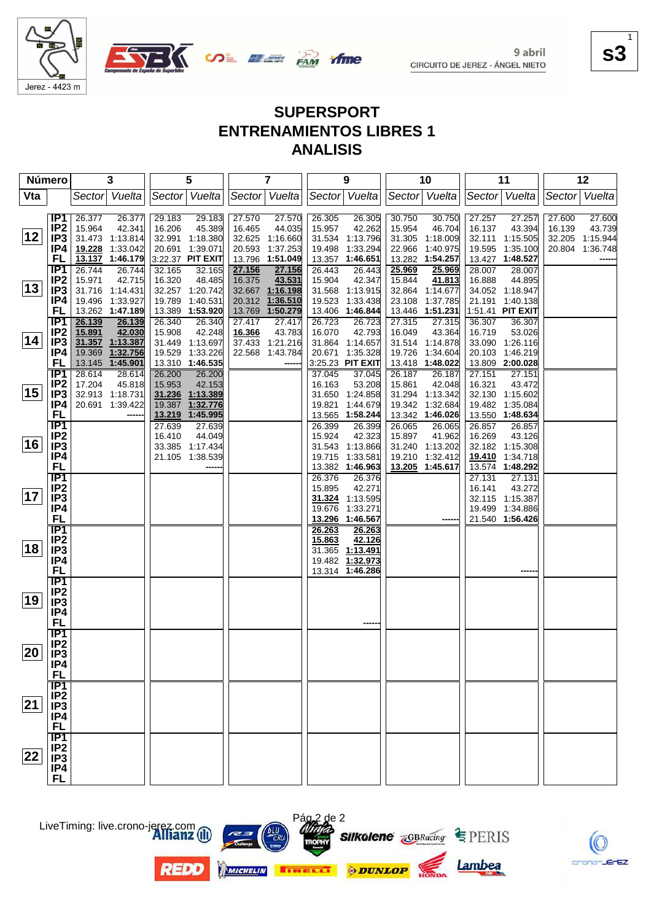# SUPERSPORT
# ENTRENAMIENTOS LIBRES 1
# ANALISIS

9 abril
CIRCUITO DE JEREZ - ÁNGEL NIETO

Jerez - 4423 m

| Vta | | 3 Sector | 3 Vuelta | 5 Sector | 5 Vuelta | 7 Sector | 7 Vuelta | 9 Sector | 9 Vuelta | 10 Sector | 10 Vuelta | 11 Sector | 11 Vuelta | 12 Sector | 12 Vuelta |
|---|---|---|---|---|---|---|---|---|---|---|---|---|---|---|---|
| 12 | IP1 | 26.377 | 26.377 | 29.183 | 29.183 | 27.570 | 27.570 | 26.305 | 26.305 | 30.750 | 30.750 | 27.257 | 27.257 | 27.600 | 27.600 |
| | IP2 | 15.964 | 42.341 | 16.206 | 45.389 | 16.465 | 44.035 | 15.957 | 42.262 | 15.954 | 46.704 | 16.137 | 43.394 | 16.139 | 43.739 |
| | IP3 | 31.473 | 1:13.814 | 32.991 | 1:18.380 | 32.625 | 1:16.660 | 31.534 | 1:13.796 | 31.305 | 1:18.009 | 32.111 | 1:15.505 | 32.205 | 1:15.944 |
| | IP4 | 19.228 | 1:33.042 | 20.691 | 1:39.071 | 20.593 | 1:37.253 | 19.498 | 1:33.294 | 22.966 | 1:40.975 | 19.595 | 1:35.100 | 20.804 | 1:36.748 |
| | FL | 13.137 | 1:46.179 | 3:22.37 | PIT EXIT | 13.796 | 1:51.049 | 13.357 | 1:46.651 | 13.282 | 1:54.257 | 13.427 | 1:48.527 | | ------ |
| 13 | IP1 | 26.744 | 26.744 | 32.165 | 32.165 | 27.156 | 27.156 | 26.443 | 26.443 | 25.969 | 25.969 | 28.007 | 28.007 | | |
| | IP2 | 15.971 | 42.715 | 16.320 | 48.485 | 16.375 | 43.531 | 15.904 | 42.347 | 15.844 | 41.813 | 16.888 | 44.895 | | |
| | IP3 | 31.716 | 1:14.431 | 32.257 | 1:20.742 | 32.667 | 1:16.198 | 31.568 | 1:13.915 | 32.864 | 1:14.677 | 34.052 | 1:18.947 | | |
| | IP4 | 19.496 | 1:33.927 | 19.789 | 1:40.531 | 20.312 | 1:36.510 | 19.523 | 1:33.438 | 23.108 | 1:37.785 | 21.191 | 1:40.138 | | |
| | FL | 13.262 | 1:47.189 | 13.389 | 1:53.920 | 13.769 | 1:50.279 | 13.406 | 1:46.844 | 13.446 | 1:51.231 | 1:51.41 | PIT EXIT | | |
| 14 | IP1 | 26.139 | 26.139 | 26.340 | 26.340 | 27.417 | 27.417 | 26.723 | 26.723 | 27.315 | 27.315 | 36.307 | 36.307 | | |
| | IP2 | 15.891 | 42.030 | 15.908 | 42.248 | 16.366 | 43.783 | 16.070 | 42.793 | 16.049 | 43.364 | 16.719 | 53.026 | | |
| | IP3 | 31.357 | 1:13.387 | 31.449 | 1:13.697 | 37.433 | 1:21.216 | 31.864 | 1:14.657 | 31.514 | 1:14.878 | 33.090 | 1:26.116 | | |
| | IP4 | 19.369 | 1:32.756 | 19.529 | 1:33.226 | 22.568 | 1:43.784 | 20.671 | 1:35.328 | 19.726 | 1:34.604 | 20.103 | 1:46.219 | | |
| | FL | 13.145 | 1:45.901 | 13.310 | 1:46.535 | | ------ | 3:25.23 | PIT EXIT | 13.418 | 1:48.022 | 13.809 | 2:00.028 | | |
| 15 | IP1 | 28.614 | 28.614 | 26.200 | 26.200 | | | 37.045 | 37.045 | 26.187 | 26.187 | 27.151 | 27.151 | | |
| | IP2 | 17.204 | 45.818 | 15.953 | 42.153 | | | 16.163 | 53.208 | 15.861 | 42.048 | 16.321 | 43.472 | | |
| | IP3 | 32.913 | 1:18.731 | 31.236 | 1:13.389 | | | 31.650 | 1:24.858 | 31.294 | 1:13.342 | 32.130 | 1:15.602 | | |
| | IP4 | 20.691 | 1:39.422 | 19.387 | 1:32.776 | | | 19.821 | 1:44.679 | 19.342 | 1:32.684 | 19.482 | 1:35.084 | | |
| | FL | | ------ | 13.219 | 1:45.995 | | | 13.565 | 1:58.244 | 13.342 | 1:46.026 | 13.550 | 1:48.634 | | |
| 16 | IP1 | | | 27.639 | 27.639 | | | 26.399 | 26.399 | 26.065 | 26.065 | 26.857 | 26.857 | | |
| | IP2 | | | 16.410 | 44.049 | | | 15.924 | 42.323 | 15.897 | 41.962 | 16.269 | 43.126 | | |
| | IP3 | | | 33.385 | 1:17.434 | | | 31.543 | 1:13.866 | 31.240 | 1:13.202 | 32.182 | 1:15.308 | | |
| | IP4 | | | 21.105 | 1:38.539 | | | 19.715 | 1:33.581 | 19.210 | 1:32.412 | 19.410 | 1:34.718 | | |
| | FL | | | | ------ | | | 13.382 | 1:46.963 | 13.205 | 1:45.617 | 13.574 | 1:48.292 | | |
| 17 | IP1 | | | | | | | 26.376 | 26.376 | | | 27.131 | 27.131 | | |
| | IP2 | | | | | | | 15.895 | 42.271 | | | 16.141 | 43.272 | | |
| | IP3 | | | | | | | 31.324 | 1:13.595 | | | 32.115 | 1:15.387 | | |
| | IP4 | | | | | | | 19.676 | 1:33.271 | | | 19.499 | 1:34.886 | | |
| | FL | | | | | | | 13.296 | 1:46.567 | | ------ | 21.540 | 1:56.426 | | |
| 18 | IP1 | | | | | | | 26.263 | 26.263 | | | | | | |
| | IP2 | | | | | | | 15.863 | 42.126 | | | | | | |
| | IP3 | | | | | | | 31.365 | 1:13.491 | | | | | | |
| | IP4 | | | | | | | 19.482 | 1:32.973 | | | | | | |
| | FL | | | | | | | 13.314 | 1:46.286 | | | | ------ | | |
| 19 | IP1 | | | | | | | | | | | | | | |
| | IP2 | | | | | | | | | | | | | | |
| | IP3 | | | | | | | | | | | | | | |
| | IP4 | | | | | | | | | | | | | | |
| | FL | | | | | | | | ------ | | | | | | |
| 20 | IP1 | | | | | | | | | | | | | | |
| | IP2 | | | | | | | | | | | | | | |
| | IP3 | | | | | | | | | | | | | | |
| | IP4 | | | | | | | | | | | | | | |
| | FL | | | | | | | | | | | | | | |
| 21 | IP1 | | | | | | | | | | | | | | |
| | IP2 | | | | | | | | | | | | | | |
| | IP3 | | | | | | | | | | | | | | |
| | IP4 | | | | | | | | | | | | | | |
| | FL | | | | | | | | | | | | | | |
| 22 | IP1 | | | | | | | | | | | | | | |
| | IP2 | | | | | | | | | | | | | | |
| | IP3 | | | | | | | | | | | | | | |
| | IP4 | | | | | | | | | | | | | | |
| | FL | | | | | | | | | | | | | | |

LiveTiming: live.crono-jerez.com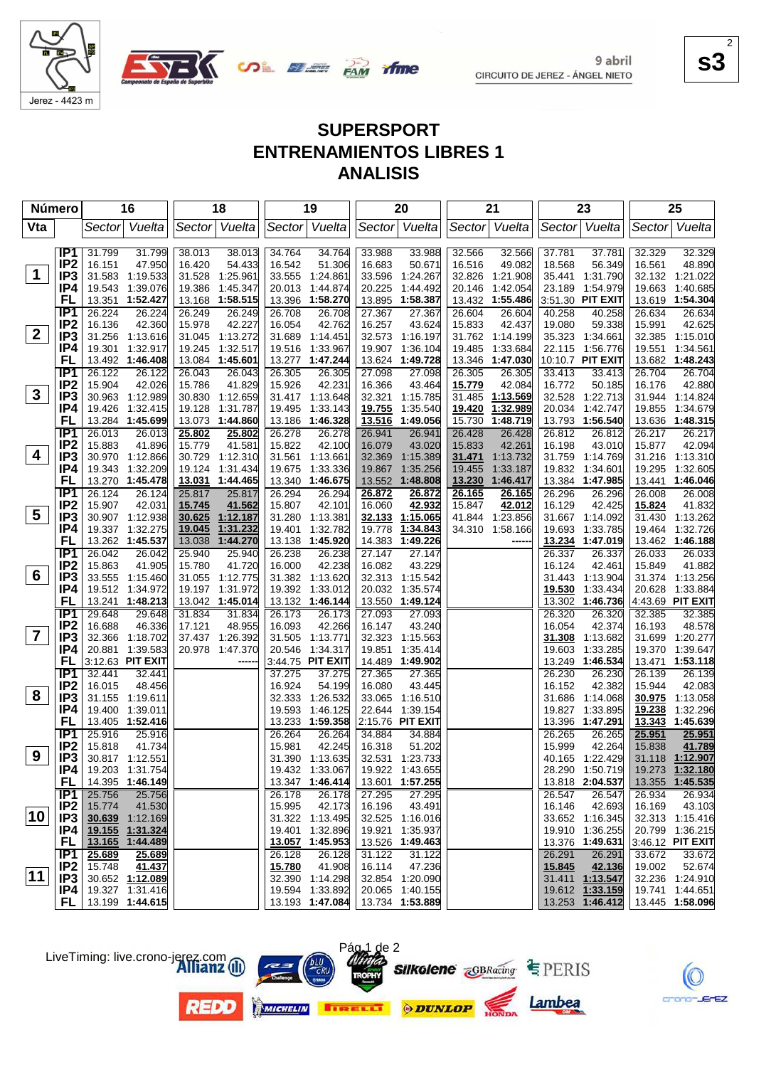9 abril
CIRCUITO DE JEREZ - ÁNGEL NIETO

Jerez - 4423 m

s3

# SUPERSPORT
## ENTRENAMIENTOS LIBRES 1
## ANALISIS

| Número | | 16 | | 18 | | 19 | | 20 | | 21 | | 23 | | 25 | |
|---|---|---|---|---|---|---|---|---|---|---|---|---|---|---|---|
| Vta | | Sector | Vuelta | Sector | Vuelta | Sector | Vuelta | Sector | Vuelta | Sector | Vuelta | Sector | Vuelta | Sector | Vuelta |
| 1 | IP1 | 31.799 | 31.799 | 38.013 | 38.013 | 34.764 | 34.764 | 33.988 | 33.988 | 32.566 | 32.566 | 37.781 | 37.781 | 32.329 | 32.329 |
| | IP2 | 16.151 | 47.950 | 16.420 | 54.433 | 16.542 | 51.306 | 16.683 | 50.671 | 16.516 | 49.082 | 18.568 | 56.349 | 16.561 | 48.890 |
| | IP3 | 31.583 | 1:19.533 | 31.528 | 1:25.961 | 33.555 | 1:24.861 | 33.596 | 1:24.267 | 32.826 | 1:21.908 | 35.441 | 1:31.790 | 32.132 | 1:21.022 |
| | IP4 | 19.543 | 1:39.076 | 19.386 | 1:45.347 | 20.013 | 1:44.874 | 20.225 | 1:44.492 | 20.146 | 1:42.054 | 23.189 | 1:54.979 | 19.663 | 1:40.685 |
| | FL | 13.351 | 1:52.427 | 13.168 | 1:58.515 | 13.396 | 1:58.270 | 13.895 | 1:58.387 | 13.432 | 1:55.486 | 3:51.30 | PIT EXIT | 13.619 | 1:54.304 |
| 2 | IP1 | 26.224 | 26.224 | 26.249 | 26.249 | 26.708 | 26.708 | 27.367 | 27.367 | 26.604 | 26.604 | 40.258 | 40.258 | 26.634 | 26.634 |
| | IP2 | 16.136 | 42.360 | 15.978 | 42.227 | 16.054 | 42.762 | 16.257 | 43.624 | 15.833 | 42.437 | 19.080 | 59.338 | 15.991 | 42.625 |
| | IP3 | 31.256 | 1:13.616 | 31.045 | 1:13.272 | 31.689 | 1:14.451 | 32.573 | 1:16.197 | 31.762 | 1:14.199 | 35.323 | 1:34.661 | 32.385 | 1:15.010 |
| | IP4 | 19.301 | 1:32.917 | 19.245 | 1:32.517 | 19.516 | 1:33.967 | 19.907 | 1:36.104 | 19.485 | 1:33.684 | 22.115 | 1:56.776 | 19.551 | 1:34.561 |
| | FL | 13.492 | 1:46.408 | 13.084 | 1:45.601 | 13.277 | 1:47.244 | 13.624 | 1:49.728 | 13.346 | 1:47.030 | 10:10.7 | PIT EXIT | 13.682 | 1:48.243 |
| 3 | IP1 | 26.122 | 26.122 | 26.043 | 26.043 | 26.305 | 26.305 | 27.098 | 27.098 | 26.305 | 26.305 | 33.413 | 33.413 | 26.704 | 26.704 |
| | IP2 | 15.904 | 42.026 | 15.786 | 41.829 | 15.926 | 42.231 | 16.366 | 43.464 | 15.779 | 42.084 | 16.772 | 50.185 | 16.176 | 42.880 |
| | IP3 | 30.963 | 1:12.989 | 30.830 | 1:12.659 | 31.417 | 1:13.648 | 32.321 | 1:15.785 | 31.485 | 1:13.569 | 32.528 | 1:22.713 | 31.944 | 1:14.824 |
| | IP4 | 19.426 | 1:32.415 | 19.128 | 1:31.787 | 19.495 | 1:33.143 | 19.755 | 1:35.540 | 19.420 | 1:32.989 | 20.034 | 1:42.747 | 19.855 | 1:34.679 |
| | FL | 13.284 | 1:45.699 | 13.073 | 1:44.860 | 13.186 | 1:46.328 | 13.516 | 1:49.056 | 15.730 | 1:48.719 | 13.793 | 1:56.540 | 13.636 | 1:48.315 |
| 4 | IP1 | 26.013 | 26.013 | 25.802 | 25.802 | 26.278 | 26.278 | 26.941 | 26.941 | 26.428 | 26.428 | 26.812 | 26.812 | 26.217 | 26.217 |
| | IP2 | 15.883 | 41.896 | 15.779 | 41.581 | 15.822 | 42.100 | 16.079 | 43.020 | 15.833 | 42.261 | 16.198 | 43.010 | 15.877 | 42.094 |
| | IP3 | 30.970 | 1:12.866 | 30.729 | 1:12.310 | 31.561 | 1:13.661 | 32.369 | 1:15.389 | 31.471 | 1:13.732 | 31.759 | 1:14.769 | 31.216 | 1:13.310 |
| | IP4 | 19.343 | 1:32.209 | 19.124 | 1:31.434 | 19.675 | 1:33.336 | 19.867 | 1:35.256 | 19.455 | 1:33.187 | 19.832 | 1:34.601 | 19.295 | 1:32.605 |
| | FL | 13.270 | 1:45.478 | 13.031 | 1:44.465 | 13.340 | 1:46.675 | 13.552 | 1:48.808 | 13.230 | 1:46.417 | 13.384 | 1:47.985 | 13.441 | 1:46.046 |
| 5 | IP1 | 26.124 | 26.124 | 25.817 | 25.817 | 26.294 | 26.294 | 26.872 | 26.872 | 26.165 | 26.165 | 26.296 | 26.296 | 26.008 | 26.008 |
| | IP2 | 15.907 | 42.031 | 15.745 | 41.562 | 15.807 | 42.101 | 16.060 | 42.932 | 15.847 | 42.012 | 16.129 | 42.425 | 15.824 | 41.832 |
| | IP3 | 30.907 | 1:12.938 | 30.625 | 1:12.187 | 31.280 | 1:13.381 | 32.133 | 1:15.065 | 41.844 | 1:23.856 | 31.667 | 1:14.092 | 31.430 | 1:13.262 |
| | IP4 | 19.337 | 1:32.275 | 19.045 | 1:31.232 | 19.401 | 1:32.782 | 19.778 | 1:34.843 | 34.310 | 1:58.166 | 19.693 | 1:33.785 | 19.464 | 1:32.726 |
| | FL | 13.262 | 1:45.537 | 13.038 | 1:44.270 | 13.138 | 1:45.920 | 14.383 | 1:49.226 | | ------ | 13.234 | 1:47.019 | 13.462 | 1:46.188 |
| 6 | IP1 | 26.042 | 26.042 | 25.940 | 25.940 | 26.238 | 26.238 | 27.147 | 27.147 | | | 26.337 | 26.337 | 26.033 | 26.033 |
| | IP2 | 15.863 | 41.905 | 15.780 | 41.720 | 16.000 | 42.238 | 16.082 | 43.229 | | | 16.124 | 42.461 | 15.849 | 41.882 |
| | IP3 | 33.555 | 1:15.460 | 31.055 | 1:12.775 | 31.382 | 1:13.620 | 32.313 | 1:15.542 | | | 31.443 | 1:13.904 | 31.374 | 1:13.256 |
| | IP4 | 19.512 | 1:34.972 | 19.197 | 1:31.972 | 19.392 | 1:33.012 | 20.032 | 1:35.574 | | | 19.530 | 1:33.434 | 20.628 | 1:33.884 |
| | FL | 13.241 | 1:48.213 | 13.042 | 1:45.014 | 13.132 | 1:46.144 | 13.550 | 1:49.124 | | | 13.302 | 1:46.736 | 4:43.69 | PIT EXIT |
| 7 | IP1 | 29.648 | 29.648 | 31.834 | 31.834 | 26.173 | 26.173 | 27.093 | 27.093 | | | 26.320 | 26.320 | 32.385 | 32.385 |
| | IP2 | 16.688 | 46.336 | 17.121 | 48.955 | 16.093 | 42.266 | 16.147 | 43.240 | | | 16.054 | 42.374 | 16.193 | 48.578 |
| | IP3 | 32.366 | 1:18.702 | 37.437 | 1:26.392 | 31.505 | 1:13.771 | 32.323 | 1:15.563 | | | 31.308 | 1:13.682 | 31.699 | 1:20.277 |
| | IP4 | 20.881 | 1:39.583 | 20.978 | 1:47.370 | 20.546 | 1:34.317 | 19.851 | 1:35.414 | | | 19.603 | 1:33.285 | 19.370 | 1:39.647 |
| | FL | 3:12.63 | PIT EXIT | | ------ | 3:44.75 | PIT EXIT | 14.489 | 1:49.902 | | | 13.249 | 1:46.534 | 13.471 | 1:53.118 |
| 8 | IP1 | 32.441 | 32.441 | | | 37.275 | 37.275 | 27.365 | 27.365 | | | 26.230 | 26.230 | 26.139 | 26.139 |
| | IP2 | 16.015 | 48.456 | | | 16.924 | 54.199 | 16.080 | 43.445 | | | 16.152 | 42.382 | 15.944 | 42.083 |
| | IP3 | 31.155 | 1:19.611 | | | 32.333 | 1:26.532 | 33.065 | 1:16.510 | | | 31.686 | 1:14.068 | 30.975 | 1:13.058 |
| | IP4 | 19.400 | 1:39.011 | | | 19.593 | 1:46.125 | 22.644 | 1:39.154 | | | 19.827 | 1:33.895 | 19.238 | 1:32.296 |
| | FL | 13.405 | 1:52.416 | | | 13.233 | 1:59.358 | 2:15.76 | PIT EXIT | | | 13.396 | 1:47.291 | 13.343 | 1:45.639 |
| 9 | IP1 | 25.916 | 25.916 | | | 26.264 | 26.264 | 34.884 | 34.884 | | | 26.265 | 26.265 | 25.951 | 25.951 |
| | IP2 | 15.818 | 41.734 | | | 15.981 | 42.245 | 16.318 | 51.202 | | | 15.999 | 42.264 | 15.838 | 41.789 |
| | IP3 | 30.817 | 1:12.551 | | | 31.390 | 1:13.635 | 32.531 | 1:23.733 | | | 40.165 | 1:22.429 | 31.118 | 1:12.907 |
| | IP4 | 19.203 | 1:31.754 | | | 19.432 | 1:33.067 | 19.922 | 1:43.655 | | | 28.290 | 1:50.719 | 19.273 | 1:32.180 |
| | FL | 14.395 | 1:46.149 | | | 13.347 | 1:46.414 | 13.601 | 1:57.255 | | | 13.818 | 2:04.537 | 13.355 | 1:45.535 |
| 10 | IP1 | 25.756 | 25.756 | | | 26.178 | 26.178 | 27.295 | 27.295 | | | 26.547 | 26.547 | 26.934 | 26.934 |
| | IP2 | 15.774 | 41.530 | | | 15.995 | 42.173 | 16.196 | 43.491 | | | 16.146 | 42.693 | 16.169 | 43.103 |
| | IP3 | 30.639 | 1:12.169 | | | 31.322 | 1:13.495 | 32.525 | 1:16.016 | | | 33.652 | 1:16.345 | 32.313 | 1:15.416 |
| | IP4 | 19.155 | 1:31.324 | | | 19.401 | 1:32.896 | 19.921 | 1:35.937 | | | 19.910 | 1:36.255 | 20.799 | 1:36.215 |
| | FL | 13.165 | 1:44.489 | | | 13.057 | 1:45.953 | 13.526 | 1:49.463 | | | 13.376 | 1:49.631 | 3:46.12 | PIT EXIT |
| 11 | IP1 | 25.689 | 25.689 | | | 26.128 | 26.128 | 31.122 | 31.122 | | | 26.291 | 26.291 | 33.672 | 33.672 |
| | IP2 | 15.748 | 41.437 | | | 15.780 | 41.908 | 16.114 | 47.236 | | | 15.845 | 42.136 | 19.002 | 52.674 |
| | IP3 | 30.652 | 1:12.089 | | | 32.390 | 1:14.298 | 32.854 | 1:20.090 | | | 31.411 | 1:13.547 | 32.236 | 1:24.910 |
| | IP4 | 19.327 | 1:31.416 | | | 19.594 | 1:33.892 | 20.065 | 1:40.155 | | | 19.612 | 1:33.159 | 19.741 | 1:44.651 |
| | FL | 13.199 | 1:44.615 | | | 13.193 | 1:47.084 | 13.734 | 1:53.889 | | | 13.253 | 1:46.412 | 13.445 | 1:58.096 |

LiveTiming: live.crono-jerez.com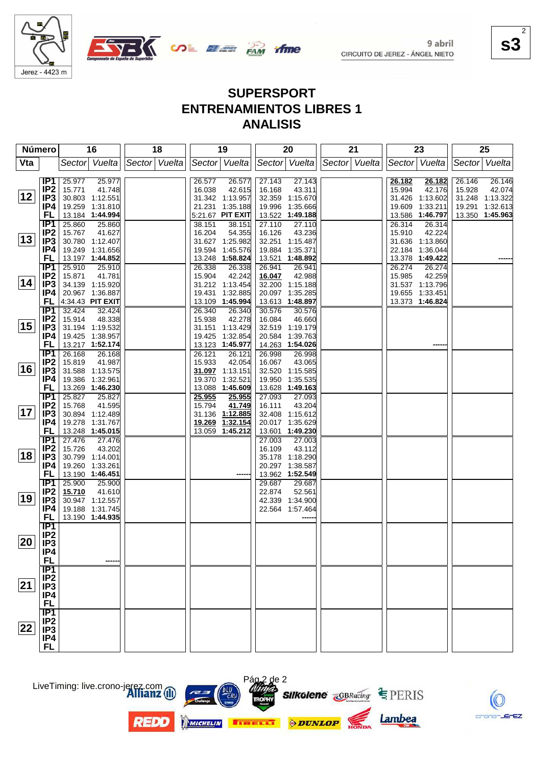# SUPERSPORT

# ENTRENAMIENTOS LIBRES 1

# ANALISIS

9 abril

CIRCUITO DE JEREZ - ÁNGEL NIETO

Jerez - 4423 m

| Número | | 16 | | 18 | | 19 | | 20 | | 21 | | 23 | | 25 | |
|---|---|---|---|---|---|---|---|---|---|---|---|---|---|---|---|
| Vta | | Sector | Vuelta | Sector | Vuelta | Sector | Vuelta | Sector | Vuelta | Sector | Vuelta | Sector | Vuelta | Sector | Vuelta |
| 12 | IP1 | 25.977 | 25.977 | | | 26.577 | 26.577 | 27.143 | 27.143 | | | **26.182** | **26.182** | 26.146 | 26.146 |
| | IP2 | 15.771 | 41.748 | | | 16.038 | 42.615 | 16.168 | 43.311 | | | 15.994 | 42.176 | 15.928 | 42.074 |
| | IP3 | 30.803 | 1:12.551 | | | 31.342 | 1:13.957 | 32.359 | 1:15.670 | | | 31.426 | 1:13.602 | 31.248 | 1:13.322 |
| | IP4 | 19.259 | 1:31.810 | | | 21.231 | 1:35.188 | 19.996 | 1:35.666 | | | 19.609 | 1:33.211 | 19.291 | 1:32.613 |
| | FL | 13.184 | **1:44.994** | | | 5:21.67 | **PIT EXIT** | 13.522 | **1:49.188** | | | 13.586 | **1:46.797** | 13.350 | **1:45.963** |
| 13 | IP1 | 25.860 | 25.860 | | | 38.151 | 38.151 | 27.110 | 27.110 | | | 26.314 | 26.314 | | |
| | IP2 | 15.767 | 41.627 | | | 16.204 | 54.355 | 16.126 | 43.236 | | | 15.910 | 42.224 | | |
| | IP3 | 30.780 | 1:12.407 | | | 31.627 | 1:25.982 | 32.251 | 1:15.487 | | | 31.636 | 1:13.860 | | |
| | IP4 | 19.249 | 1:31.656 | | | 19.594 | 1:45.576 | 19.884 | 1:35.371 | | | 22.184 | 1:36.044 | | |
| | FL | 13.197 | **1:44.852** | | | 13.248 | **1:58.824** | 13.521 | **1:48.892** | | | 13.378 | **1:49.422** | | ------ |
| 14 | IP1 | 25.910 | 25.910 | | | 26.338 | 26.338 | 26.941 | 26.941 | | | 26.274 | 26.274 | | |
| | IP2 | 15.871 | 41.781 | | | 15.904 | 42.242 | **16.047** | 42.988 | | | 15.985 | 42.259 | | |
| | IP3 | 34.139 | 1:15.920 | | | 31.212 | 1:13.454 | 32.200 | 1:15.188 | | | 31.537 | 1:13.796 | | |
| | IP4 | 20.967 | 1:36.887 | | | 19.431 | 1:32.885 | 20.097 | 1:35.285 | | | 19.655 | 1:33.451 | | |
| | FL | 4:34.43 | **PIT EXIT** | | | 13.109 | **1:45.994** | 13.613 | **1:48.897** | | | 13.373 | **1:46.824** | | |
| 15 | IP1 | 32.424 | 32.424 | | | 26.340 | 26.340 | 30.576 | 30.576 | | | | | | |
| | IP2 | 15.914 | 48.338 | | | 15.938 | 42.278 | 16.084 | 46.660 | | | | | | |
| | IP3 | 31.194 | 1:19.532 | | | 31.151 | 1:13.429 | 32.519 | 1:19.179 | | | | | | |
| | IP4 | 19.425 | 1:38.957 | | | 19.425 | 1:32.854 | 20.584 | 1:39.763 | | | | | | |
| | FL | 13.217 | **1:52.174** | | | 13.123 | **1:45.977** | 14.263 | **1:54.026** | | | | ------ | | |
| 16 | IP1 | 26.168 | 26.168 | | | 26.121 | 26.121 | 26.998 | 26.998 | | | | | | |
| | IP2 | 15.819 | 41.987 | | | 15.933 | 42.054 | 16.067 | 43.065 | | | | | | |
| | IP3 | 31.588 | 1:13.575 | | | **31.097** | 1:13.151 | 32.520 | 1:15.585 | | | | | | |
| | IP4 | 19.386 | 1:32.961 | | | 19.370 | 1:32.521 | 19.950 | 1:35.535 | | | | | | |
| | FL | 13.269 | **1:46.230** | | | 13.088 | **1:45.609** | 13.628 | **1:49.163** | | | | | | |
| 17 | IP1 | 25.827 | 25.827 | | | **25.955** | **25.955** | 27.093 | 27.093 | | | | | | |
| | IP2 | 15.768 | 41.595 | | | 15.794 | **41.749** | 16.111 | 43.204 | | | | | | |
| | IP3 | 30.894 | 1:12.489 | | | 31.136 | **1:12.885** | 32.408 | 1:15.612 | | | | | | |
| | IP4 | 19.278 | 1:31.767 | | | **19.269** | **1:32.154** | 20.017 | 1:35.629 | | | | | | |
| | FL | 13.248 | **1:45.015** | | | 13.059 | **1:45.212** | 13.601 | **1:49.230** | | | | | | |
| 18 | IP1 | 27.476 | 27.476 | | | | | 27.003 | 27.003 | | | | | | |
| | IP2 | 15.726 | 43.202 | | | | | 16.109 | 43.112 | | | | | | |
| | IP3 | 30.799 | 1:14.001 | | | | | 35.178 | 1:18.290 | | | | | | |
| | IP4 | 19.260 | 1:33.261 | | | | | 20.297 | 1:38.587 | | | | | | |
| | FL | 13.190 | **1:46.451** | | | | ------ | 13.962 | **1:52.549** | | | | | | |
| 19 | IP1 | 25.900 | 25.900 | | | | | 29.687 | 29.687 | | | | | | |
| | IP2 | **15.710** | 41.610 | | | | | 22.874 | 52.561 | | | | | | |
| | IP3 | 30.947 | 1:12.557 | | | | | 42.339 | 1:34.900 | | | | | | |
| | IP4 | 19.188 | 1:31.745 | | | | | 22.564 | 1:57.464 | | | | | | |
| | FL | 13.190 | **1:44.935** | | | | | | ------ | | | | | | |
| 20 | IP1 | | | | | | | | | | | | | | |
| | IP2 | | | | | | | | | | | | | | |
| | IP3 | | | | | | | | | | | | | | |
| | IP4 | | | | | | | | | | | | | | |
| | FL | | ------ | | | | | | | | | | | | |
| 21 | IP1 | | | | | | | | | | | | | | |
| | IP2 | | | | | | | | | | | | | | |
| | IP3 | | | | | | | | | | | | | | |
| | IP4 | | | | | | | | | | | | | | |
| | FL | | | | | | | | | | | | | | |
| 22 | IP1 | | | | | | | | | | | | | | |
| | IP2 | | | | | | | | | | | | | | |
| | IP3 | | | | | | | | | | | | | | |
| | IP4 | | | | | | | | | | | | | | |
| | FL | | | | | | | | | | | | | | |

LiveTiming: live.crono-jerez.com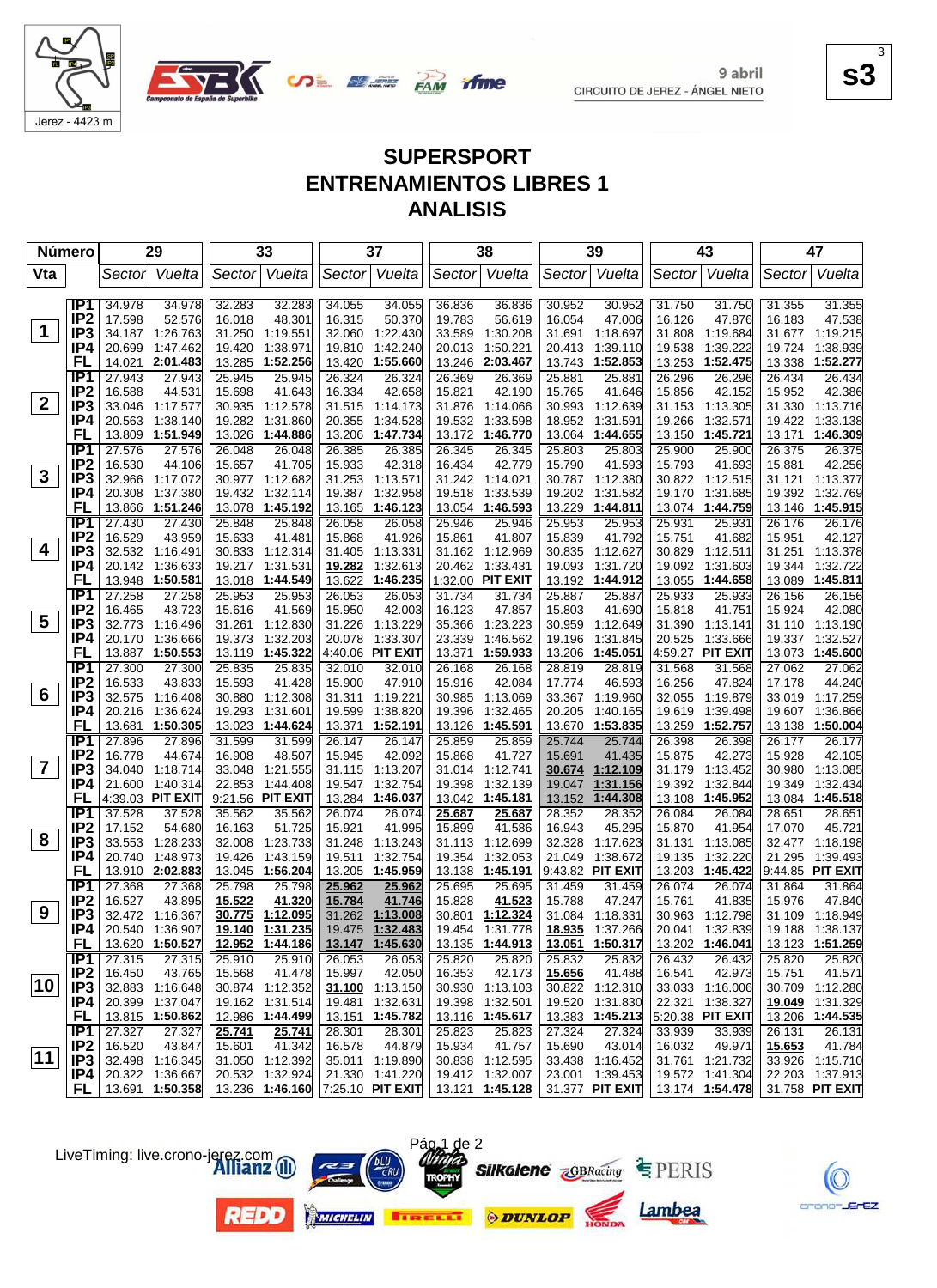# SUPERSPORT
# ENTRENAMIENTOS LIBRES 1
# ANALISIS

9 abril
CIRCUITO DE JEREZ - ÁNGEL NIETO

| Número | | 29 | | 33 | | 37 | | 38 | | 39 | | 43 | | 47 | |
|---|---|---|---|---|---|---|---|---|---|---|---|---|---|---|---|
| Vta | | Sector | Vuelta | Sector | Vuelta | Sector | Vuelta | Sector | Vuelta | Sector | Vuelta | Sector | Vuelta | Sector | Vuelta |
| 1 | IP1 | 34.978 | 34.978 | 32.283 | 32.283 | 34.055 | 34.055 | 36.836 | 36.836 | 30.952 | 30.952 | 31.750 | 31.750 | 31.355 | 31.355 |
| | IP2 | 17.598 | 52.576 | 16.018 | 48.301 | 16.315 | 50.370 | 19.783 | 56.619 | 16.054 | 47.006 | 16.126 | 47.876 | 16.183 | 47.538 |
| | IP3 | 34.187 | 1:26.763 | 31.250 | 1:19.551 | 32.060 | 1:22.430 | 33.589 | 1:30.208 | 31.691 | 1:18.697 | 31.808 | 1:19.684 | 31.677 | 1:19.215 |
| | IP4 | 20.699 | 1:47.462 | 19.420 | 1:38.971 | 19.810 | 1:42.240 | 20.013 | 1:50.221 | 20.413 | 1:39.110 | 19.538 | 1:39.222 | 19.724 | 1:38.939 |
| | FL | 14.021 | 2:01.483 | 13.285 | 1:52.256 | 13.420 | 1:55.660 | 13.246 | 2:03.467 | 13.743 | 1:52.853 | 13.253 | 1:52.475 | 13.338 | 1:52.277 |
| 2 | IP1 | 27.943 | 27.943 | 25.945 | 25.945 | 26.324 | 26.324 | 26.369 | 26.369 | 25.881 | 25.881 | 26.296 | 26.296 | 26.434 | 26.434 |
| | IP2 | 16.588 | 44.531 | 15.698 | 41.643 | 16.334 | 42.658 | 15.821 | 42.190 | 15.765 | 41.646 | 15.856 | 42.152 | 15.952 | 42.386 |
| | IP3 | 33.046 | 1:17.577 | 30.935 | 1:12.578 | 31.515 | 1:14.173 | 31.876 | 1:14.066 | 30.993 | 1:12.639 | 31.153 | 1:13.305 | 31.330 | 1:13.716 |
| | IP4 | 20.563 | 1:38.140 | 19.282 | 1:31.860 | 20.355 | 1:34.528 | 19.532 | 1:33.598 | 18.952 | 1:31.591 | 19.266 | 1:32.571 | 19.422 | 1:33.138 |
| | FL | 13.809 | 1:51.949 | 13.026 | 1:44.886 | 13.206 | 1:47.734 | 13.172 | 1:46.770 | 13.064 | 1:44.655 | 13.150 | 1:45.721 | 13.171 | 1:46.309 |
| 3 | IP1 | 27.576 | 27.576 | 26.048 | 26.048 | 26.385 | 26.385 | 26.345 | 26.345 | 25.803 | 25.803 | 25.900 | 25.900 | 26.375 | 26.375 |
| | IP2 | 16.530 | 44.106 | 15.657 | 41.705 | 15.933 | 42.318 | 16.434 | 42.779 | 15.790 | 41.593 | 15.793 | 41.693 | 15.881 | 42.256 |
| | IP3 | 32.966 | 1:17.072 | 30.977 | 1:12.682 | 31.253 | 1:13.571 | 31.242 | 1:14.021 | 30.787 | 1:12.380 | 30.822 | 1:12.515 | 31.121 | 1:13.377 |
| | IP4 | 20.308 | 1:37.380 | 19.432 | 1:32.114 | 19.387 | 1:32.958 | 19.518 | 1:33.539 | 19.202 | 1:31.582 | 19.170 | 1:31.685 | 19.392 | 1:32.769 |
| | FL | 13.866 | 1:51.246 | 13.078 | 1:45.192 | 13.165 | 1:46.123 | 13.054 | 1:46.593 | 13.229 | 1:44.811 | 13.074 | 1:44.759 | 13.146 | 1:45.915 |
| 4 | IP1 | 27.430 | 27.430 | 25.848 | 25.848 | 26.058 | 26.058 | 25.946 | 25.946 | 25.953 | 25.953 | 25.931 | 25.931 | 26.176 | 26.176 |
| | IP2 | 16.529 | 43.959 | 15.633 | 41.481 | 15.868 | 41.926 | 15.861 | 41.807 | 15.839 | 41.792 | 15.751 | 41.682 | 15.951 | 42.127 |
| | IP3 | 32.532 | 1:16.491 | 30.833 | 1:12.314 | 31.405 | 1:13.331 | 31.162 | 1:12.969 | 30.835 | 1:12.627 | 30.829 | 1:12.511 | 31.251 | 1:13.378 |
| | IP4 | 20.142 | 1:36.633 | 19.217 | 1:31.531 | 19.282 | 1:32.613 | 20.462 | 1:33.431 | 19.093 | 1:31.720 | 19.092 | 1:31.603 | 19.344 | 1:32.722 |
| | FL | 13.948 | 1:50.581 | 13.018 | 1:44.549 | 13.622 | 1:46.235 | 1:32.00 | PIT EXIT | 13.192 | 1:44.912 | 13.055 | 1:44.658 | 13.089 | 1:45.811 |
| 5 | IP1 | 27.258 | 27.258 | 25.953 | 25.953 | 26.053 | 26.053 | 31.734 | 31.734 | 25.887 | 25.887 | 25.933 | 25.933 | 26.156 | 26.156 |
| | IP2 | 16.465 | 43.723 | 15.616 | 41.569 | 15.950 | 42.003 | 16.123 | 47.857 | 15.803 | 41.690 | 15.818 | 41.751 | 15.924 | 42.080 |
| | IP3 | 32.773 | 1:16.496 | 31.261 | 1:12.830 | 31.226 | 1:13.229 | 35.366 | 1:23.223 | 30.959 | 1:12.649 | 31.390 | 1:13.141 | 31.110 | 1:13.190 |
| | IP4 | 20.170 | 1:36.666 | 19.373 | 1:32.203 | 20.078 | 1:33.307 | 23.339 | 1:46.562 | 19.196 | 1:31.845 | 20.525 | 1:33.666 | 19.337 | 1:32.527 |
| | FL | 13.887 | 1:50.553 | 13.119 | 1:45.322 | 4:40.06 | PIT EXIT | 13.371 | 1:59.933 | 13.206 | 1:45.051 | 4:59.27 | PIT EXIT | 13.073 | 1:45.600 |
| 6 | IP1 | 27.300 | 27.300 | 25.835 | 25.835 | 32.010 | 32.010 | 26.168 | 26.168 | 28.819 | 28.819 | 31.568 | 31.568 | 27.062 | 27.062 |
| | IP2 | 16.533 | 43.833 | 15.593 | 41.428 | 15.900 | 47.910 | 15.916 | 42.084 | 17.774 | 46.593 | 16.256 | 47.824 | 17.178 | 44.240 |
| | IP3 | 32.575 | 1:16.408 | 30.880 | 1:12.308 | 31.311 | 1:19.221 | 30.985 | 1:13.069 | 33.367 | 1:19.960 | 32.055 | 1:19.879 | 33.019 | 1:17.259 |
| | IP4 | 20.216 | 1:36.624 | 19.293 | 1:31.601 | 19.599 | 1:38.820 | 19.396 | 1:32.465 | 20.205 | 1:40.165 | 19.619 | 1:39.498 | 19.607 | 1:36.866 |
| | FL | 13.681 | 1:50.305 | 13.023 | 1:44.624 | 13.371 | 1:52.191 | 13.126 | 1:45.591 | 13.670 | 1:53.835 | 13.259 | 1:52.757 | 13.138 | 1:50.004 |
| 7 | IP1 | 27.896 | 27.896 | 31.599 | 31.599 | 26.147 | 26.147 | 25.859 | 25.859 | 25.744 | 25.744 | 26.398 | 26.398 | 26.177 | 26.177 |
| | IP2 | 16.778 | 44.674 | 16.908 | 48.507 | 15.945 | 42.092 | 15.868 | 41.727 | 15.691 | 41.435 | 15.875 | 42.273 | 15.928 | 42.105 |
| | IP3 | 34.040 | 1:18.714 | 33.048 | 1:21.555 | 31.115 | 1:13.207 | 31.014 | 1:12.741 | 30.674 | 1:12.109 | 31.179 | 1:13.452 | 30.980 | 1:13.085 |
| | IP4 | 21.600 | 1:40.314 | 22.853 | 1:44.408 | 19.547 | 1:32.754 | 19.398 | 1:32.139 | 19.047 | 1:31.156 | 19.392 | 1:32.844 | 19.349 | 1:32.434 |
| | FL | 4:39.03 | PIT EXIT | 9:21.56 | PIT EXIT | 13.284 | 1:46.037 | 13.042 | 1:45.181 | 13.152 | 1:44.308 | 13.108 | 1:45.952 | 13.084 | 1:45.518 |
| 8 | IP1 | 37.528 | 37.528 | 35.562 | 35.562 | 26.074 | 26.074 | 25.687 | 25.687 | 28.352 | 28.352 | 26.084 | 26.084 | 28.651 | 28.651 |
| | IP2 | 17.152 | 54.680 | 16.163 | 51.725 | 15.921 | 41.995 | 15.899 | 41.586 | 16.943 | 45.295 | 15.870 | 41.954 | 17.070 | 45.721 |
| | IP3 | 33.553 | 1:28.233 | 32.008 | 1:23.733 | 31.248 | 1:13.243 | 31.113 | 1:12.699 | 32.328 | 1:17.623 | 31.131 | 1:13.085 | 32.477 | 1:18.198 |
| | IP4 | 20.740 | 1:48.973 | 19.426 | 1:43.159 | 19.511 | 1:32.754 | 19.354 | 1:32.053 | 21.049 | 1:38.672 | 19.135 | 1:32.220 | 21.295 | 1:39.493 |
| | FL | 13.910 | 2:02.883 | 13.045 | 1:56.204 | 13.205 | 1:45.959 | 13.138 | 1:45.191 | 9:43.82 | PIT EXIT | 13.203 | 1:45.422 | 9:44.85 | PIT EXIT |
| 9 | IP1 | 27.368 | 27.368 | 25.798 | 25.798 | 25.962 | 25.962 | 25.695 | 25.695 | 31.459 | 31.459 | 26.074 | 26.074 | 31.864 | 31.864 |
| | IP2 | 16.527 | 43.895 | 15.522 | 41.320 | 15.784 | 41.746 | 15.828 | 41.523 | 15.788 | 47.247 | 15.761 | 41.835 | 15.976 | 47.840 |
| | IP3 | 32.472 | 1:16.367 | 30.775 | 1:12.095 | 31.262 | 1:13.008 | 30.801 | 1:12.324 | 31.084 | 1:18.331 | 30.963 | 1:12.798 | 31.109 | 1:18.949 |
| | IP4 | 20.540 | 1:36.907 | 19.140 | 1:31.235 | 19.475 | 1:32.483 | 19.454 | 1:31.778 | 18.935 | 1:37.266 | 20.041 | 1:32.839 | 19.188 | 1:38.137 |
| | FL | 13.620 | 1:50.527 | 12.952 | 1:44.186 | 13.147 | 1:45.630 | 13.135 | 1:44.913 | 13.051 | 1:50.317 | 13.202 | 1:46.041 | 13.122 | 1:51.259 |
| 10 | IP1 | 27.315 | 27.315 | 25.910 | 25.910 | 26.053 | 26.053 | 25.820 | 25.820 | 25.832 | 25.832 | 26.432 | 26.432 | 25.820 | 25.820 |
| | IP2 | 16.450 | 43.765 | 15.568 | 41.478 | 15.997 | 42.050 | 16.353 | 42.173 | 15.656 | 41.488 | 16.541 | 42.973 | 15.751 | 41.571 |
| | IP3 | 32.883 | 1:16.648 | 30.874 | 1:12.352 | 31.100 | 1:13.150 | 30.930 | 1:13.103 | 30.822 | 1:12.310 | 33.033 | 1:16.006 | 30.709 | 1:12.280 |
| | IP4 | 20.399 | 1:37.047 | 19.162 | 1:31.514 | 19.481 | 1:32.631 | 19.398 | 1:32.501 | 19.520 | 1:31.830 | 22.321 | 1:38.327 | 19.049 | 1:31.329 |
| | FL | 13.815 | 1:50.862 | 12.986 | 1:44.499 | 13.151 | 1:45.782 | 13.116 | 1:45.617 | 13.383 | 1:45.213 | 5:20.38 | PIT EXIT | 13.206 | 1:44.535 |
| 11 | IP1 | 27.327 | 27.327 | 25.741 | 25.741 | 28.301 | 28.301 | 25.823 | 25.823 | 27.324 | 27.324 | 33.939 | 33.939 | 26.131 | 26.131 |
| | IP2 | 16.520 | 43.847 | 15.601 | 41.342 | 16.578 | 44.879 | 15.934 | 41.757 | 15.690 | 43.014 | 16.032 | 49.971 | 15.653 | 41.784 |
| | IP3 | 32.498 | 1:16.345 | 31.050 | 1:12.392 | 35.011 | 1:19.890 | 30.838 | 1:12.595 | 33.438 | 1:16.452 | 31.761 | 1:21.732 | 33.926 | 1:15.710 |
| | IP4 | 20.322 | 1:36.667 | 20.532 | 1:32.924 | 21.330 | 1:41.220 | 19.412 | 1:32.007 | 23.001 | 1:39.453 | 19.572 | 1:41.304 | 22.203 | 1:37.913 |
| | FL | 13.691 | 1:50.358 | 13.236 | 1:46.160 | 7:25.10 | PIT EXIT | 13.121 | 1:45.128 | 31.377 | PIT EXIT | 13.174 | 1:54.478 | 31.758 | PIT EXIT |

LiveTiming: live.crono-jerez.com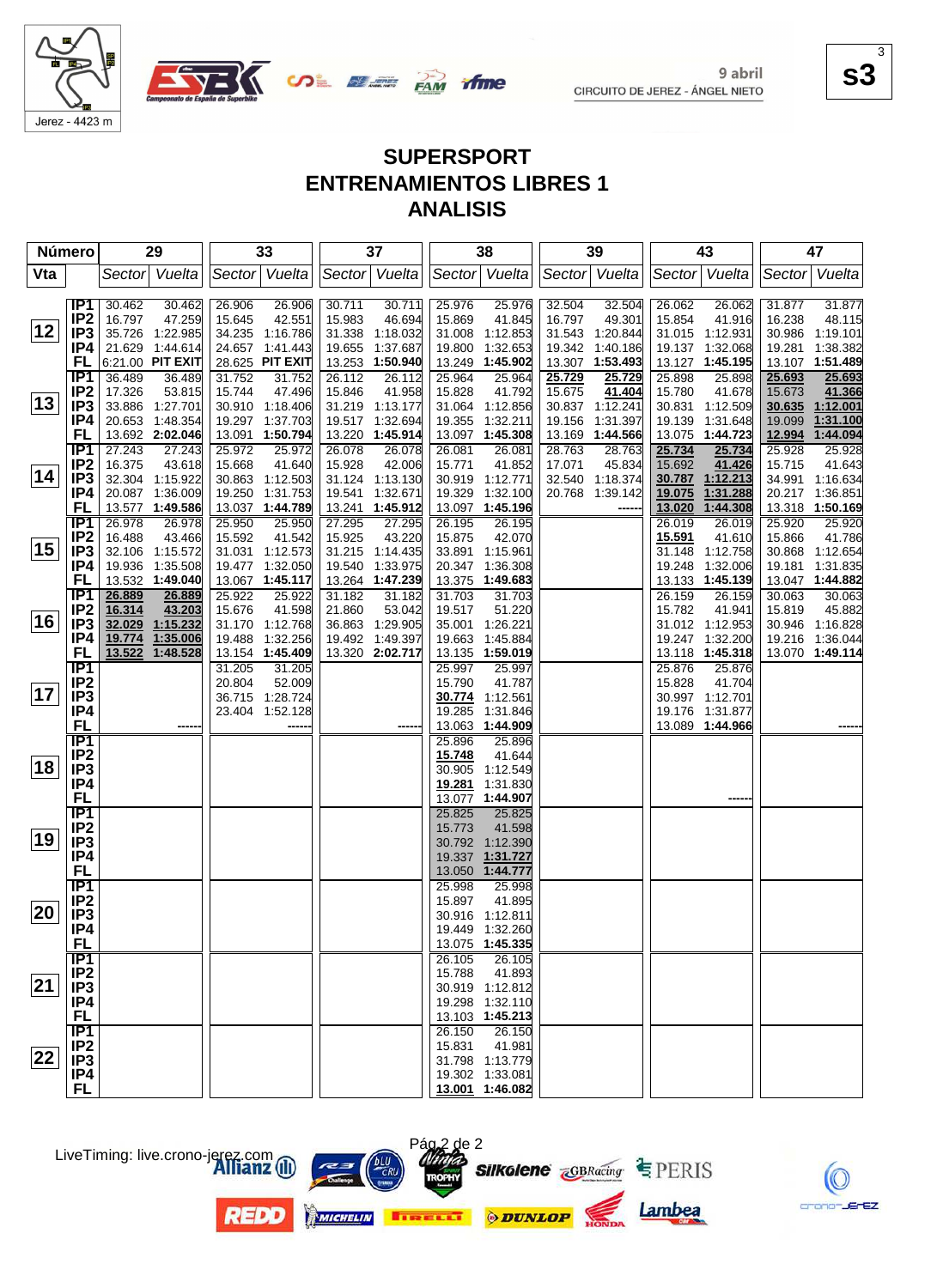9 abril
CIRCUITO DE JEREZ - ÁNGEL NIETO

s3

# SUPERSPORT
# ENTRENAMIENTOS LIBRES 1
# ANALISIS

| Vta | | 29 Sector | 29 Vuelta | 33 Sector | 33 Vuelta | 37 Sector | 37 Vuelta | 38 Sector | 38 Vuelta | 39 Sector | 39 Vuelta | 43 Sector | 43 Vuelta | 47 Sector | 47 Vuelta |
|---|---|---|---|---|---|---|---|---|---|---|---|---|---|---|---|
| 12 | IP1 | 30.462 | 30.462 | 26.906 | 26.906 | 30.711 | 30.711 | 25.976 | 25.976 | 32.504 | 32.504 | 26.062 | 26.062 | 31.877 | 31.877 |
| | IP2 | 16.797 | 47.259 | 15.645 | 42.551 | 15.983 | 46.694 | 15.869 | 41.845 | 16.797 | 49.301 | 15.854 | 41.916 | 16.238 | 48.115 |
| | IP3 | 35.726 | 1:22.985 | 34.235 | 1:16.786 | 31.338 | 1:18.032 | 31.008 | 1:12.853 | 31.543 | 1:20.844 | 31.015 | 1:12.931 | 30.986 | 1:19.101 |
| | IP4 | 21.629 | 1:44.614 | 24.657 | 1:41.443 | 19.655 | 1:37.687 | 19.800 | 1:32.653 | 19.342 | 1:40.186 | 19.137 | 1:32.068 | 19.281 | 1:38.382 |
| | FL | 6:21.00 | **PIT EXIT** | 28.625 | **PIT EXIT** | 13.253 | **1:50.940** | 13.249 | **1:45.902** | 13.307 | **1:53.493** | 13.127 | **1:45.195** | 13.107 | **1:51.489** |
| 13 | IP1 | 36.489 | 36.489 | 31.752 | 31.752 | 26.112 | 26.112 | 25.964 | 25.964 | 25.729 | 25.729 | 25.898 | 25.898 | 25.693 | 25.693 |
| | IP2 | 17.326 | 53.815 | 15.744 | 47.496 | 15.846 | 41.958 | 15.828 | 41.792 | 15.675 | 41.404 | 15.780 | 41.678 | 15.673 | 41.366 |
| | IP3 | 33.886 | 1:27.701 | 30.910 | 1:18.406 | 31.219 | 1:13.177 | 31.064 | 1:12.856 | 30.837 | 1:12.241 | 30.831 | 1:12.509 | 30.635 | 1:12.001 |
| | IP4 | 20.653 | 1:48.354 | 19.297 | 1:37.703 | 19.517 | 1:32.694 | 19.355 | 1:32.211 | 19.156 | 1:31.397 | 19.139 | 1:31.648 | 19.099 | 1:31.100 |
| | FL | 13.692 | **2:02.046** | 13.091 | **1:50.794** | 13.220 | **1:45.914** | 13.097 | **1:45.308** | 13.169 | **1:44.566** | 13.075 | **1:44.723** | 12.994 | **1:44.094** |
| 14 | IP1 | 27.243 | 27.243 | 25.972 | 25.972 | 26.078 | 26.078 | 26.081 | 26.081 | 28.763 | 28.763 | 25.734 | 25.734 | 25.928 | 25.928 |
| | IP2 | 16.375 | 43.618 | 15.668 | 41.640 | 15.928 | 42.006 | 15.771 | 41.852 | 17.071 | 45.834 | 15.692 | 41.426 | 15.715 | 41.643 |
| | IP3 | 32.304 | 1:15.922 | 30.863 | 1:12.503 | 31.124 | 1:13.130 | 30.919 | 1:12.771 | 32.540 | 1:18.374 | 30.787 | 1:12.213 | 34.991 | 1:16.634 |
| | IP4 | 20.087 | 1:36.009 | 19.250 | 1:31.753 | 19.541 | 1:32.671 | 19.329 | 1:32.100 | 20.768 | 1:39.142 | 19.075 | 1:31.288 | 20.217 | 1:36.851 |
| | FL | 13.577 | **1:49.586** | 13.037 | **1:44.789** | 13.241 | **1:45.912** | 13.097 | **1:45.196** | | ------ | 13.020 | **1:44.308** | 13.318 | **1:50.169** |
| 15 | IP1 | 26.978 | 26.978 | 25.950 | 25.950 | 27.295 | 27.295 | 26.195 | 26.195 | | | 26.019 | 26.019 | 25.920 | 25.920 |
| | IP2 | 16.488 | 43.466 | 15.592 | 41.542 | 15.925 | 43.220 | 15.875 | 42.070 | | | 15.591 | 41.610 | 15.866 | 41.786 |
| | IP3 | 32.106 | 1:15.572 | 31.031 | 1:12.573 | 31.215 | 1:14.435 | 33.891 | 1:15.961 | | | 31.148 | 1:12.758 | 30.868 | 1:12.654 |
| | IP4 | 19.936 | 1:35.508 | 19.477 | 1:32.050 | 19.540 | 1:33.975 | 20.347 | 1:36.308 | | | 19.248 | 1:32.006 | 19.181 | 1:31.835 |
| | FL | 13.532 | **1:49.040** | 13.067 | **1:45.117** | 13.264 | **1:47.239** | 13.375 | **1:49.683** | | | 13.133 | **1:45.139** | 13.047 | **1:44.882** |
| 16 | IP1 | 26.889 | 26.889 | 25.922 | 25.922 | 31.182 | 31.182 | 31.703 | 31.703 | | | 26.159 | 26.159 | 30.063 | 30.063 |
| | IP2 | 16.314 | 43.203 | 15.676 | 41.598 | 21.860 | 53.042 | 19.517 | 51.220 | | | 15.782 | 41.941 | 15.819 | 45.882 |
| | IP3 | 32.029 | 1:15.232 | 31.170 | 1:12.768 | 36.863 | 1:29.905 | 35.001 | 1:26.221 | | | 31.012 | 1:12.953 | 30.946 | 1:16.828 |
| | IP4 | 19.774 | 1:35.006 | 19.488 | 1:32.256 | 19.492 | 1:49.397 | 19.663 | 1:45.884 | | | 19.247 | 1:32.200 | 19.216 | 1:36.044 |
| | FL | 13.522 | **1:48.528** | 13.154 | **1:45.409** | 13.320 | **2:02.717** | 13.135 | **1:59.019** | | | 13.118 | **1:45.318** | 13.070 | **1:49.114** |
| 17 | IP1 | | | 31.205 | 31.205 | | | 25.997 | 25.997 | | | 25.876 | 25.876 | | |
| | IP2 | | | 20.804 | 52.009 | | | 15.790 | 41.787 | | | 15.828 | 41.704 | | |
| | IP3 | | | 36.715 | 1:28.724 | | | 30.774 | 1:12.561 | | | 30.997 | 1:12.701 | | |
| | IP4 | | | 23.404 | 1:52.128 | | | 19.285 | 1:31.846 | | | 19.176 | 1:31.877 | | |
| | FL | | ------ | | ------ | | ------ | 13.063 | **1:44.909** | | | 13.089 | **1:44.966** | | ------ |
| 18 | IP1 | | | | | | | 25.896 | 25.896 | | | | | | |
| | IP2 | | | | | | | 15.748 | 41.644 | | | | | | |
| | IP3 | | | | | | | 30.905 | 1:12.549 | | | | | | |
| | IP4 | | | | | | | 19.281 | 1:31.830 | | | | | | |
| | FL | | | | | | | 13.077 | **1:44.907** | | | | ------ | | |
| 19 | IP1 | | | | | | | 25.825 | 25.825 | | | | | | |
| | IP2 | | | | | | | 15.773 | 41.598 | | | | | | |
| | IP3 | | | | | | | 30.792 | 1:12.390 | | | | | | |
| | IP4 | | | | | | | 19.337 | 1:31.727 | | | | | | |
| | FL | | | | | | | 13.050 | **1:44.777** | | | | | | |
| 20 | IP1 | | | | | | | 25.998 | 25.998 | | | | | | |
| | IP2 | | | | | | | 15.897 | 41.895 | | | | | | |
| | IP3 | | | | | | | 30.916 | 1:12.811 | | | | | | |
| | IP4 | | | | | | | 19.449 | 1:32.260 | | | | | | |
| | FL | | | | | | | 13.075 | **1:45.335** | | | | | | |
| 21 | IP1 | | | | | | | 26.105 | 26.105 | | | | | | |
| | IP2 | | | | | | | 15.788 | 41.893 | | | | | | |
| | IP3 | | | | | | | 30.919 | 1:12.812 | | | | | | |
| | IP4 | | | | | | | 19.298 | 1:32.110 | | | | | | |
| | FL | | | | | | | 13.103 | **1:45.213** | | | | | | |
| 22 | IP1 | | | | | | | 26.150 | 26.150 | | | | | | |
| | IP2 | | | | | | | 15.831 | 41.981 | | | | | | |
| | IP3 | | | | | | | 31.798 | 1:13.779 | | | | | | |
| | IP4 | | | | | | | 19.302 | 1:33.081 | | | | | | |
| | FL | | | | | | | 13.001 | **1:46.082** | | | | | | |

LiveTiming: live.crono-jerez.com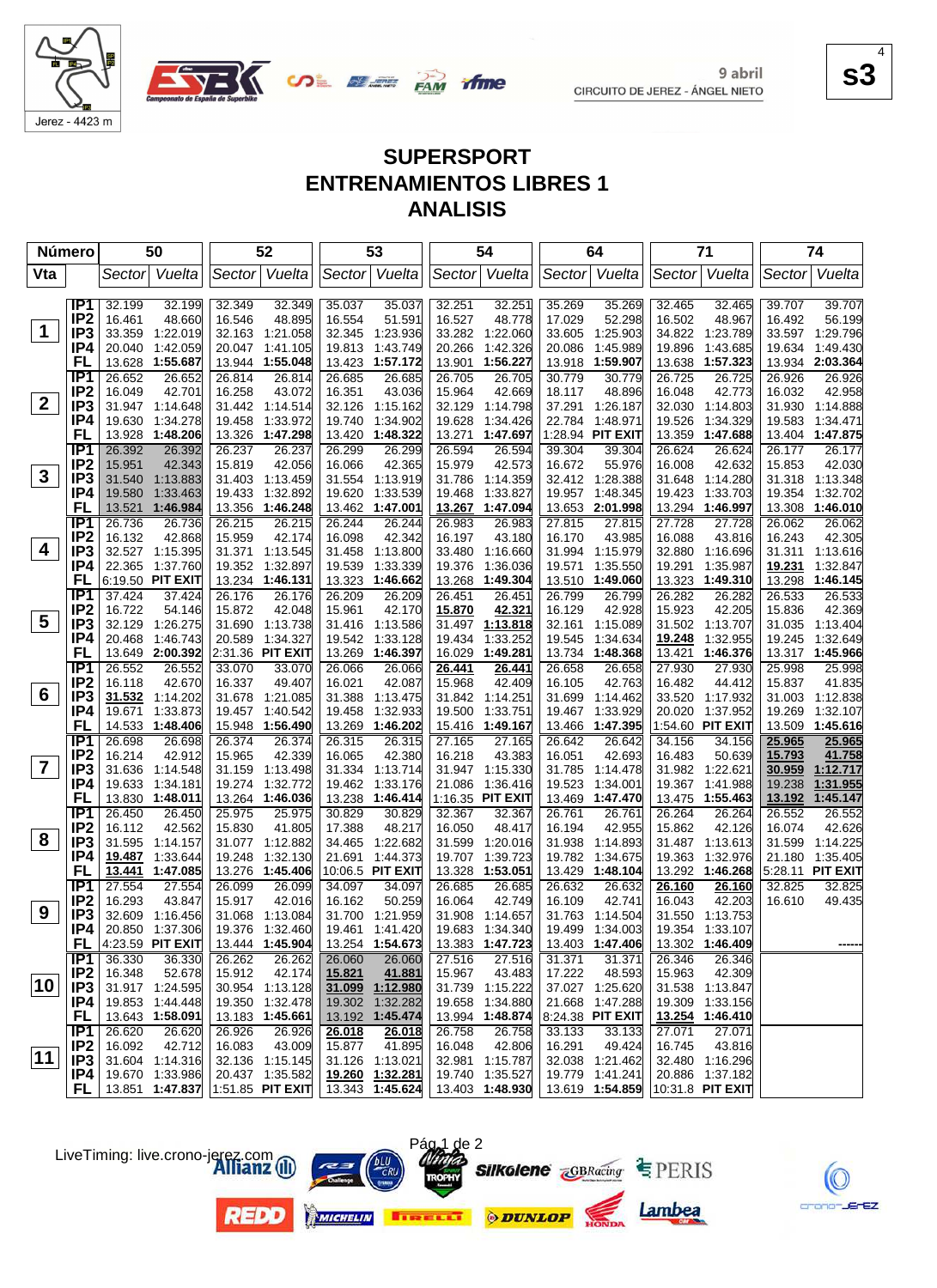Jerez - 4423 m

9 abril
CIRCUITO DE JEREZ - ÁNGEL NIETO

s3

# SUPERSPORT
## ENTRENAMIENTOS LIBRES 1
## ANALISIS

| Vta | | 50 Sector | 50 Vuelta | 52 Sector | 52 Vuelta | 53 Sector | 53 Vuelta | 54 Sector | 54 Vuelta | 64 Sector | 64 Vuelta | 71 Sector | 71 Vuelta | 74 Sector | 74 Vuelta |
|---|---|---|---|---|---|---|---|---|---|---|---|---|---|---|---|
| 1 | IP1 | 32.199 | 32.199 | 32.349 | 32.349 | 35.037 | 35.037 | 32.251 | 32.251 | 35.269 | 35.269 | 32.465 | 32.465 | 39.707 | 39.707 |
| | IP2 | 16.461 | 48.660 | 16.546 | 48.895 | 16.554 | 51.591 | 16.527 | 48.778 | 17.029 | 52.298 | 16.502 | 48.967 | 16.492 | 56.199 |
| | IP3 | 33.359 | 1:22.019 | 32.163 | 1:21.058 | 32.345 | 1:23.936 | 33.282 | 1:22.060 | 33.605 | 1:25.903 | 34.822 | 1:23.789 | 33.597 | 1:29.796 |
| | IP4 | 20.040 | 1:42.059 | 20.047 | 1:41.105 | 19.813 | 1:43.749 | 20.266 | 1:42.326 | 20.086 | 1:45.989 | 19.896 | 1:43.685 | 19.634 | 1:49.430 |
| | FL | 13.628 | 1:55.687 | 13.944 | 1:55.048 | 13.423 | 1:57.172 | 13.901 | 1:56.227 | 13.918 | 1:59.907 | 13.638 | 1:57.323 | 13.934 | 2:03.364 |
| 2 | IP1 | 26.652 | 26.652 | 26.814 | 26.814 | 26.685 | 26.685 | 26.705 | 26.705 | 30.779 | 30.779 | 26.725 | 26.725 | 26.926 | 26.926 |
| | IP2 | 16.049 | 42.701 | 16.258 | 43.072 | 16.351 | 43.036 | 15.964 | 42.669 | 18.117 | 48.896 | 16.048 | 42.773 | 16.032 | 42.958 |
| | IP3 | 31.947 | 1:14.648 | 31.442 | 1:14.514 | 32.126 | 1:15.162 | 32.129 | 1:14.798 | 37.291 | 1:26.187 | 32.030 | 1:14.803 | 31.930 | 1:14.888 |
| | IP4 | 19.630 | 1:34.278 | 19.458 | 1:33.972 | 19.740 | 1:34.902 | 19.628 | 1:34.426 | 22.784 | 1:48.971 | 19.526 | 1:34.329 | 19.583 | 1:34.471 |
| | FL | 13.928 | 1:48.206 | 13.326 | 1:47.298 | 13.420 | 1:48.322 | 13.271 | 1:47.697 | 1:28.94 | PIT EXIT | 13.359 | 1:47.688 | 13.404 | 1:47.875 |
| 3 | IP1 | 26.392 | 26.392 | 26.237 | 26.237 | 26.299 | 26.299 | 26.594 | 26.594 | 39.304 | 39.304 | 26.624 | 26.624 | 26.177 | 26.177 |
| | IP2 | 15.951 | 42.343 | 15.819 | 42.056 | 16.066 | 42.365 | 15.979 | 42.573 | 16.672 | 55.976 | 16.008 | 42.632 | 15.853 | 42.030 |
| | IP3 | 31.540 | 1:13.883 | 31.403 | 1:13.459 | 31.554 | 1:13.919 | 31.786 | 1:14.359 | 32.412 | 1:28.388 | 31.648 | 1:14.280 | 31.318 | 1:13.348 |
| | IP4 | 19.580 | 1:33.463 | 19.433 | 1:32.892 | 19.620 | 1:33.539 | 19.468 | 1:33.827 | 19.957 | 1:48.345 | 19.423 | 1:33.703 | 19.354 | 1:32.702 |
| | FL | 13.521 | 1:46.984 | 13.356 | 1:46.248 | 13.462 | 1:47.001 | 13.267 | 1:47.094 | 13.653 | 2:01.998 | 13.294 | 1:46.997 | 13.308 | 1:46.010 |
| 4 | IP1 | 26.736 | 26.736 | 26.215 | 26.215 | 26.244 | 26.244 | 26.983 | 26.983 | 27.815 | 27.815 | 27.728 | 27.728 | 26.062 | 26.062 |
| | IP2 | 16.132 | 42.868 | 15.959 | 42.174 | 16.098 | 42.342 | 16.197 | 43.180 | 16.170 | 43.985 | 16.088 | 43.816 | 16.243 | 42.305 |
| | IP3 | 32.527 | 1:15.395 | 31.371 | 1:13.545 | 31.458 | 1:13.800 | 33.480 | 1:16.660 | 31.994 | 1:15.979 | 32.880 | 1:16.696 | 31.311 | 1:13.616 |
| | IP4 | 22.365 | 1:37.760 | 19.352 | 1:32.897 | 19.539 | 1:33.339 | 19.376 | 1:36.036 | 19.571 | 1:35.550 | 19.291 | 1:35.987 | 19.231 | 1:32.847 |
| | FL | 6:19.50 | PIT EXIT | 13.234 | 1:46.131 | 13.323 | 1:46.662 | 13.268 | 1:49.304 | 13.510 | 1:49.060 | 13.323 | 1:49.310 | 13.298 | 1:46.145 |
| 5 | IP1 | 37.424 | 37.424 | 26.176 | 26.176 | 26.209 | 26.209 | 26.451 | 26.451 | 26.799 | 26.799 | 26.282 | 26.282 | 26.533 | 26.533 |
| | IP2 | 16.722 | 54.146 | 15.872 | 42.048 | 15.961 | 42.170 | 15.870 | 42.321 | 16.129 | 42.928 | 15.923 | 42.205 | 15.836 | 42.369 |
| | IP3 | 32.129 | 1:26.275 | 31.690 | 1:13.738 | 31.416 | 1:13.586 | 31.497 | 1:13.818 | 32.161 | 1:15.089 | 31.502 | 1:13.707 | 31.035 | 1:13.404 |
| | IP4 | 20.468 | 1:46.743 | 20.589 | 1:34.327 | 19.542 | 1:33.128 | 19.434 | 1:33.252 | 19.545 | 1:34.634 | 19.248 | 1:32.955 | 19.245 | 1:32.649 |
| | FL | 13.649 | 2:00.392 | 13.269 | 1:47.596 | 13.269 | 1:46.397 | 16.029 | 1:49.281 | 13.734 | 1:48.368 | 13.421 | 1:46.376 | 13.317 | 1:45.966 |
| 6 | IP1 | 26.552 | 26.552 | 33.070 | 33.070 | 26.066 | 26.066 | 26.441 | 26.441 | 26.658 | 26.658 | 27.930 | 27.930 | 25.998 | 25.998 |
| | IP2 | 16.118 | 42.670 | 16.337 | 49.407 | 16.021 | 42.087 | 15.968 | 42.409 | 16.105 | 42.763 | 16.482 | 44.412 | 15.837 | 41.835 |
| | IP3 | 31.532 | 1:14.202 | 31.678 | 1:21.085 | 31.388 | 1:13.475 | 31.842 | 1:14.251 | 31.699 | 1:14.462 | 33.520 | 1:17.932 | 31.003 | 1:12.838 |
| | IP4 | 19.671 | 1:33.873 | 19.457 | 1:40.542 | 19.458 | 1:32.933 | 19.500 | 1:33.751 | 19.467 | 1:33.929 | 20.020 | 1:37.952 | 19.269 | 1:32.107 |
| | FL | 14.533 | 1:48.406 | 15.948 | 1:56.490 | 13.269 | 1:46.202 | 15.416 | 1:49.167 | 13.466 | 1:47.395 | 1:54.60 | PIT EXIT | 13.509 | 1:45.616 |
| 7 | IP1 | 26.698 | 26.698 | 26.374 | 26.374 | 26.315 | 26.315 | 27.165 | 27.165 | 26.642 | 26.642 | 34.156 | 34.156 | 25.965 | 25.965 |
| | IP2 | 16.214 | 42.912 | 15.965 | 42.339 | 16.065 | 42.380 | 16.218 | 43.383 | 16.051 | 42.693 | 16.483 | 50.639 | 15.793 | 41.758 |
| | IP3 | 31.636 | 1:14.548 | 31.159 | 1:13.498 | 31.334 | 1:13.714 | 31.947 | 1:15.330 | 31.785 | 1:14.478 | 31.982 | 1:22.621 | 30.959 | 1:12.717 |
| | IP4 | 19.633 | 1:34.181 | 19.274 | 1:32.772 | 19.462 | 1:33.176 | 21.086 | 1:36.416 | 19.523 | 1:34.001 | 19.367 | 1:41.988 | 19.238 | 1:31.955 |
| | FL | 13.830 | 1:48.011 | 13.264 | 1:46.036 | 13.238 | 1:46.414 | 1:16.35 | PIT EXIT | 13.469 | 1:47.470 | 13.475 | 1:55.463 | 13.192 | 1:45.147 |
| 8 | IP1 | 26.450 | 26.450 | 25.975 | 25.975 | 30.829 | 30.829 | 32.367 | 32.367 | 26.761 | 26.761 | 26.264 | 26.264 | 26.552 | 26.552 |
| | IP2 | 16.112 | 42.562 | 15.830 | 41.805 | 17.388 | 48.217 | 16.050 | 48.417 | 16.194 | 42.955 | 15.862 | 42.126 | 16.074 | 42.626 |
| | IP3 | 31.595 | 1:14.157 | 31.077 | 1:12.882 | 34.465 | 1:22.682 | 31.599 | 1:20.016 | 31.938 | 1:14.893 | 31.487 | 1:13.613 | 31.599 | 1:14.225 |
| | IP4 | 19.487 | 1:33.644 | 19.248 | 1:32.130 | 21.691 | 1:44.373 | 19.707 | 1:39.723 | 19.782 | 1:34.675 | 19.363 | 1:32.976 | 21.180 | 1:35.405 |
| | FL | 13.441 | 1:47.085 | 13.276 | 1:45.406 | 10:06.5 | PIT EXIT | 13.328 | 1:53.051 | 13.429 | 1:48.104 | 13.292 | 1:46.268 | 5:28.11 | PIT EXIT |
| 9 | IP1 | 27.554 | 27.554 | 26.099 | 26.099 | 34.097 | 34.097 | 26.685 | 26.685 | 26.632 | 26.632 | 26.160 | 26.160 | 32.825 | 32.825 |
| | IP2 | 16.293 | 43.847 | 15.917 | 42.016 | 16.162 | 50.259 | 16.064 | 42.749 | 16.109 | 42.741 | 16.043 | 42.203 | 16.610 | 49.435 |
| | IP3 | 32.609 | 1:16.456 | 31.068 | 1:13.084 | 31.700 | 1:21.959 | 31.908 | 1:14.657 | 31.763 | 1:14.504 | 31.550 | 1:13.753 | | |
| | IP4 | 20.850 | 1:37.306 | 19.376 | 1:32.460 | 19.461 | 1:41.420 | 19.683 | 1:34.340 | 19.499 | 1:34.003 | 19.354 | 1:33.107 | | |
| | FL | 4:23.59 | PIT EXIT | 13.444 | 1:45.904 | 13.254 | 1:54.673 | 13.383 | 1:47.723 | 13.403 | 1:47.406 | 13.302 | 1:46.409 | | ------ |
| 10 | IP1 | 36.330 | 36.330 | 26.262 | 26.262 | 26.060 | 26.060 | 27.516 | 27.516 | 31.371 | 31.371 | 26.346 | 26.346 | | |
| | IP2 | 16.348 | 52.678 | 15.912 | 42.174 | 15.821 | 41.881 | 15.967 | 43.483 | 17.222 | 48.593 | 15.963 | 42.309 | | |
| | IP3 | 31.917 | 1:24.595 | 30.954 | 1:13.128 | 31.099 | 1:12.980 | 31.739 | 1:15.222 | 37.027 | 1:25.620 | 31.538 | 1:13.847 | | |
| | IP4 | 19.853 | 1:44.448 | 19.350 | 1:32.478 | 19.302 | 1:32.282 | 19.658 | 1:34.880 | 21.668 | 1:47.288 | 19.309 | 1:33.156 | | |
| | FL | 13.643 | 1:58.091 | 13.183 | 1:45.661 | 13.192 | 1:45.474 | 13.994 | 1:48.874 | 8:24.38 | PIT EXIT | 13.254 | 1:46.410 | | |
| 11 | IP1 | 26.620 | 26.620 | 26.926 | 26.926 | 26.018 | 26.018 | 26.758 | 26.758 | 33.133 | 33.133 | 27.071 | 27.071 | | |
| | IP2 | 16.092 | 42.712 | 16.083 | 43.009 | 15.877 | 41.895 | 16.048 | 42.806 | 16.291 | 49.424 | 16.745 | 43.816 | | |
| | IP3 | 31.604 | 1:14.316 | 32.136 | 1:15.145 | 31.126 | 1:13.021 | 32.981 | 1:15.787 | 32.038 | 1:21.462 | 32.480 | 1:16.296 | | |
| | IP4 | 19.670 | 1:33.986 | 20.437 | 1:35.582 | 19.260 | 1:32.281 | 19.740 | 1:35.527 | 19.779 | 1:41.241 | 20.886 | 1:37.182 | | |
| | FL | 13.851 | 1:47.837 | 1:51.85 | PIT EXIT | 13.343 | 1:45.624 | 13.403 | 1:48.930 | 13.619 | 1:54.859 | 10:31.8 | PIT EXIT | | |

LiveTiming: live.crono-jerez.com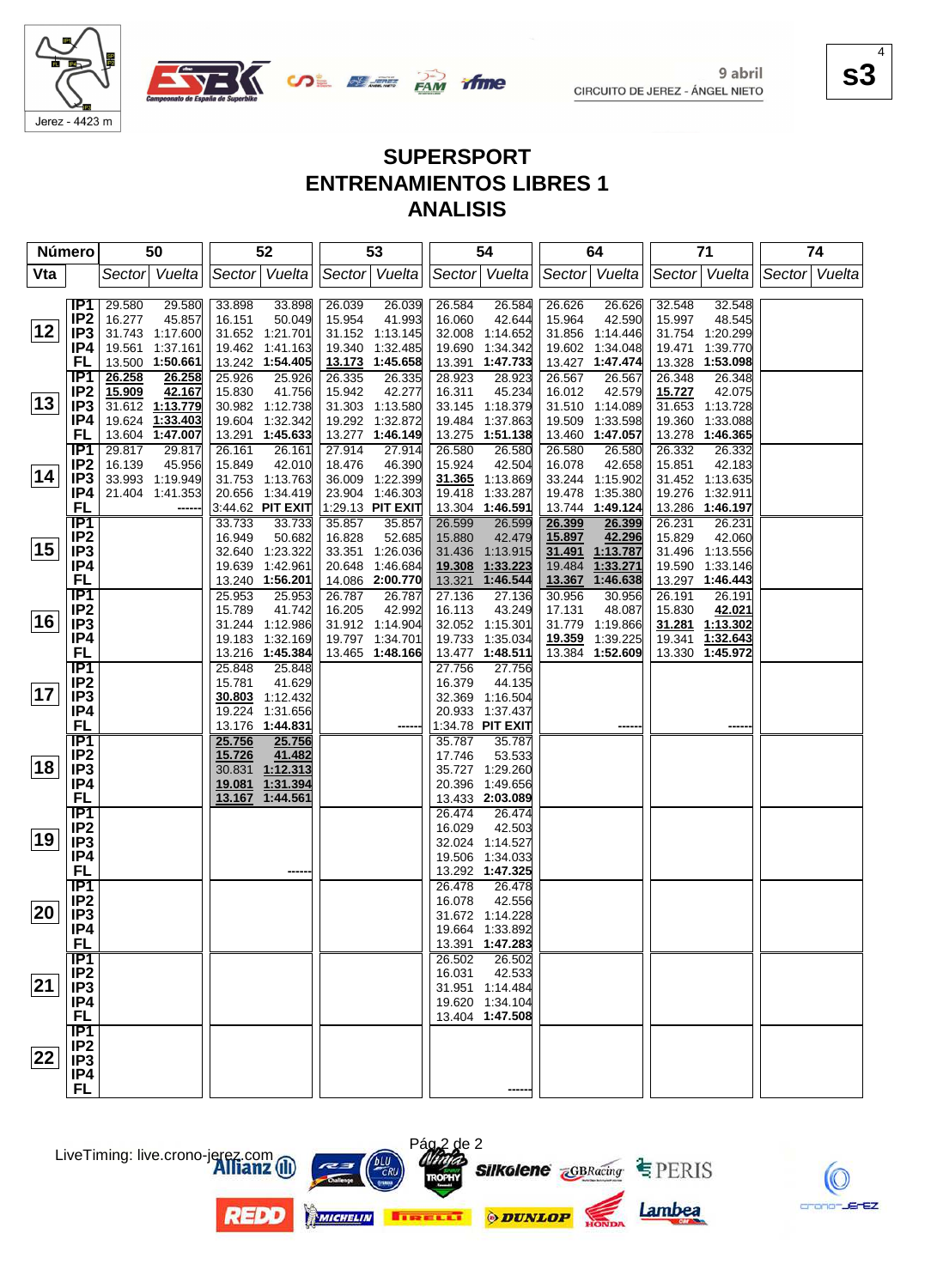# SUPERSPORT
# ENTRENAMIENTOS LIBRES 1
# ANALISIS

Jerez - 4423 m

9 abril
CIRCUITO DE JEREZ - ÁNGEL NIETO

s3

| Número | | 50 | | 52 | | 53 | | 54 | | 64 | | 71 | | 74 | |
|---|---|---|---|---|---|---|---|---|---|---|---|---|---|---|---|
| Vta | | Sector | Vuelta | Sector | Vuelta | Sector | Vuelta | Sector | Vuelta | Sector | Vuelta | Sector | Vuelta | Sector | Vuelta |
| 12 | IP1 | 29.580 | 29.580 | 33.898 | 33.898 | 26.039 | 26.039 | 26.584 | 26.584 | 26.626 | 26.626 | 32.548 | 32.548 | | |
| | IP2 | 16.277 | 45.857 | 16.151 | 50.049 | 15.954 | 41.993 | 16.060 | 42.644 | 15.964 | 42.590 | 15.997 | 48.545 | | |
| | IP3 | 31.743 | 1:17.600 | 31.652 | 1:21.701 | 31.152 | 1:13.145 | 32.008 | 1:14.652 | 31.856 | 1:14.446 | 31.754 | 1:20.299 | | |
| | IP4 | 19.561 | 1:37.161 | 19.462 | 1:41.163 | 19.340 | 1:32.485 | 19.690 | 1:34.342 | 19.602 | 1:34.048 | 19.471 | 1:39.770 | | |
| | FL | 13.500 | 1:50.661 | 13.242 | 1:54.405 | 13.173 | 1:45.658 | 13.391 | 1:47.733 | 13.427 | 1:47.474 | 13.328 | 1:53.098 | | |
| 13 | IP1 | 26.258 | 26.258 | 25.926 | 25.926 | 26.335 | 26.335 | 28.923 | 28.923 | 26.567 | 26.567 | 26.348 | 26.348 | | |
| | IP2 | 15.909 | 42.167 | 15.830 | 41.756 | 15.942 | 42.277 | 16.311 | 45.234 | 16.012 | 42.579 | 15.727 | 42.075 | | |
| | IP3 | 31.612 | 1:13.779 | 30.982 | 1:12.738 | 31.303 | 1:13.580 | 33.145 | 1:18.379 | 31.510 | 1:14.089 | 31.653 | 1:13.728 | | |
| | IP4 | 19.624 | 1:33.403 | 19.604 | 1:32.342 | 19.292 | 1:32.872 | 19.484 | 1:37.863 | 19.509 | 1:33.598 | 19.360 | 1:33.088 | | |
| | FL | 13.604 | 1:47.007 | 13.291 | 1:45.633 | 13.277 | 1:46.149 | 13.275 | 1:51.138 | 13.460 | 1:47.057 | 13.278 | 1:46.365 | | |
| 14 | IP1 | 29.817 | 29.817 | 26.161 | 26.161 | 27.914 | 27.914 | 26.580 | 26.580 | 26.580 | 26.580 | 26.332 | 26.332 | | |
| | IP2 | 16.139 | 45.956 | 15.849 | 42.010 | 18.476 | 46.390 | 15.924 | 42.504 | 16.078 | 42.658 | 15.851 | 42.183 | | |
| | IP3 | 33.993 | 1:19.949 | 31.753 | 1:13.763 | 36.009 | 1:22.399 | 31.365 | 1:13.869 | 33.244 | 1:15.902 | 31.452 | 1:13.635 | | |
| | IP4 | 21.404 | 1:41.353 | 20.656 | 1:34.419 | 23.904 | 1:46.303 | 19.418 | 1:33.287 | 19.478 | 1:35.380 | 19.276 | 1:32.911 | | |
| | FL | | ------ | 3:44.62 | PIT EXIT | 1:29.13 | PIT EXIT | 13.304 | 1:46.591 | 13.744 | 1:49.124 | 13.286 | 1:46.197 | | |
| 15 | IP1 | | | 33.733 | 33.733 | 35.857 | 35.857 | 26.599 | 26.599 | 26.399 | 26.399 | 26.231 | 26.231 | | |
| | IP2 | | | 16.949 | 50.682 | 16.828 | 52.685 | 15.880 | 42.479 | 15.897 | 42.296 | 15.829 | 42.060 | | |
| | IP3 | | | 32.640 | 1:23.322 | 33.351 | 1:26.036 | 31.436 | 1:13.915 | 31.491 | 1:13.787 | 31.496 | 1:13.556 | | |
| | IP4 | | | 19.639 | 1:42.961 | 20.648 | 1:46.684 | 19.308 | 1:33.223 | 19.484 | 1:33.271 | 19.590 | 1:33.146 | | |
| | FL | | | 13.240 | 1:56.201 | 14.086 | 2:00.770 | 13.321 | 1:46.544 | 13.367 | 1:46.638 | 13.297 | 1:46.443 | | |
| 16 | IP1 | | | 25.953 | 25.953 | 26.787 | 26.787 | 27.136 | 27.136 | 30.956 | 30.956 | 26.191 | 26.191 | | |
| | IP2 | | | 15.789 | 41.742 | 16.205 | 42.992 | 16.113 | 43.249 | 17.131 | 48.087 | 15.830 | 42.021 | | |
| | IP3 | | | 31.244 | 1:12.986 | 31.912 | 1:14.904 | 32.052 | 1:15.301 | 31.779 | 1:19.866 | 31.281 | 1:13.302 | | |
| | IP4 | | | 19.183 | 1:32.169 | 19.797 | 1:34.701 | 19.733 | 1:35.034 | 19.359 | 1:39.225 | 19.341 | 1:32.643 | | |
| | FL | | | 13.216 | 1:45.384 | 13.465 | 1:48.166 | 13.477 | 1:48.511 | 13.384 | 1:52.609 | 13.330 | 1:45.972 | | |
| 17 | IP1 | | | 25.848 | 25.848 | | | 27.756 | 27.756 | | | | | | |
| | IP2 | | | 15.781 | 41.629 | | | 16.379 | 44.135 | | | | | | |
| | IP3 | | | 30.803 | 1:12.432 | | | 32.369 | 1:16.504 | | | | | | |
| | IP4 | | | 19.224 | 1:31.656 | | | 20.933 | 1:37.437 | | | | | | |
| | FL | | | 13.176 | 1:44.831 | | ------ | 1:34.78 | PIT EXIT | | ------ | | ------ | | |
| 18 | IP1 | | | 25.756 | 25.756 | | | 35.787 | 35.787 | | | | | | |
| | IP2 | | | 15.726 | 41.482 | | | 17.746 | 53.533 | | | | | | |
| | IP3 | | | 30.831 | 1:12.313 | | | 35.727 | 1:29.260 | | | | | | |
| | IP4 | | | 19.081 | 1:31.394 | | | 20.396 | 1:49.656 | | | | | | |
| | FL | | | 13.167 | 1:44.561 | | | 13.433 | 2:03.089 | | | | | | |
| 19 | IP1 | | | | | | | 26.474 | 26.474 | | | | | | |
| | IP2 | | | | | | | 16.029 | 42.503 | | | | | | |
| | IP3 | | | | | | | 32.024 | 1:14.527 | | | | | | |
| | IP4 | | | | | | | 19.506 | 1:34.033 | | | | | | |
| | FL | | | | ------ | | | 13.292 | 1:47.325 | | | | | | |
| 20 | IP1 | | | | | | | 26.478 | 26.478 | | | | | | |
| | IP2 | | | | | | | 16.078 | 42.556 | | | | | | |
| | IP3 | | | | | | | 31.672 | 1:14.228 | | | | | | |
| | IP4 | | | | | | | 19.664 | 1:33.892 | | | | | | |
| | FL | | | | | | | 13.391 | 1:47.283 | | | | | | |
| 21 | IP1 | | | | | | | 26.502 | 26.502 | | | | | | |
| | IP2 | | | | | | | 16.031 | 42.533 | | | | | | |
| | IP3 | | | | | | | 31.951 | 1:14.484 | | | | | | |
| | IP4 | | | | | | | 19.620 | 1:34.104 | | | | | | |
| | FL | | | | | | | 13.404 | 1:47.508 | | | | | | |
| 22 | IP1 | | | | | | | | | | | | | | |
| | IP2 | | | | | | | | | | | | | | |
| | IP3 | | | | | | | | | | | | | | |
| | IP4 | | | | | | | | | | | | | | |
| | FL | | | | | | | | ------ | | | | | | |

LiveTiming: live.crono-jerez.com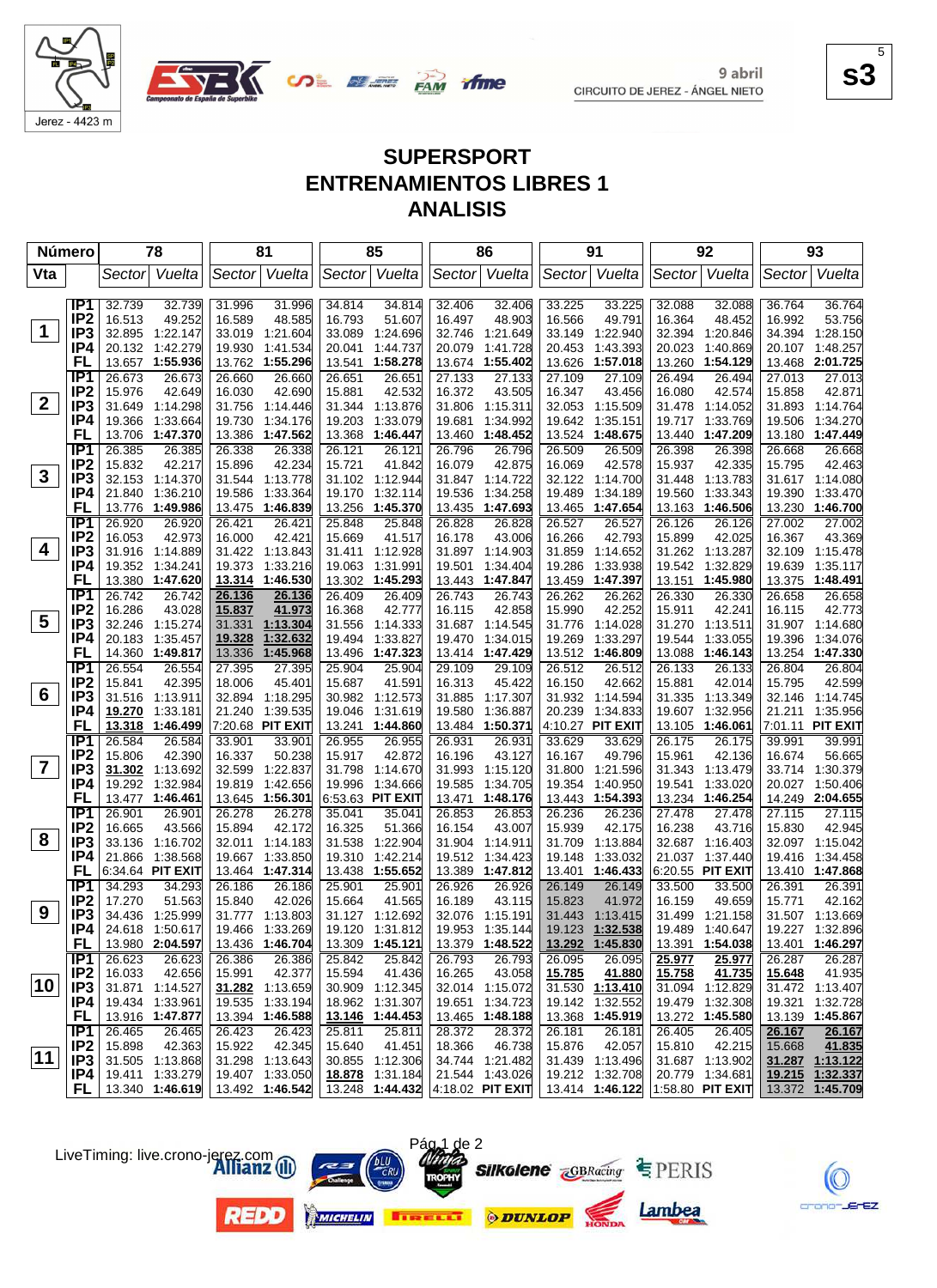9 abril
CIRCUITO DE JEREZ - ÁNGEL NIETO

Jerez - 4423 m

s3

# SUPERSPORT
## ENTRENAMIENTOS LIBRES 1
## ANALISIS

| Número | | 78 | | 81 | | 85 | | 86 | | 91 | | 92 | | 93 | |
|---|---|---|---|---|---|---|---|---|---|---|---|---|---|---|---|
| Vta | | Sector | Vuelta | Sector | Vuelta | Sector | Vuelta | Sector | Vuelta | Sector | Vuelta | Sector | Vuelta | Sector | Vuelta |
| 1 | IP1 | 32.739 | 32.739 | 31.996 | 31.996 | 34.814 | 34.814 | 32.406 | 32.406 | 33.225 | 33.225 | 32.088 | 32.088 | 36.764 | 36.764 |
| | IP2 | 16.513 | 49.252 | 16.589 | 48.585 | 16.793 | 51.607 | 16.497 | 48.903 | 16.566 | 49.791 | 16.364 | 48.452 | 16.992 | 53.756 |
| | IP3 | 32.895 | 1:22.147 | 33.019 | 1:21.604 | 33.089 | 1:24.696 | 32.746 | 1:21.649 | 33.149 | 1:22.940 | 32.394 | 1:20.846 | 34.394 | 1:28.150 |
| | IP4 | 20.132 | 1:42.279 | 19.930 | 1:41.534 | 20.041 | 1:44.737 | 20.079 | 1:41.728 | 20.453 | 1:43.393 | 20.023 | 1:40.869 | 20.107 | 1:48.257 |
| | FL | 13.657 | 1:55.936 | 13.762 | 1:55.296 | 13.541 | 1:58.278 | 13.674 | 1:55.402 | 13.626 | 1:57.018 | 13.260 | 1:54.129 | 13.468 | 2:01.725 |
| 2 | IP1 | 26.673 | 26.673 | 26.660 | 26.660 | 26.651 | 26.651 | 27.133 | 27.133 | 27.109 | 27.109 | 26.494 | 26.494 | 27.013 | 27.013 |
| | IP2 | 15.976 | 42.649 | 16.030 | 42.690 | 15.881 | 42.532 | 16.372 | 43.505 | 16.347 | 43.456 | 16.080 | 42.574 | 15.858 | 42.871 |
| | IP3 | 31.649 | 1:14.298 | 31.756 | 1:14.446 | 31.344 | 1:13.876 | 31.806 | 1:15.311 | 32.053 | 1:15.509 | 31.478 | 1:14.052 | 31.893 | 1:14.764 |
| | IP4 | 19.366 | 1:33.664 | 19.730 | 1:34.176 | 19.203 | 1:33.079 | 19.681 | 1:34.992 | 19.642 | 1:35.151 | 19.717 | 1:33.769 | 19.506 | 1:34.270 |
| | FL | 13.706 | 1:47.370 | 13.386 | 1:47.562 | 13.368 | 1:46.447 | 13.460 | 1:48.452 | 13.524 | 1:48.675 | 13.440 | 1:47.209 | 13.180 | 1:47.449 |
| 3 | IP1 | 26.385 | 26.385 | 26.338 | 26.338 | 26.121 | 26.121 | 26.796 | 26.796 | 26.509 | 26.509 | 26.398 | 26.398 | 26.668 | 26.668 |
| | IP2 | 15.832 | 42.217 | 15.896 | 42.234 | 15.721 | 41.842 | 16.079 | 42.875 | 16.069 | 42.578 | 15.937 | 42.335 | 15.795 | 42.463 |
| | IP3 | 32.153 | 1:14.370 | 31.544 | 1:13.778 | 31.102 | 1:12.944 | 31.847 | 1:14.722 | 32.122 | 1:14.700 | 31.448 | 1:13.783 | 31.617 | 1:14.080 |
| | IP4 | 21.840 | 1:36.210 | 19.586 | 1:33.364 | 19.170 | 1:32.114 | 19.536 | 1:34.258 | 19.489 | 1:34.189 | 19.560 | 1:33.343 | 19.390 | 1:33.470 |
| | FL | 13.776 | 1:49.986 | 13.475 | 1:46.839 | 13.256 | 1:45.370 | 13.435 | 1:47.693 | 13.465 | 1:47.654 | 13.163 | 1:46.506 | 13.230 | 1:46.700 |
| 4 | IP1 | 26.920 | 26.920 | 26.421 | 26.421 | 25.848 | 25.848 | 26.828 | 26.828 | 26.527 | 26.527 | 26.126 | 26.126 | 27.002 | 27.002 |
| | IP2 | 16.053 | 42.973 | 16.000 | 42.421 | 15.669 | 41.517 | 16.178 | 43.006 | 16.266 | 42.793 | 15.899 | 42.025 | 16.367 | 43.369 |
| | IP3 | 31.916 | 1:14.889 | 31.422 | 1:13.843 | 31.411 | 1:12.928 | 31.897 | 1:14.903 | 31.859 | 1:14.652 | 31.262 | 1:13.287 | 32.109 | 1:15.478 |
| | IP4 | 19.352 | 1:34.241 | 19.373 | 1:33.216 | 19.063 | 1:31.991 | 19.501 | 1:34.404 | 19.286 | 1:33.938 | 19.542 | 1:32.829 | 19.639 | 1:35.117 |
| | FL | 13.380 | 1:47.620 | 13.314 | 1:46.530 | 13.302 | 1:45.293 | 13.443 | 1:47.847 | 13.459 | 1:47.397 | 13.151 | 1:45.980 | 13.375 | 1:48.491 |
| 5 | IP1 | 26.742 | 26.742 | 26.136 | 26.136 | 26.409 | 26.409 | 26.743 | 26.743 | 26.262 | 26.262 | 26.330 | 26.330 | 26.658 | 26.658 |
| | IP2 | 16.286 | 43.028 | 15.837 | 41.973 | 16.368 | 42.777 | 16.115 | 42.858 | 15.990 | 42.252 | 15.911 | 42.241 | 16.115 | 42.773 |
| | IP3 | 32.246 | 1:15.274 | 31.331 | 1:13.304 | 31.556 | 1:14.333 | 31.687 | 1:14.545 | 31.776 | 1:14.028 | 31.270 | 1:13.511 | 31.907 | 1:14.680 |
| | IP4 | 20.183 | 1:35.457 | 19.328 | 1:32.632 | 19.494 | 1:33.827 | 19.470 | 1:34.015 | 19.269 | 1:33.297 | 19.544 | 1:33.055 | 19.396 | 1:34.076 |
| | FL | 14.360 | 1:49.817 | 13.336 | 1:45.968 | 13.496 | 1:47.323 | 13.414 | 1:47.429 | 13.512 | 1:46.809 | 13.088 | 1:46.143 | 13.254 | 1:47.330 |
| 6 | IP1 | 26.554 | 26.554 | 27.395 | 27.395 | 25.904 | 25.904 | 29.109 | 29.109 | 26.512 | 26.512 | 26.133 | 26.133 | 26.804 | 26.804 |
| | IP2 | 15.841 | 42.395 | 18.006 | 45.401 | 15.687 | 41.591 | 16.313 | 45.422 | 16.150 | 42.662 | 15.881 | 42.014 | 15.795 | 42.599 |
| | IP3 | 31.516 | 1:13.911 | 32.894 | 1:18.295 | 30.982 | 1:12.573 | 31.885 | 1:17.307 | 31.932 | 1:14.594 | 31.335 | 1:13.349 | 32.146 | 1:14.745 |
| | IP4 | 19.270 | 1:33.181 | 21.240 | 1:39.535 | 19.046 | 1:31.619 | 19.580 | 1:36.887 | 20.239 | 1:34.833 | 19.607 | 1:32.956 | 21.211 | 1:35.956 |
| | FL | 13.318 | 1:46.499 | 7:20.68 | PIT EXIT | 13.241 | 1:44.860 | 13.484 | 1:50.371 | 4:10.27 | PIT EXIT | 13.105 | 1:46.061 | 7:01.11 | PIT EXIT |
| 7 | IP1 | 26.584 | 26.584 | 33.901 | 33.901 | 26.955 | 26.955 | 26.931 | 26.931 | 33.629 | 33.629 | 26.175 | 26.175 | 39.991 | 39.991 |
| | IP2 | 15.806 | 42.390 | 16.337 | 50.238 | 15.917 | 42.872 | 16.196 | 43.127 | 16.167 | 49.796 | 15.961 | 42.136 | 16.674 | 56.665 |
| | IP3 | 31.302 | 1:13.692 | 32.599 | 1:22.837 | 31.798 | 1:14.670 | 31.993 | 1:15.120 | 31.800 | 1:21.596 | 31.343 | 1:13.479 | 33.714 | 1:30.379 |
| | IP4 | 19.292 | 1:32.984 | 19.819 | 1:42.656 | 19.996 | 1:34.666 | 19.585 | 1:34.705 | 19.354 | 1:40.950 | 19.541 | 1:33.020 | 20.027 | 1:50.406 |
| | FL | 13.477 | 1:46.461 | 13.645 | 1:56.301 | 6:53.63 | PIT EXIT | 13.471 | 1:48.176 | 13.443 | 1:54.393 | 13.234 | 1:46.254 | 14.249 | 2:04.655 |
| 8 | IP1 | 26.901 | 26.901 | 26.278 | 26.278 | 35.041 | 35.041 | 26.853 | 26.853 | 26.236 | 26.236 | 27.478 | 27.478 | 27.115 | 27.115 |
| | IP2 | 16.665 | 43.566 | 15.894 | 42.172 | 16.325 | 51.366 | 16.154 | 43.007 | 15.939 | 42.175 | 16.238 | 43.716 | 15.830 | 42.945 |
| | IP3 | 33.136 | 1:16.702 | 32.011 | 1:14.183 | 31.538 | 1:22.904 | 31.904 | 1:14.911 | 31.709 | 1:13.884 | 32.687 | 1:16.403 | 32.097 | 1:15.042 |
| | IP4 | 21.866 | 1:38.568 | 19.667 | 1:33.850 | 19.310 | 1:42.214 | 19.512 | 1:34.423 | 19.148 | 1:33.032 | 21.037 | 1:37.440 | 19.416 | 1:34.458 |
| | FL | 6:34.64 | PIT EXIT | 13.464 | 1:47.314 | 13.438 | 1:55.652 | 13.389 | 1:47.812 | 13.401 | 1:46.433 | 6:20.55 | PIT EXIT | 13.410 | 1:47.868 |
| 9 | IP1 | 34.293 | 34.293 | 26.186 | 26.186 | 25.901 | 25.901 | 26.926 | 26.926 | 26.149 | 26.149 | 33.500 | 33.500 | 26.391 | 26.391 |
| | IP2 | 17.270 | 51.563 | 15.840 | 42.026 | 15.664 | 41.565 | 16.189 | 43.115 | 15.823 | 41.972 | 16.159 | 49.659 | 15.771 | 42.162 |
| | IP3 | 34.436 | 1:25.999 | 31.777 | 1:13.803 | 31.127 | 1:12.692 | 32.076 | 1:15.191 | 31.443 | 1:13.415 | 31.499 | 1:21.158 | 31.507 | 1:13.669 |
| | IP4 | 24.618 | 1:50.617 | 19.466 | 1:33.269 | 19.120 | 1:31.812 | 19.953 | 1:35.144 | 19.123 | 1:32.538 | 19.489 | 1:40.647 | 19.227 | 1:32.896 |
| | FL | 13.980 | 2:04.597 | 13.436 | 1:46.704 | 13.309 | 1:45.121 | 13.379 | 1:48.522 | 13.292 | 1:45.830 | 13.391 | 1:54.038 | 13.401 | 1:46.297 |
| 10 | IP1 | 26.623 | 26.623 | 26.386 | 26.386 | 25.842 | 25.842 | 26.793 | 26.793 | 26.095 | 26.095 | 25.977 | 25.977 | 26.287 | 26.287 |
| | IP2 | 16.033 | 42.656 | 15.991 | 42.377 | 15.594 | 41.436 | 16.265 | 43.058 | 15.785 | 41.880 | 15.758 | 41.735 | 15.648 | 41.935 |
| | IP3 | 31.871 | 1:14.527 | 31.282 | 1:13.659 | 30.909 | 1:12.345 | 32.014 | 1:15.072 | 31.530 | 1:13.410 | 31.094 | 1:12.829 | 31.472 | 1:13.407 |
| | IP4 | 19.434 | 1:33.961 | 19.535 | 1:33.194 | 18.962 | 1:31.307 | 19.651 | 1:34.723 | 19.142 | 1:32.552 | 19.479 | 1:32.308 | 19.321 | 1:32.728 |
| | FL | 13.916 | 1:47.877 | 13.394 | 1:46.588 | 13.146 | 1:44.453 | 13.465 | 1:48.188 | 13.368 | 1:45.919 | 13.272 | 1:45.580 | 13.139 | 1:45.867 |
| 11 | IP1 | 26.465 | 26.465 | 26.423 | 26.423 | 25.811 | 25.811 | 28.372 | 28.372 | 26.181 | 26.181 | 26.405 | 26.405 | 26.167 | 26.167 |
| | IP2 | 15.898 | 42.363 | 15.922 | 42.345 | 15.640 | 41.451 | 18.366 | 46.738 | 15.876 | 42.057 | 15.810 | 42.215 | 15.668 | 41.835 |
| | IP3 | 31.505 | 1:13.868 | 31.298 | 1:13.643 | 30.855 | 1:12.306 | 34.744 | 1:21.482 | 31.439 | 1:13.496 | 31.687 | 1:13.902 | 31.287 | 1:13.122 |
| | IP4 | 19.411 | 1:33.279 | 19.407 | 1:33.050 | 18.878 | 1:31.184 | 21.544 | 1:43.026 | 19.212 | 1:32.708 | 20.779 | 1:34.681 | 19.215 | 1:32.337 |
| | FL | 13.340 | 1:46.619 | 13.492 | 1:46.542 | 13.248 | 1:44.432 | 4:18.02 | PIT EXIT | 13.414 | 1:46.122 | 1:58.80 | PIT EXIT | 13.372 | 1:45.709 |

LiveTiming: live.crono-jerez.com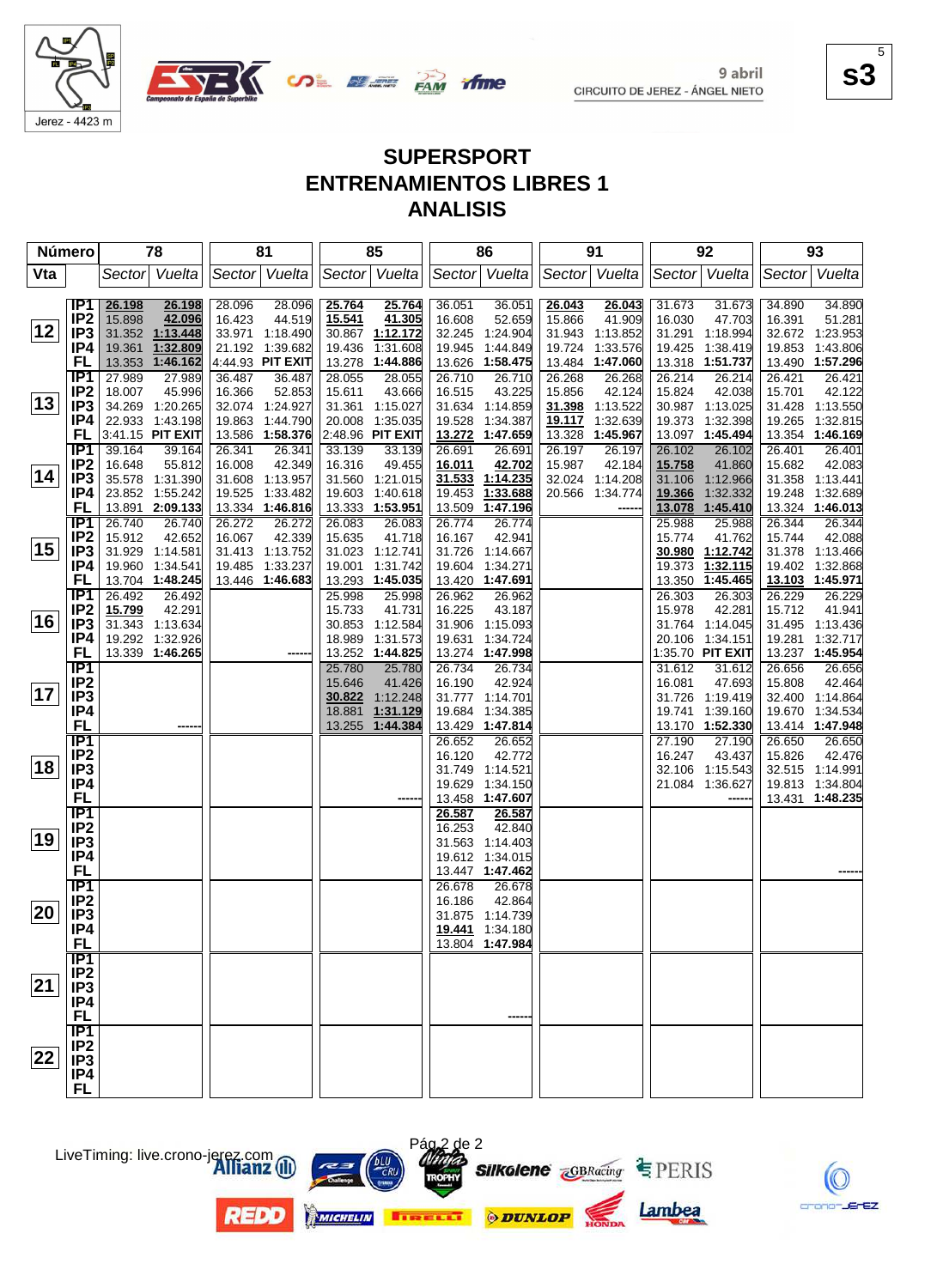# SUPERSPORT
# ENTRENAMIENTOS LIBRES 1
# ANALISIS

9 abril
CIRCUITO DE JEREZ - ÁNGEL NIETO

| Número | | 78 | | 81 | | 85 | | 86 | | 91 | | 92 | | 93 | |
|---|---|---|---|---|---|---|---|---|---|---|---|---|---|---|---|
| Vta | | Sector | Vuelta | Sector | Vuelta | Sector | Vuelta | Sector | Vuelta | Sector | Vuelta | Sector | Vuelta | Sector | Vuelta |
| 12 | IP1 | 26.198 | 26.198 | 28.096 | 28.096 | 25.764 | 25.764 | 36.051 | 36.051 | 26.043 | 26.043 | 31.673 | 31.673 | 34.890 | 34.890 |
| | IP2 | 15.898 | 42.096 | 16.423 | 44.519 | 15.541 | 41.305 | 16.608 | 52.659 | 15.866 | 41.909 | 16.030 | 47.703 | 16.391 | 51.281 |
| | IP3 | 31.352 | 1:13.448 | 33.971 | 1:18.490 | 30.867 | 1:12.172 | 32.245 | 1:24.904 | 31.943 | 1:13.852 | 31.291 | 1:18.994 | 32.672 | 1:23.953 |
| | IP4 | 19.361 | 1:32.809 | 21.192 | 1:39.682 | 19.436 | 1:31.608 | 19.945 | 1:44.849 | 19.724 | 1:33.576 | 19.425 | 1:38.419 | 19.853 | 1:43.806 |
| | FL | 13.353 | 1:46.162 | 4:44.93 | PIT EXIT | 13.278 | 1:44.886 | 13.626 | 1:58.475 | 13.484 | 1:47.060 | 13.318 | 1:51.737 | 13.490 | 1:57.296 |
| 13 | IP1 | 27.989 | 27.989 | 36.487 | 36.487 | 28.055 | 28.055 | 26.710 | 26.710 | 26.268 | 26.268 | 26.214 | 26.214 | 26.421 | 26.421 |
| | IP2 | 18.007 | 45.996 | 16.366 | 52.853 | 15.611 | 43.666 | 16.515 | 43.225 | 15.856 | 42.124 | 15.824 | 42.038 | 15.701 | 42.122 |
| | IP3 | 34.269 | 1:20.265 | 32.074 | 1:24.927 | 31.361 | 1:15.027 | 31.634 | 1:14.859 | 31.398 | 1:13.522 | 30.987 | 1:13.025 | 31.428 | 1:13.550 |
| | IP4 | 22.933 | 1:43.198 | 19.863 | 1:44.790 | 20.008 | 1:35.035 | 19.528 | 1:34.387 | 19.117 | 1:32.639 | 19.373 | 1:32.398 | 19.265 | 1:32.815 |
| | FL | 3:41.15 | PIT EXIT | 13.586 | 1:58.376 | 2:48.96 | PIT EXIT | 13.272 | 1:47.659 | 13.328 | 1:45.967 | 13.097 | 1:45.494 | 13.354 | 1:46.169 |
| 14 | IP1 | 39.164 | 39.164 | 26.341 | 26.341 | 33.139 | 33.139 | 26.691 | 26.691 | 26.197 | 26.197 | 26.102 | 26.102 | 26.401 | 26.401 |
| | IP2 | 16.648 | 55.812 | 16.008 | 42.349 | 16.316 | 49.455 | 16.011 | 42.702 | 15.987 | 42.184 | 15.758 | 41.860 | 15.682 | 42.083 |
| | IP3 | 35.578 | 1:31.390 | 31.608 | 1:13.957 | 31.560 | 1:21.015 | 31.533 | 1:14.235 | 32.024 | 1:14.208 | 31.106 | 1:12.966 | 31.358 | 1:13.441 |
| | IP4 | 23.852 | 1:55.242 | 19.525 | 1:33.482 | 19.603 | 1:40.618 | 19.453 | 1:33.688 | 20.566 | 1:34.774 | 19.366 | 1:32.332 | 19.248 | 1:32.689 |
| | FL | 13.891 | 2:09.133 | 13.334 | 1:46.816 | 13.333 | 1:53.951 | 13.509 | 1:47.196 | | ------ | 13.078 | 1:45.410 | 13.324 | 1:46.013 |
| 15 | IP1 | 26.740 | 26.740 | 26.272 | 26.272 | 26.083 | 26.083 | 26.774 | 26.774 | | | 25.988 | 25.988 | 26.344 | 26.344 |
| | IP2 | 15.912 | 42.652 | 16.067 | 42.339 | 15.635 | 41.718 | 16.167 | 42.941 | | | 15.774 | 41.762 | 15.744 | 42.088 |
| | IP3 | 31.929 | 1:14.581 | 31.413 | 1:13.752 | 31.023 | 1:12.741 | 31.726 | 1:14.667 | | | 30.980 | 1:12.742 | 31.378 | 1:13.466 |
| | IP4 | 19.960 | 1:34.541 | 19.485 | 1:33.237 | 19.001 | 1:31.742 | 19.604 | 1:34.271 | | | 19.373 | 1:32.115 | 19.402 | 1:32.868 |
| | FL | 13.704 | 1:48.245 | 13.446 | 1:46.683 | 13.293 | 1:45.035 | 13.420 | 1:47.691 | | | 13.350 | 1:45.465 | 13.103 | 1:45.971 |
| 16 | IP1 | 26.492 | 26.492 | | | 25.998 | 25.998 | 26.962 | 26.962 | | | 26.303 | 26.303 | 26.229 | 26.229 |
| | IP2 | 15.799 | 42.291 | | | 15.733 | 41.731 | 16.225 | 43.187 | | | 15.978 | 42.281 | 15.712 | 41.941 |
| | IP3 | 31.343 | 1:13.634 | | | 30.853 | 1:12.584 | 31.906 | 1:15.093 | | | 31.764 | 1:14.045 | 31.495 | 1:13.436 |
| | IP4 | 19.292 | 1:32.926 | | | 18.989 | 1:31.573 | 19.631 | 1:34.724 | | | 20.106 | 1:34.151 | 19.281 | 1:32.717 |
| | FL | 13.339 | 1:46.265 | | ------ | 13.252 | 1:44.825 | 13.274 | 1:47.998 | | | 1:35.70 | PIT EXIT | 13.237 | 1:45.954 |
| 17 | IP1 | | | | | 25.780 | 25.780 | 26.734 | 26.734 | | | 31.612 | 31.612 | 26.656 | 26.656 |
| | IP2 | | | | | 15.646 | 41.426 | 16.190 | 42.924 | | | 16.081 | 47.693 | 15.808 | 42.464 |
| | IP3 | | | | | 30.822 | 1:12.248 | 31.777 | 1:14.701 | | | 31.726 | 1:19.419 | 32.400 | 1:14.864 |
| | IP4 | | | | | 18.881 | 1:31.129 | 19.684 | 1:34.385 | | | 19.741 | 1:39.160 | 19.670 | 1:34.534 |
| | FL | | ------ | | | 13.255 | 1:44.384 | 13.429 | 1:47.814 | | | 13.170 | 1:52.330 | 13.414 | 1:47.948 |
| 18 | IP1 | | | | | | | 26.652 | 26.652 | | | 27.190 | 27.190 | 26.650 | 26.650 |
| | IP2 | | | | | | | 16.120 | 42.772 | | | 16.247 | 43.437 | 15.826 | 42.476 |
| | IP3 | | | | | | | 31.749 | 1:14.521 | | | 32.106 | 1:15.543 | 32.515 | 1:14.991 |
| | IP4 | | | | | | | 19.629 | 1:34.150 | | | 21.084 | 1:36.627 | 19.813 | 1:34.804 |
| | FL | | | | | | ------ | 13.458 | 1:47.607 | | | | ------ | 13.431 | 1:48.235 |
| 19 | IP1 | | | | | | | 26.587 | 26.587 | | | | | | |
| | IP2 | | | | | | | 16.253 | 42.840 | | | | | | |
| | IP3 | | | | | | | 31.563 | 1:14.403 | | | | | | |
| | IP4 | | | | | | | 19.612 | 1:34.015 | | | | | | |
| | FL | | | | | | | 13.447 | 1:47.462 | | | | | | ------ |
| 20 | IP1 | | | | | | | 26.678 | 26.678 | | | | | | |
| | IP2 | | | | | | | 16.186 | 42.864 | | | | | | |
| | IP3 | | | | | | | 31.875 | 1:14.739 | | | | | | |
| | IP4 | | | | | | | 19.441 | 1:34.180 | | | | | | |
| | FL | | | | | | | 13.804 | 1:47.984 | | | | | | |
| 21 | IP1 | | | | | | | | | | | | | | |
| | IP2 | | | | | | | | | | | | | | |
| | IP3 | | | | | | | | | | | | | | |
| | IP4 | | | | | | | | | | | | | | |
| | FL | | | | | | | | ------ | | | | | | |
| 22 | IP1 | | | | | | | | | | | | | | |
| | IP2 | | | | | | | | | | | | | | |
| | IP3 | | | | | | | | | | | | | | |
| | IP4 | | | | | | | | | | | | | | |
| | FL | | | | | | | | | | | | | | |

LiveTiming: live.crono-jerez.com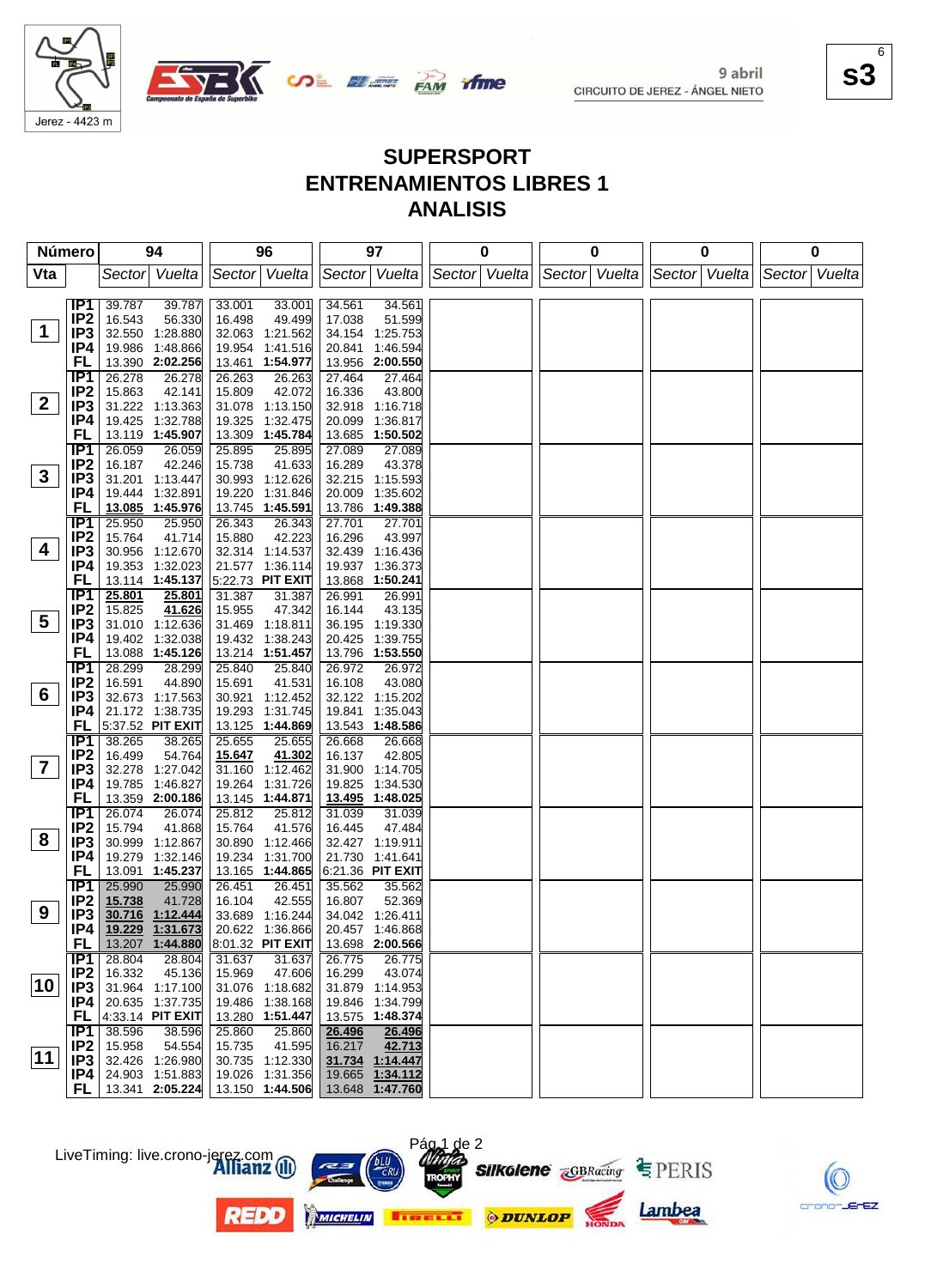# SUPERSPORT
# ENTRENAMIENTOS LIBRES 1
# ANALISIS

9 abril
CIRCUITO DE JEREZ - ÁNGEL NIETO

Jerez - 4423 m

s3

| Número | | 94 | | 96 | | 97 | | 0 | | 0 | | 0 | | 0 | |
|---|---|---|---|---|---|---|---|---|---|---|---|---|---|---|---|
| Vta | | Sector | Vuelta | Sector | Vuelta | Sector | Vuelta | Sector | Vuelta | Sector | Vuelta | Sector | Vuelta | Sector | Vuelta |
| 1 | IP1 | 39.787 | 39.787 | 33.001 | 33.001 | 34.561 | 34.561 | | | | | | | | |
| | IP2 | 16.543 | 56.330 | 16.498 | 49.499 | 17.038 | 51.599 | | | | | | | | |
| | IP3 | 32.550 | 1:28.880 | 32.063 | 1:21.562 | 34.154 | 1:25.753 | | | | | | | | |
| | IP4 | 19.986 | 1:48.866 | 19.954 | 1:41.516 | 20.841 | 1:46.594 | | | | | | | | |
| | FL | 13.390 | **2:02.256** | 13.461 | **1:54.977** | 13.956 | **2:00.550** | | | | | | | | |
| 2 | IP1 | 26.278 | 26.278 | 26.263 | 26.263 | 27.464 | 27.464 | | | | | | | | |
| | IP2 | 15.863 | 42.141 | 15.809 | 42.072 | 16.336 | 43.800 | | | | | | | | |
| | IP3 | 31.222 | 1:13.363 | 31.078 | 1:13.150 | 32.918 | 1:16.718 | | | | | | | | |
| | IP4 | 19.425 | 1:32.788 | 19.325 | 1:32.475 | 20.099 | 1:36.817 | | | | | | | | |
| | FL | 13.119 | **1:45.907** | 13.309 | **1:45.784** | 13.685 | **1:50.502** | | | | | | | | |
| 3 | IP1 | 26.059 | 26.059 | 25.895 | 25.895 | 27.089 | 27.089 | | | | | | | | |
| | IP2 | 16.187 | 42.246 | 15.738 | 41.633 | 16.289 | 43.378 | | | | | | | | |
| | IP3 | 31.201 | 1:13.447 | 30.993 | 1:12.626 | 32.215 | 1:15.593 | | | | | | | | |
| | IP4 | 19.444 | 1:32.891 | 19.220 | 1:31.846 | 20.009 | 1:35.602 | | | | | | | | |
| | FL | 13.085 | **1:45.976** | 13.745 | **1:45.591** | 13.786 | **1:49.388** | | | | | | | | |
| 4 | IP1 | 25.950 | 25.950 | 26.343 | 26.343 | 27.701 | 27.701 | | | | | | | | |
| | IP2 | 15.764 | 41.714 | 15.880 | 42.223 | 16.296 | 43.997 | | | | | | | | |
| | IP3 | 30.956 | 1:12.670 | 32.314 | 1:14.537 | 32.439 | 1:16.436 | | | | | | | | |
| | IP4 | 19.353 | 1:32.023 | 21.577 | 1:36.114 | 19.937 | 1:36.373 | | | | | | | | |
| | FL | 13.114 | **1:45.137** | 5:22.73 | **PIT EXIT** | 13.868 | **1:50.241** | | | | | | | | |
| 5 | IP1 | 25.801 | 25.801 | 31.387 | 31.387 | 26.991 | 26.991 | | | | | | | | |
| | IP2 | 15.825 | 41.626 | 15.955 | 47.342 | 16.144 | 43.135 | | | | | | | | |
| | IP3 | 31.010 | 1:12.636 | 31.469 | 1:18.811 | 36.195 | 1:19.330 | | | | | | | | |
| | IP4 | 19.402 | 1:32.038 | 19.432 | 1:38.243 | 20.425 | 1:39.755 | | | | | | | | |
| | FL | 13.088 | **1:45.126** | 13.214 | **1:51.457** | 13.796 | **1:53.550** | | | | | | | | |
| 6 | IP1 | 28.299 | 28.299 | 25.840 | 25.840 | 26.972 | 26.972 | | | | | | | | |
| | IP2 | 16.591 | 44.890 | 15.691 | 41.531 | 16.108 | 43.080 | | | | | | | | |
| | IP3 | 32.673 | 1:17.563 | 30.921 | 1:12.452 | 32.122 | 1:15.202 | | | | | | | | |
| | IP4 | 21.172 | 1:38.735 | 19.293 | 1:31.745 | 19.841 | 1:35.043 | | | | | | | | |
| | FL | 5:37.52 | **PIT EXIT** | 13.125 | **1:44.869** | 13.543 | **1:48.586** | | | | | | | | |
| 7 | IP1 | 38.265 | 38.265 | 25.655 | 25.655 | 26.668 | 26.668 | | | | | | | | |
| | IP2 | 16.499 | 54.764 | 15.647 | 41.302 | 16.137 | 42.805 | | | | | | | | |
| | IP3 | 32.278 | 1:27.042 | 31.160 | 1:12.462 | 31.900 | 1:14.705 | | | | | | | | |
| | IP4 | 19.785 | 1:46.827 | 19.264 | 1:31.726 | 19.825 | 1:34.530 | | | | | | | | |
| | FL | 13.359 | **2:00.186** | 13.145 | **1:44.871** | 13.495 | **1:48.025** | | | | | | | | |
| 8 | IP1 | 26.074 | 26.074 | 25.812 | 25.812 | 31.039 | 31.039 | | | | | | | | |
| | IP2 | 15.794 | 41.868 | 15.764 | 41.576 | 16.445 | 47.484 | | | | | | | | |
| | IP3 | 30.999 | 1:12.867 | 30.890 | 1:12.466 | 32.427 | 1:19.911 | | | | | | | | |
| | IP4 | 19.279 | 1:32.146 | 19.234 | 1:31.700 | 21.730 | 1:41.641 | | | | | | | | |
| | FL | 13.091 | **1:45.237** | 13.165 | **1:44.865** | 6:21.36 | **PIT EXIT** | | | | | | | | |
| 9 | IP1 | 25.990 | 25.990 | 26.451 | 26.451 | 35.562 | 35.562 | | | | | | | | |
| | IP2 | 15.738 | 41.728 | 16.104 | 42.555 | 16.807 | 52.369 | | | | | | | | |
| | IP3 | 30.716 | 1:12.444 | 33.689 | 1:16.244 | 34.042 | 1:26.411 | | | | | | | | |
| | IP4 | 19.229 | 1:31.673 | 20.622 | 1:36.866 | 20.457 | 1:46.868 | | | | | | | | |
| | FL | 13.207 | **1:44.880** | 8:01.32 | **PIT EXIT** | 13.698 | **2:00.566** | | | | | | | | |
| 10 | IP1 | 28.804 | 28.804 | 31.637 | 31.637 | 26.775 | 26.775 | | | | | | | | |
| | IP2 | 16.332 | 45.136 | 15.969 | 47.606 | 16.299 | 43.074 | | | | | | | | |
| | IP3 | 31.964 | 1:17.100 | 31.076 | 1:18.682 | 31.879 | 1:14.953 | | | | | | | | |
| | IP4 | 20.635 | 1:37.735 | 19.486 | 1:38.168 | 19.846 | 1:34.799 | | | | | | | | |
| | FL | 4:33.14 | **PIT EXIT** | 13.280 | **1:51.447** | 13.575 | **1:48.374** | | | | | | | | |
| 11 | IP1 | 38.596 | 38.596 | 25.860 | 25.860 | 26.496 | 26.496 | | | | | | | | |
| | IP2 | 15.958 | 54.554 | 15.735 | 41.595 | 16.217 | 42.713 | | | | | | | | |
| | IP3 | 32.426 | 1:26.980 | 30.735 | 1:12.330 | 31.734 | 1:14.447 | | | | | | | | |
| | IP4 | 24.903 | 1:51.883 | 19.026 | 1:31.356 | 19.665 | 1:34.112 | | | | | | | | |
| | FL | 13.341 | **2:05.224** | 13.150 | **1:44.506** | 13.648 | **1:47.760** | | | | | | | | |

LiveTiming: live.crono-jerez.com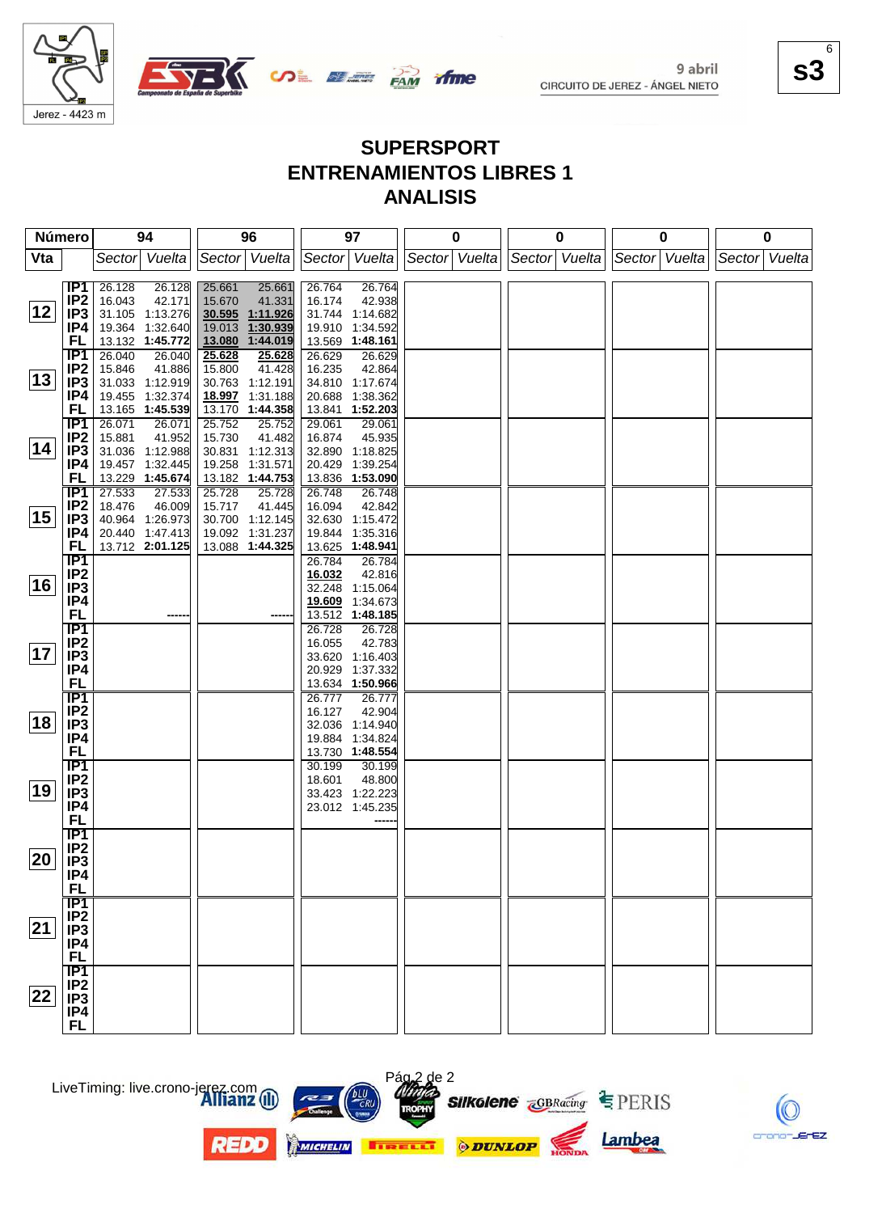Jerez - 4423 m

9 abril
CIRCUITO DE JEREZ - ÁNGEL NIETO

**s3**

# SUPERSPORT
## ENTRENAMIENTOS LIBRES 1
## ANALISIS

| Número | | 94 | | 96 | | 97 | | 0 | | 0 | | 0 | | 0 | |
|---|---|---|---|---|---|---|---|---|---|---|---|---|---|---|---|
| Vta | | Sector | Vuelta | Sector | Vuelta | Sector | Vuelta | Sector | Vuelta | Sector | Vuelta | Sector | Vuelta | Sector | Vuelta |
| 12 | IP1 | 26.128 | 26.128 | 25.661 | 25.661 | 26.764 | 26.764 | | | | | | | | |
| | IP2 | 16.043 | 42.171 | 15.670 | 41.331 | 16.174 | 42.938 | | | | | | | | |
| | IP3 | 31.105 | 1:13.276 | **30.595** | **1:11.926** | 31.744 | 1:14.682 | | | | | | | | |
| | IP4 | 19.364 | 1:32.640 | 19.013 | **1:30.939** | 19.910 | 1:34.592 | | | | | | | | |
| | FL | 13.132 | **1:45.772** | **13.080** | **1:44.019** | 13.569 | **1:48.161** | | | | | | | | |
| 13 | IP1 | 26.040 | 26.040 | **25.628** | **25.628** | 26.629 | 26.629 | | | | | | | | |
| | IP2 | 15.846 | 41.886 | 15.800 | 41.428 | 16.235 | 42.864 | | | | | | | | |
| | IP3 | 31.033 | 1:12.919 | 30.763 | 1:12.191 | 34.810 | 1:17.674 | | | | | | | | |
| | IP4 | 19.455 | 1:32.374 | **18.997** | 1:31.188 | 20.688 | 1:38.362 | | | | | | | | |
| | FL | 13.165 | **1:45.539** | 13.170 | **1:44.358** | 13.841 | **1:52.203** | | | | | | | | |
| 14 | IP1 | 26.071 | 26.071 | 25.752 | 25.752 | 29.061 | 29.061 | | | | | | | | |
| | IP2 | 15.881 | 41.952 | 15.730 | 41.482 | 16.874 | 45.935 | | | | | | | | |
| | IP3 | 31.036 | 1:12.988 | 30.831 | 1:12.313 | 32.890 | 1:18.825 | | | | | | | | |
| | IP4 | 19.457 | 1:32.445 | 19.258 | 1:31.571 | 20.429 | 1:39.254 | | | | | | | | |
| | FL | 13.229 | **1:45.674** | 13.182 | **1:44.753** | 13.836 | **1:53.090** | | | | | | | | |
| 15 | IP1 | 27.533 | 27.533 | 25.728 | 25.728 | 26.748 | 26.748 | | | | | | | | |
| | IP2 | 18.476 | 46.009 | 15.717 | 41.445 | 16.094 | 42.842 | | | | | | | | |
| | IP3 | 40.964 | 1:26.973 | 30.700 | 1:12.145 | 32.630 | 1:15.472 | | | | | | | | |
| | IP4 | 20.440 | 1:47.413 | 19.092 | 1:31.237 | 19.844 | 1:35.316 | | | | | | | | |
| | FL | 13.712 | **2:01.125** | 13.088 | **1:44.325** | 13.625 | **1:48.941** | | | | | | | | |
| 16 | IP1 | | | | | 26.784 | 26.784 | | | | | | | | |
| | IP2 | | | | | **16.032** | 42.816 | | | | | | | | |
| | IP3 | | | | | 32.248 | 1:15.064 | | | | | | | | |
| | IP4 | | | | | **19.609** | 1:34.673 | | | | | | | | |
| | FL | | ------ | | ------ | 13.512 | **1:48.185** | | | | | | | | |
| 17 | IP1 | | | | | 26.728 | 26.728 | | | | | | | | |
| | IP2 | | | | | 16.055 | 42.783 | | | | | | | | |
| | IP3 | | | | | 33.620 | 1:16.403 | | | | | | | | |
| | IP4 | | | | | 20.929 | 1:37.332 | | | | | | | | |
| | FL | | | | | 13.634 | **1:50.966** | | | | | | | | |
| 18 | IP1 | | | | | 26.777 | 26.777 | | | | | | | | |
| | IP2 | | | | | 16.127 | 42.904 | | | | | | | | |
| | IP3 | | | | | 32.036 | 1:14.940 | | | | | | | | |
| | IP4 | | | | | 19.884 | 1:34.824 | | | | | | | | |
| | FL | | | | | 13.730 | **1:48.554** | | | | | | | | |
| 19 | IP1 | | | | | 30.199 | 30.199 | | | | | | | | |
| | IP2 | | | | | 18.601 | 48.800 | | | | | | | | |
| | IP3 | | | | | 33.423 | 1:22.223 | | | | | | | | |
| | IP4 | | | | | 23.012 | 1:45.235 | | | | | | | | |
| | FL | | | | | | ------ | | | | | | | | |
| 20 | IP1 | | | | | | | | | | | | | | |
| | IP2 | | | | | | | | | | | | | | |
| | IP3 | | | | | | | | | | | | | | |
| | IP4 | | | | | | | | | | | | | | |
| | FL | | | | | | | | | | | | | | |
| 21 | IP1 | | | | | | | | | | | | | | |
| | IP2 | | | | | | | | | | | | | | |
| | IP3 | | | | | | | | | | | | | | |
| | IP4 | | | | | | | | | | | | | | |
| | FL | | | | | | | | | | | | | | |
| 22 | IP1 | | | | | | | | | | | | | | |
| | IP2 | | | | | | | | | | | | | | |
| | IP3 | | | | | | | | | | | | | | |
| | IP4 | | | | | | | | | | | | | | |
| | FL | | | | | | | | | | | | | | |

LiveTiming: live.crono-jerez.com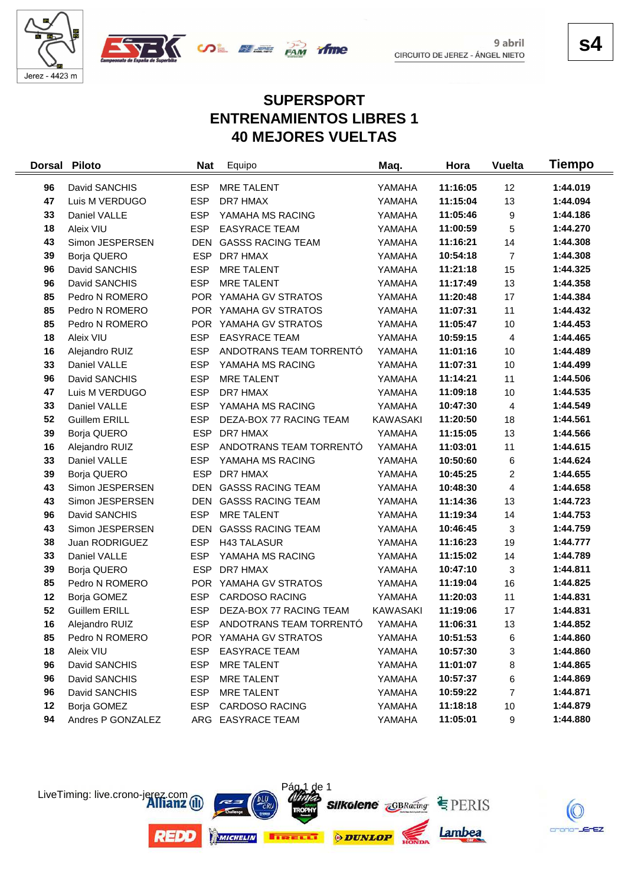Jerez - 4423 m

9 abril
CIRCUITO DE JEREZ - ÁNGEL NIETO

**s4**

# SUPERSPORT
# ENTRENAMIENTOS LIBRES 1
# 40 MEJORES VUELTAS

| Dorsal | Piloto | Nat | Equipo | Maq. | Hora | Vuelta | Tiempo |
|---|---|---|---|---|---|---|---|
| 96 | David SANCHIS | ESP | MRE TALENT | YAMAHA | 11:16:05 | 12 | 1:44.019 |
| 47 | Luis M VERDUGO | ESP | DR7 HMAX | YAMAHA | 11:15:04 | 13 | 1:44.094 |
| 33 | Daniel VALLE | ESP | YAMAHA MS RACING | YAMAHA | 11:05:46 | 9 | 1:44.186 |
| 18 | Aleix VIU | ESP | EASYRACE TEAM | YAMAHA | 11:00:59 | 5 | 1:44.270 |
| 43 | Simon JESPERSEN | DEN | GASSS RACING TEAM | YAMAHA | 11:16:21 | 14 | 1:44.308 |
| 39 | Borja QUERO | ESP | DR7 HMAX | YAMAHA | 10:54:18 | 7 | 1:44.308 |
| 96 | David SANCHIS | ESP | MRE TALENT | YAMAHA | 11:21:18 | 15 | 1:44.325 |
| 96 | David SANCHIS | ESP | MRE TALENT | YAMAHA | 11:17:49 | 13 | 1:44.358 |
| 85 | Pedro N ROMERO | POR | YAMAHA GV STRATOS | YAMAHA | 11:20:48 | 17 | 1:44.384 |
| 85 | Pedro N ROMERO | POR | YAMAHA GV STRATOS | YAMAHA | 11:07:31 | 11 | 1:44.432 |
| 85 | Pedro N ROMERO | POR | YAMAHA GV STRATOS | YAMAHA | 11:05:47 | 10 | 1:44.453 |
| 18 | Aleix VIU | ESP | EASYRACE TEAM | YAMAHA | 10:59:15 | 4 | 1:44.465 |
| 16 | Alejandro RUIZ | ESP | ANDOTRANS TEAM TORRENTÓ | YAMAHA | 11:01:16 | 10 | 1:44.489 |
| 33 | Daniel VALLE | ESP | YAMAHA MS RACING | YAMAHA | 11:07:31 | 10 | 1:44.499 |
| 96 | David SANCHIS | ESP | MRE TALENT | YAMAHA | 11:14:21 | 11 | 1:44.506 |
| 47 | Luis M VERDUGO | ESP | DR7 HMAX | YAMAHA | 11:09:18 | 10 | 1:44.535 |
| 33 | Daniel VALLE | ESP | YAMAHA MS RACING | YAMAHA | 10:47:30 | 4 | 1:44.549 |
| 52 | Guillem ERILL | ESP | DEZA-BOX 77 RACING TEAM | KAWASAKI | 11:20:50 | 18 | 1:44.561 |
| 39 | Borja QUERO | ESP | DR7 HMAX | YAMAHA | 11:15:05 | 13 | 1:44.566 |
| 16 | Alejandro RUIZ | ESP | ANDOTRANS TEAM TORRENTÓ | YAMAHA | 11:03:01 | 11 | 1:44.615 |
| 33 | Daniel VALLE | ESP | YAMAHA MS RACING | YAMAHA | 10:50:60 | 6 | 1:44.624 |
| 39 | Borja QUERO | ESP | DR7 HMAX | YAMAHA | 10:45:25 | 2 | 1:44.655 |
| 43 | Simon JESPERSEN | DEN | GASSS RACING TEAM | YAMAHA | 10:48:30 | 4 | 1:44.658 |
| 43 | Simon JESPERSEN | DEN | GASSS RACING TEAM | YAMAHA | 11:14:36 | 13 | 1:44.723 |
| 96 | David SANCHIS | ESP | MRE TALENT | YAMAHA | 11:19:34 | 14 | 1:44.753 |
| 43 | Simon JESPERSEN | DEN | GASSS RACING TEAM | YAMAHA | 10:46:45 | 3 | 1:44.759 |
| 38 | Juan RODRIGUEZ | ESP | H43 TALASUR | YAMAHA | 11:16:23 | 19 | 1:44.777 |
| 33 | Daniel VALLE | ESP | YAMAHA MS RACING | YAMAHA | 11:15:02 | 14 | 1:44.789 |
| 39 | Borja QUERO | ESP | DR7 HMAX | YAMAHA | 10:47:10 | 3 | 1:44.811 |
| 85 | Pedro N ROMERO | POR | YAMAHA GV STRATOS | YAMAHA | 11:19:04 | 16 | 1:44.825 |
| 12 | Borja GOMEZ | ESP | CARDOSO RACING | YAMAHA | 11:20:03 | 11 | 1:44.831 |
| 52 | Guillem ERILL | ESP | DEZA-BOX 77 RACING TEAM | KAWASAKI | 11:19:06 | 17 | 1:44.831 |
| 16 | Alejandro RUIZ | ESP | ANDOTRANS TEAM TORRENTÓ | YAMAHA | 11:06:31 | 13 | 1:44.852 |
| 85 | Pedro N ROMERO | POR | YAMAHA GV STRATOS | YAMAHA | 10:51:53 | 6 | 1:44.860 |
| 18 | Aleix VIU | ESP | EASYRACE TEAM | YAMAHA | 10:57:30 | 3 | 1:44.860 |
| 96 | David SANCHIS | ESP | MRE TALENT | YAMAHA | 11:01:07 | 8 | 1:44.865 |
| 96 | David SANCHIS | ESP | MRE TALENT | YAMAHA | 10:57:37 | 6 | 1:44.869 |
| 96 | David SANCHIS | ESP | MRE TALENT | YAMAHA | 10:59:22 | 7 | 1:44.871 |
| 12 | Borja GOMEZ | ESP | CARDOSO RACING | YAMAHA | 11:18:18 | 10 | 1:44.879 |
| 94 | Andres P GONZALEZ | ARG | EASYRACE TEAM | YAMAHA | 11:05:01 | 9 | 1:44.880 |

LiveTiming: live.crono-jerez.com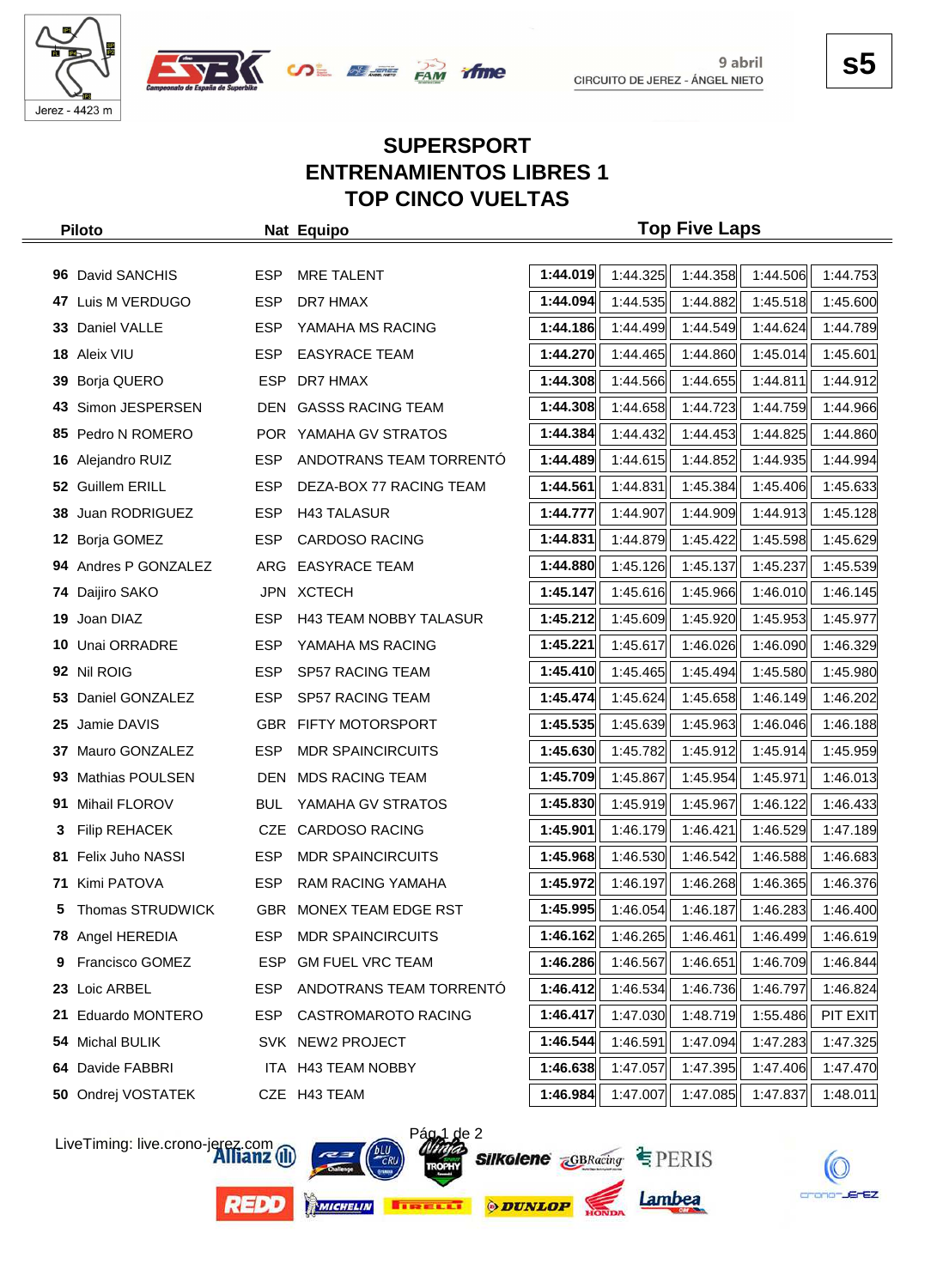9 abril
CIRCUITO DE JEREZ - ÁNGEL NIETO

**s5**

# SUPERSPORT
## ENTRENAMIENTOS LIBRES 1
## TOP CINCO VUELTAS

| Piloto | | Nat | Equipo | Top Five Laps | | | | |
|---|---|---|---|---|---|---|---|---|
| 96 | David SANCHIS | ESP | MRE TALENT | **1:44.019** | 1:44.325 | 1:44.358 | 1:44.506 | 1:44.753 |
| 47 | Luis M VERDUGO | ESP | DR7 HMAX | **1:44.094** | 1:44.535 | 1:44.882 | 1:45.518 | 1:45.600 |
| 33 | Daniel VALLE | ESP | YAMAHA MS RACING | **1:44.186** | 1:44.499 | 1:44.549 | 1:44.624 | 1:44.789 |
| 18 | Aleix VIU | ESP | EASYRACE TEAM | **1:44.270** | 1:44.465 | 1:44.860 | 1:45.014 | 1:45.601 |
| 39 | Borja QUERO | ESP | DR7 HMAX | **1:44.308** | 1:44.566 | 1:44.655 | 1:44.811 | 1:44.912 |
| 43 | Simon JESPERSEN | DEN | GASSS RACING TEAM | **1:44.308** | 1:44.658 | 1:44.723 | 1:44.759 | 1:44.966 |
| 85 | Pedro N ROMERO | POR | YAMAHA GV STRATOS | **1:44.384** | 1:44.432 | 1:44.453 | 1:44.825 | 1:44.860 |
| 16 | Alejandro RUIZ | ESP | ANDOTRANS TEAM TORRENTÓ | **1:44.489** | 1:44.615 | 1:44.852 | 1:44.935 | 1:44.994 |
| 52 | Guillem ERILL | ESP | DEZA-BOX 77 RACING TEAM | **1:44.561** | 1:44.831 | 1:45.384 | 1:45.406 | 1:45.633 |
| 38 | Juan RODRIGUEZ | ESP | H43 TALASUR | **1:44.777** | 1:44.907 | 1:44.909 | 1:44.913 | 1:45.128 |
| 12 | Borja GOMEZ | ESP | CARDOSO RACING | **1:44.831** | 1:44.879 | 1:45.422 | 1:45.598 | 1:45.629 |
| 94 | Andres P GONZALEZ | ARG | EASYRACE TEAM | **1:44.880** | 1:45.126 | 1:45.137 | 1:45.237 | 1:45.539 |
| 74 | Daijiro SAKO | JPN | XCTECH | **1:45.147** | 1:45.616 | 1:45.966 | 1:46.010 | 1:46.145 |
| 19 | Joan DIAZ | ESP | H43 TEAM NOBBY TALASUR | **1:45.212** | 1:45.609 | 1:45.920 | 1:45.953 | 1:45.977 |
| 10 | Unai ORRADRE | ESP | YAMAHA MS RACING | **1:45.221** | 1:45.617 | 1:46.026 | 1:46.090 | 1:46.329 |
| 92 | Nil ROIG | ESP | SP57 RACING TEAM | **1:45.410** | 1:45.465 | 1:45.494 | 1:45.580 | 1:45.980 |
| 53 | Daniel GONZALEZ | ESP | SP57 RACING TEAM | **1:45.474** | 1:45.624 | 1:45.658 | 1:46.149 | 1:46.202 |
| 25 | Jamie DAVIS | GBR | FIFTY MOTORSPORT | **1:45.535** | 1:45.639 | 1:45.963 | 1:46.046 | 1:46.188 |
| 37 | Mauro GONZALEZ | ESP | MDR SPAINCIRCUITS | **1:45.630** | 1:45.782 | 1:45.912 | 1:45.914 | 1:45.959 |
| 93 | Mathias POULSEN | DEN | MDS RACING TEAM | **1:45.709** | 1:45.867 | 1:45.954 | 1:45.971 | 1:46.013 |
| 91 | Mihail FLOROV | BUL | YAMAHA GV STRATOS | **1:45.830** | 1:45.919 | 1:45.967 | 1:46.122 | 1:46.433 |
| 3 | Filip REHACEK | CZE | CARDOSO RACING | **1:45.901** | 1:46.179 | 1:46.421 | 1:46.529 | 1:47.189 |
| 81 | Felix Juho NASSI | ESP | MDR SPAINCIRCUITS | **1:45.968** | 1:46.530 | 1:46.542 | 1:46.588 | 1:46.683 |
| 71 | Kimi PATOVA | ESP | RAM RACING YAMAHA | **1:45.972** | 1:46.197 | 1:46.268 | 1:46.365 | 1:46.376 |
| 5 | Thomas STRUDWICK | GBR | MONEX TEAM EDGE RST | **1:45.995** | 1:46.054 | 1:46.187 | 1:46.283 | 1:46.400 |
| 78 | Angel HEREDIA | ESP | MDR SPAINCIRCUITS | **1:46.162** | 1:46.265 | 1:46.461 | 1:46.499 | 1:46.619 |
| 9 | Francisco GOMEZ | ESP | GM FUEL VRC TEAM | **1:46.286** | 1:46.567 | 1:46.651 | 1:46.709 | 1:46.844 |
| 23 | Loic ARBEL | ESP | ANDOTRANS TEAM TORRENTÓ | **1:46.412** | 1:46.534 | 1:46.736 | 1:46.797 | 1:46.824 |
| 21 | Eduardo MONTERO | ESP | CASTROMAROTO RACING | **1:46.417** | 1:47.030 | 1:48.719 | 1:55.486 | PIT EXIT |
| 54 | Michal BULIK | SVK | NEW2 PROJECT | **1:46.544** | 1:46.591 | 1:47.094 | 1:47.283 | 1:47.325 |
| 64 | Davide FABBRI | ITA | H43 TEAM NOBBY | **1:46.638** | 1:47.057 | 1:47.395 | 1:47.406 | 1:47.470 |
| 50 | Ondrej VOSTATEK | CZE | H43 TEAM | **1:46.984** | 1:47.007 | 1:47.085 | 1:47.837 | 1:48.011 |

LiveTiming: live.crono-jerez.com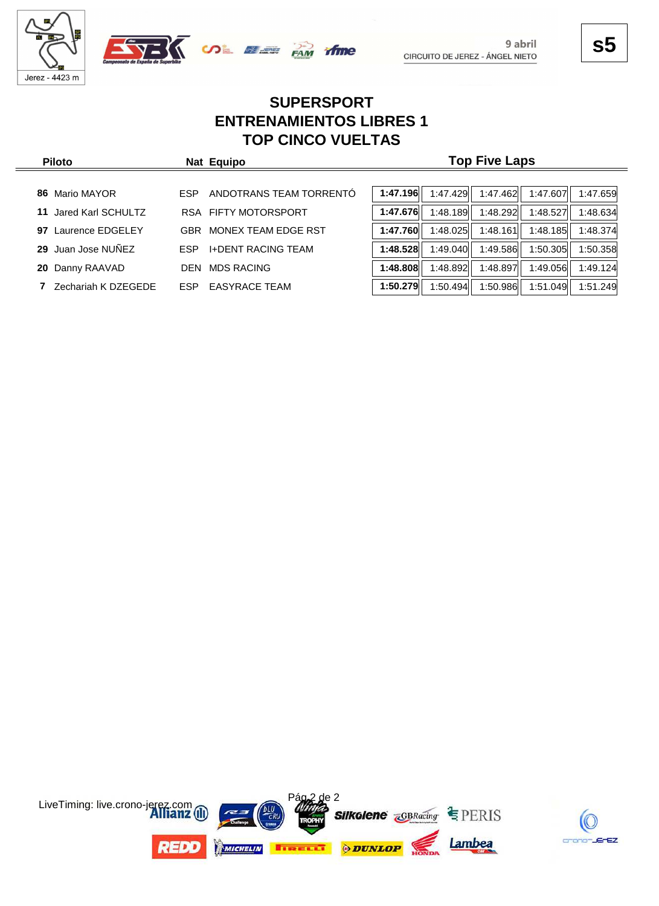9 abril
CIRCUITO DE JEREZ - ÁNGEL NIETO

**s5**

# SUPERSPORT
## ENTRENAMIENTOS LIBRES 1
## TOP CINCO VUELTAS

| Piloto | | Nat | Equipo | Top Five Laps | | | | |
|---|---|---|---|---|---|---|---|---|
| **86** | Mario MAYOR | ESP | ANDOTRANS TEAM TORRENTÓ | **1:47.196** | 1:47.429 | 1:47.462 | 1:47.607 | 1:47.659 |
| **11** | Jared Karl SCHULTZ | RSA | FIFTY MOTORSPORT | **1:47.676** | 1:48.189 | 1:48.292 | 1:48.527 | 1:48.634 |
| **97** | Laurence EDGELEY | GBR | MONEX TEAM EDGE RST | **1:47.760** | 1:48.025 | 1:48.161 | 1:48.185 | 1:48.374 |
| **29** | Juan Jose NUÑEZ | ESP | I+DENT RACING TEAM | **1:48.528** | 1:49.040 | 1:49.586 | 1:50.305 | 1:50.358 |
| **20** | Danny RAAVAD | DEN | MDS RACING | **1:48.808** | 1:48.892 | 1:48.897 | 1:49.056 | 1:49.124 |
| **7** | Zechariah K DZEGEDE | ESP | EASYRACE TEAM | **1:50.279** | 1:50.494 | 1:50.986 | 1:51.049 | 1:51.249 |

LiveTiming: live.crono-jerez.com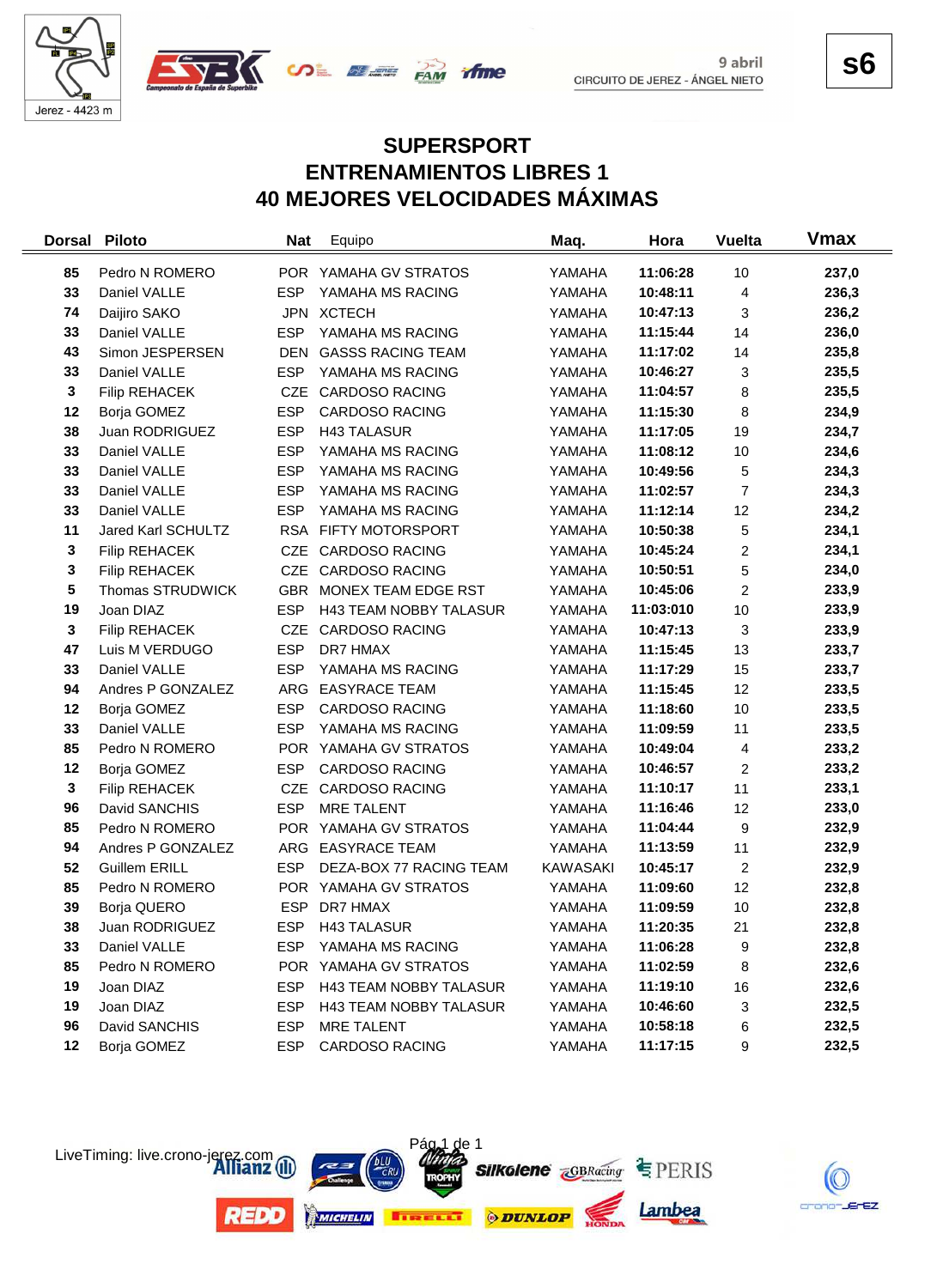Jerez - 4423 m

9 abril
CIRCUITO DE JEREZ - ÁNGEL NIETO

**s6**

## SUPERSPORT
## ENTRENAMIENTOS LIBRES 1
## 40 MEJORES VELOCIDADES MÁXIMAS

| Dorsal | Piloto | Nat | Equipo | Maq. | Hora | Vuelta | Vmax |
|---|---|---|---|---|---|---|---|
| 85 | Pedro N ROMERO | POR | YAMAHA GV STRATOS | YAMAHA | 11:06:28 | 10 | 237,0 |
| 33 | Daniel VALLE | ESP | YAMAHA MS RACING | YAMAHA | 10:48:11 | 4 | 236,3 |
| 74 | Daijiro SAKO | JPN | XCTECH | YAMAHA | 10:47:13 | 3 | 236,2 |
| 33 | Daniel VALLE | ESP | YAMAHA MS RACING | YAMAHA | 11:15:44 | 14 | 236,0 |
| 43 | Simon JESPERSEN | DEN | GASSS RACING TEAM | YAMAHA | 11:17:02 | 14 | 235,8 |
| 33 | Daniel VALLE | ESP | YAMAHA MS RACING | YAMAHA | 10:46:27 | 3 | 235,5 |
| 3 | Filip REHACEK | CZE | CARDOSO RACING | YAMAHA | 11:04:57 | 8 | 235,5 |
| 12 | Borja GOMEZ | ESP | CARDOSO RACING | YAMAHA | 11:15:30 | 8 | 234,9 |
| 38 | Juan RODRIGUEZ | ESP | H43 TALASUR | YAMAHA | 11:17:05 | 19 | 234,7 |
| 33 | Daniel VALLE | ESP | YAMAHA MS RACING | YAMAHA | 11:08:12 | 10 | 234,6 |
| 33 | Daniel VALLE | ESP | YAMAHA MS RACING | YAMAHA | 10:49:56 | 5 | 234,3 |
| 33 | Daniel VALLE | ESP | YAMAHA MS RACING | YAMAHA | 11:02:57 | 7 | 234,3 |
| 33 | Daniel VALLE | ESP | YAMAHA MS RACING | YAMAHA | 11:12:14 | 12 | 234,2 |
| 11 | Jared Karl SCHULTZ | RSA | FIFTY MOTORSPORT | YAMAHA | 10:50:38 | 5 | 234,1 |
| 3 | Filip REHACEK | CZE | CARDOSO RACING | YAMAHA | 10:45:24 | 2 | 234,1 |
| 3 | Filip REHACEK | CZE | CARDOSO RACING | YAMAHA | 10:50:51 | 5 | 234,0 |
| 5 | Thomas STRUDWICK | GBR | MONEX TEAM EDGE RST | YAMAHA | 10:45:06 | 2 | 233,9 |
| 19 | Joan DIAZ | ESP | H43 TEAM NOBBY TALASUR | YAMAHA | 11:03:010 | 10 | 233,9 |
| 3 | Filip REHACEK | CZE | CARDOSO RACING | YAMAHA | 10:47:13 | 3 | 233,9 |
| 47 | Luis M VERDUGO | ESP | DR7 HMAX | YAMAHA | 11:15:45 | 13 | 233,7 |
| 33 | Daniel VALLE | ESP | YAMAHA MS RACING | YAMAHA | 11:17:29 | 15 | 233,7 |
| 94 | Andres P GONZALEZ | ARG | EASYRACE TEAM | YAMAHA | 11:15:45 | 12 | 233,5 |
| 12 | Borja GOMEZ | ESP | CARDOSO RACING | YAMAHA | 11:18:60 | 10 | 233,5 |
| 33 | Daniel VALLE | ESP | YAMAHA MS RACING | YAMAHA | 11:09:59 | 11 | 233,5 |
| 85 | Pedro N ROMERO | POR | YAMAHA GV STRATOS | YAMAHA | 10:49:04 | 4 | 233,2 |
| 12 | Borja GOMEZ | ESP | CARDOSO RACING | YAMAHA | 10:46:57 | 2 | 233,2 |
| 3 | Filip REHACEK | CZE | CARDOSO RACING | YAMAHA | 11:10:17 | 11 | 233,1 |
| 96 | David SANCHIS | ESP | MRE TALENT | YAMAHA | 11:16:46 | 12 | 233,0 |
| 85 | Pedro N ROMERO | POR | YAMAHA GV STRATOS | YAMAHA | 11:04:44 | 9 | 232,9 |
| 94 | Andres P GONZALEZ | ARG | EASYRACE TEAM | YAMAHA | 11:13:59 | 11 | 232,9 |
| 52 | Guillem ERILL | ESP | DEZA-BOX 77 RACING TEAM | KAWASAKI | 10:45:17 | 2 | 232,9 |
| 85 | Pedro N ROMERO | POR | YAMAHA GV STRATOS | YAMAHA | 11:09:60 | 12 | 232,8 |
| 39 | Borja QUERO | ESP | DR7 HMAX | YAMAHA | 11:09:59 | 10 | 232,8 |
| 38 | Juan RODRIGUEZ | ESP | H43 TALASUR | YAMAHA | 11:20:35 | 21 | 232,8 |
| 33 | Daniel VALLE | ESP | YAMAHA MS RACING | YAMAHA | 11:06:28 | 9 | 232,8 |
| 85 | Pedro N ROMERO | POR | YAMAHA GV STRATOS | YAMAHA | 11:02:59 | 8 | 232,6 |
| 19 | Joan DIAZ | ESP | H43 TEAM NOBBY TALASUR | YAMAHA | 11:19:10 | 16 | 232,6 |
| 19 | Joan DIAZ | ESP | H43 TEAM NOBBY TALASUR | YAMAHA | 10:46:60 | 3 | 232,5 |
| 96 | David SANCHIS | ESP | MRE TALENT | YAMAHA | 10:58:18 | 6 | 232,5 |
| 12 | Borja GOMEZ | ESP | CARDOSO RACING | YAMAHA | 11:17:15 | 9 | 232,5 |

LiveTiming: live.crono-jerez.com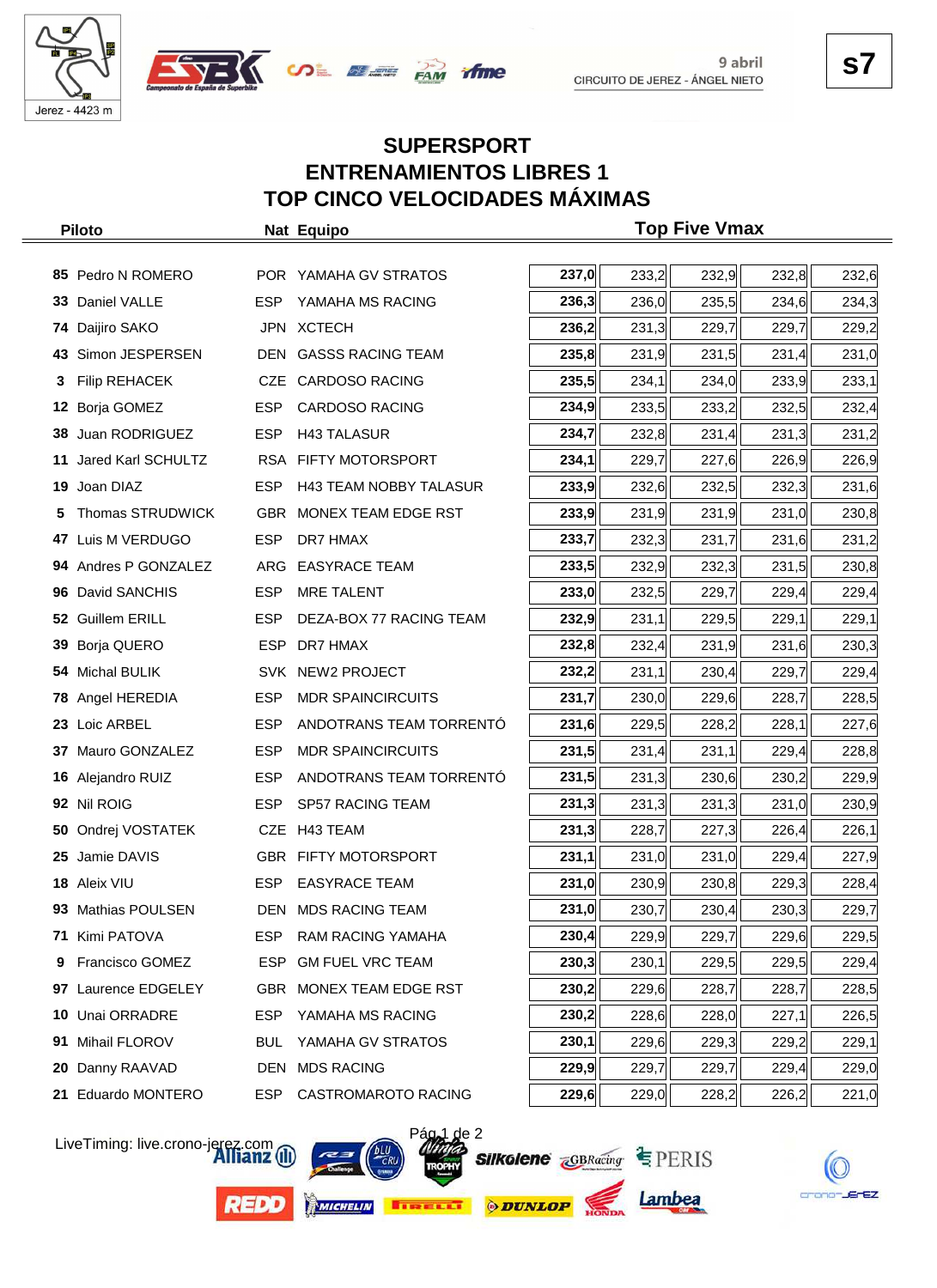9 abril
CIRCUITO DE JEREZ - ÁNGEL NIETO

**s7**

# SUPERSPORT
## ENTRENAMIENTOS LIBRES 1
## TOP CINCO VELOCIDADES MÁXIMAS

| Piloto | Nat | Equipo | Top Five Vmax | | | | |
|---|---|---|---|---|---|---|---|
| 85 Pedro N ROMERO | POR | YAMAHA GV STRATOS | **237,0** | 233,2 | 232,9 | 232,8 | 232,6 |
| 33 Daniel VALLE | ESP | YAMAHA MS RACING | **236,3** | 236,0 | 235,5 | 234,6 | 234,3 |
| 74 Daijiro SAKO | JPN | XCTECH | **236,2** | 231,3 | 229,7 | 229,7 | 229,2 |
| 43 Simon JESPERSEN | DEN | GASSS RACING TEAM | **235,8** | 231,9 | 231,5 | 231,4 | 231,0 |
| 3 Filip REHACEK | CZE | CARDOSO RACING | **235,5** | 234,1 | 234,0 | 233,9 | 233,1 |
| 12 Borja GOMEZ | ESP | CARDOSO RACING | **234,9** | 233,5 | 233,2 | 232,5 | 232,4 |
| 38 Juan RODRIGUEZ | ESP | H43 TALASUR | **234,7** | 232,8 | 231,4 | 231,3 | 231,2 |
| 11 Jared Karl SCHULTZ | RSA | FIFTY MOTORSPORT | **234,1** | 229,7 | 227,6 | 226,9 | 226,9 |
| 19 Joan DIAZ | ESP | H43 TEAM NOBBY TALASUR | **233,9** | 232,6 | 232,5 | 232,3 | 231,6 |
| 5 Thomas STRUDWICK | GBR | MONEX TEAM EDGE RST | **233,9** | 231,9 | 231,9 | 231,0 | 230,8 |
| 47 Luis M VERDUGO | ESP | DR7 HMAX | **233,7** | 232,3 | 231,7 | 231,6 | 231,2 |
| 94 Andres P GONZALEZ | ARG | EASYRACE TEAM | **233,5** | 232,9 | 232,3 | 231,5 | 230,8 |
| 96 David SANCHIS | ESP | MRE TALENT | **233,0** | 232,5 | 229,7 | 229,4 | 229,4 |
| 52 Guillem ERILL | ESP | DEZA-BOX 77 RACING TEAM | **232,9** | 231,1 | 229,5 | 229,1 | 229,1 |
| 39 Borja QUERO | ESP | DR7 HMAX | **232,8** | 232,4 | 231,9 | 231,6 | 230,3 |
| 54 Michal BULIK | SVK | NEW2 PROJECT | **232,2** | 231,1 | 230,4 | 229,7 | 229,4 |
| 78 Angel HEREDIA | ESP | MDR SPAINCIRCUITS | **231,7** | 230,0 | 229,6 | 228,7 | 228,5 |
| 23 Loic ARBEL | ESP | ANDOTRANS TEAM TORRENTÓ | **231,6** | 229,5 | 228,2 | 228,1 | 227,6 |
| 37 Mauro GONZALEZ | ESP | MDR SPAINCIRCUITS | **231,5** | 231,4 | 231,1 | 229,4 | 228,8 |
| 16 Alejandro RUIZ | ESP | ANDOTRANS TEAM TORRENTÓ | **231,5** | 231,3 | 230,6 | 230,2 | 229,9 |
| 92 Nil ROIG | ESP | SP57 RACING TEAM | **231,3** | 231,3 | 231,3 | 231,0 | 230,9 |
| 50 Ondrej VOSTATEK | CZE | H43 TEAM | **231,3** | 228,7 | 227,3 | 226,4 | 226,1 |
| 25 Jamie DAVIS | GBR | FIFTY MOTORSPORT | **231,1** | 231,0 | 231,0 | 229,4 | 227,9 |
| 18 Aleix VIU | ESP | EASYRACE TEAM | **231,0** | 230,9 | 230,8 | 229,3 | 228,4 |
| 93 Mathias POULSEN | DEN | MDS RACING TEAM | **231,0** | 230,7 | 230,4 | 230,3 | 229,7 |
| 71 Kimi PATOVA | ESP | RAM RACING YAMAHA | **230,4** | 229,9 | 229,7 | 229,6 | 229,5 |
| 9 Francisco GOMEZ | ESP | GM FUEL VRC TEAM | **230,3** | 230,1 | 229,5 | 229,5 | 229,4 |
| 97 Laurence EDGELEY | GBR | MONEX TEAM EDGE RST | **230,2** | 229,6 | 228,7 | 228,7 | 228,5 |
| 10 Unai ORRADRE | ESP | YAMAHA MS RACING | **230,2** | 228,6 | 228,0 | 227,1 | 226,5 |
| 91 Mihail FLOROV | BUL | YAMAHA GV STRATOS | **230,1** | 229,6 | 229,3 | 229,2 | 229,1 |
| 20 Danny RAAVAD | DEN | MDS RACING | **229,9** | 229,7 | 229,7 | 229,4 | 229,0 |
| 21 Eduardo MONTERO | ESP | CASTROMAROTO RACING | **229,6** | 229,0 | 228,2 | 226,2 | 221,0 |

LiveTiming: live.crono-jerez.com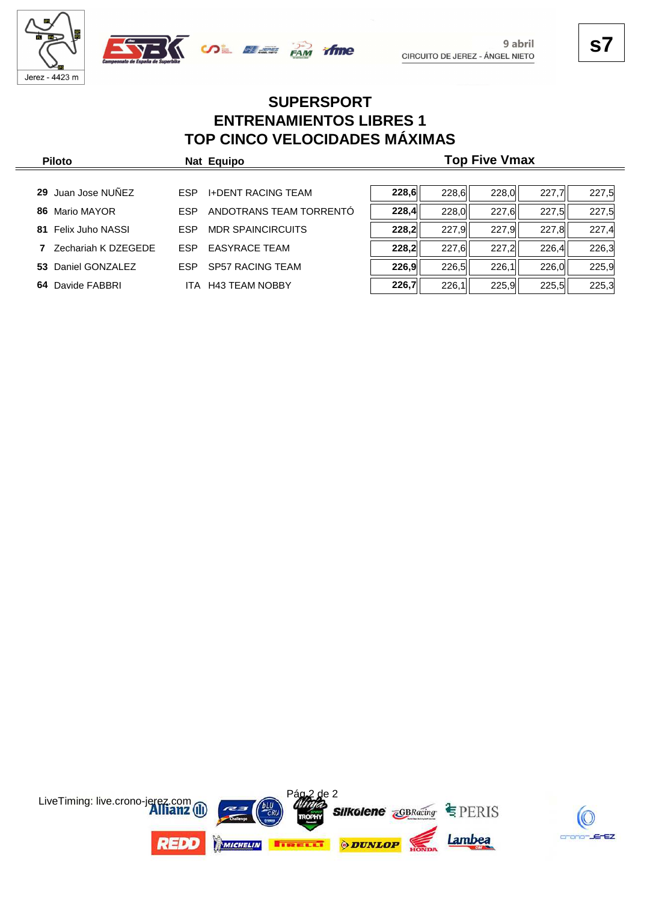# SUPERSPORT
# ENTRENAMIENTOS LIBRES 1
# TOP CINCO VELOCIDADES MÁXIMAS

| Piloto | | Nat | Equipo | Top Five Vmax | | | | |
|---|---|---|---|---|---|---|---|---|
| **29** | Juan Jose NUÑEZ | ESP | I+DENT RACING TEAM | **228,6** | 228,6 | 228,0 | 227,7 | 227,5 |
| **86** | Mario MAYOR | ESP | ANDOTRANS TEAM TORRENTÓ | **228,4** | 228,0 | 227,6 | 227,5 | 227,5 |
| **81** | Felix Juho NASSI | ESP | MDR SPAINCIRCUITS | **228,2** | 227,9 | 227,9 | 227,8 | 227,4 |
| **7** | Zechariah K DZEGEDE | ESP | EASYRACE TEAM | **228,2** | 227,6 | 227,2 | 226,4 | 226,3 |
| **53** | Daniel GONZALEZ | ESP | SP57 RACING TEAM | **226,9** | 226,5 | 226,1 | 226,0 | 225,9 |
| **64** | Davide FABBRI | ITA | H43 TEAM NOBBY | **226,7** | 226,1 | 225,9 | 225,5 | 225,3 |

LiveTiming: live.crono-jerez.com